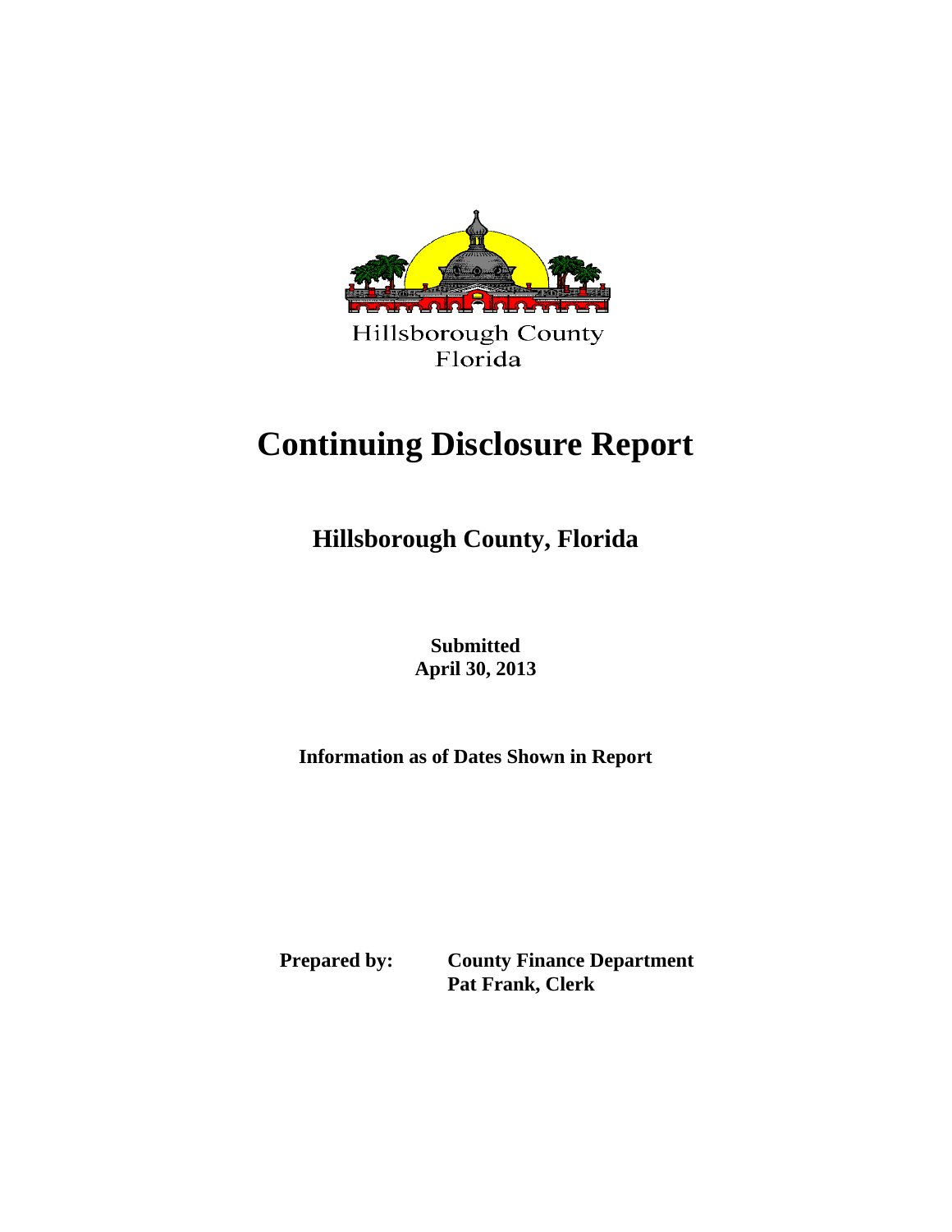Hillsborough County
Florida

# Continuing Disclosure Report

## Hillsborough County, Florida

**Submitted**
**April 30, 2013**

**Information as of Dates Shown in Report**

**Prepared by:** **County Finance Department**
**Pat Frank, Clerk**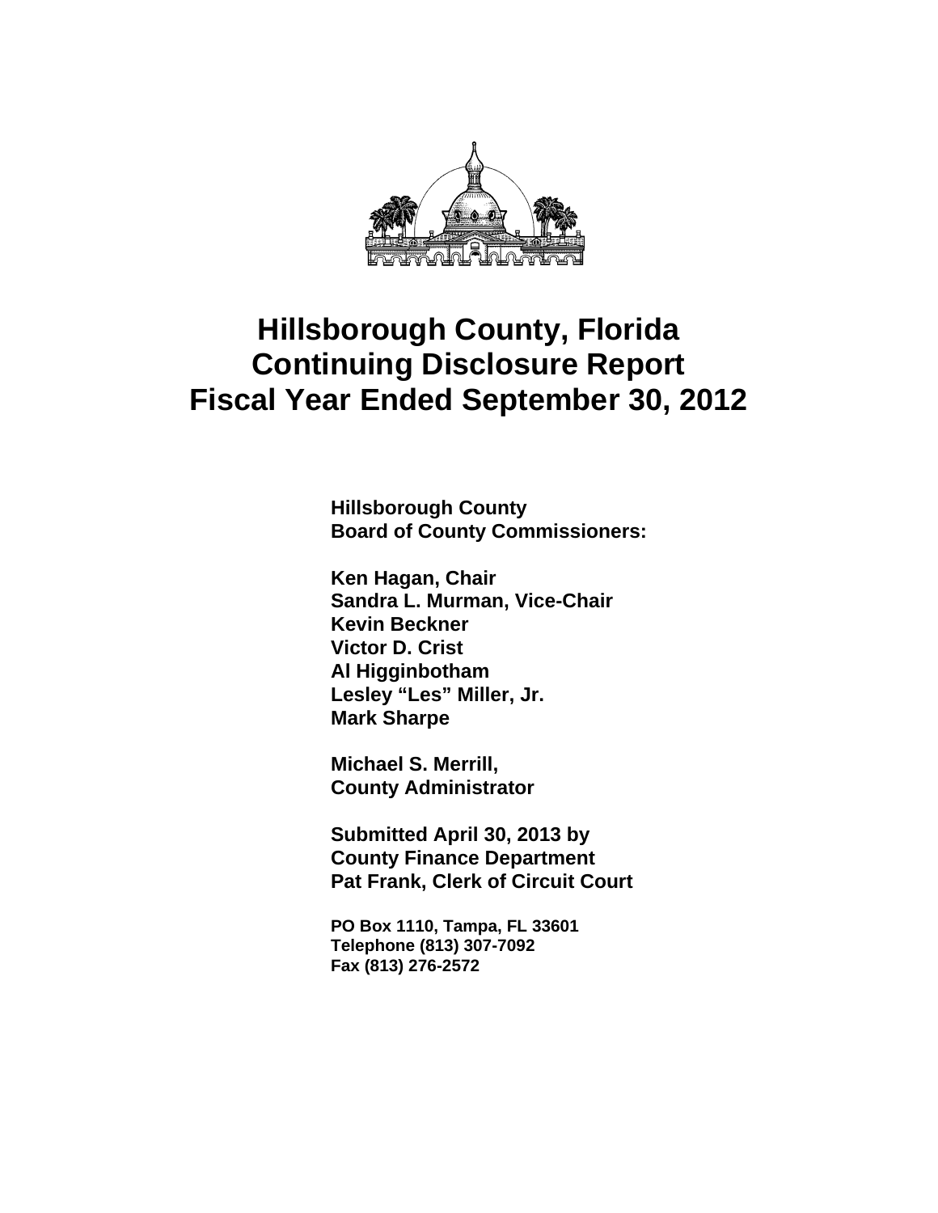# Hillsborough County, Florida
# Continuing Disclosure Report
# Fiscal Year Ended September 30, 2012

**Hillsborough County**
**Board of County Commissioners:**

**Ken Hagan, Chair**
**Sandra L. Murman, Vice-Chair**
**Kevin Beckner**
**Victor D. Crist**
**Al Higginbotham**
**Lesley "Les" Miller, Jr.**
**Mark Sharpe**

**Michael S. Merrill,**
**County Administrator**

**Submitted April 30, 2013 by**
**County Finance Department**
**Pat Frank, Clerk of Circuit Court**

**PO Box 1110, Tampa, FL 33601**
**Telephone (813) 307-7092**
**Fax (813) 276-2572**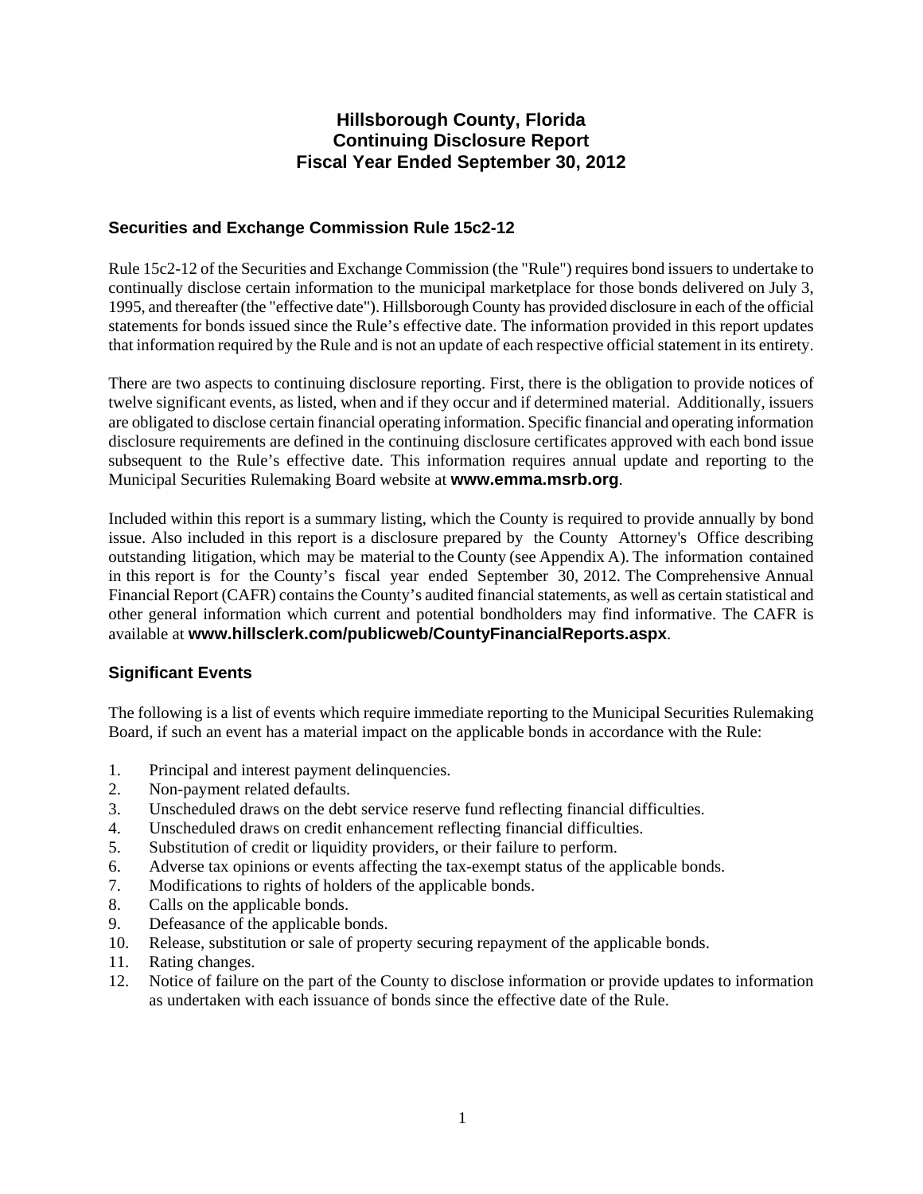# Hillsborough County, Florida
# Continuing Disclosure Report
# Fiscal Year Ended September 30, 2012

## Securities and Exchange Commission Rule 15c2-12

Rule 15c2-12 of the Securities and Exchange Commission (the "Rule") requires bond issuers to undertake to continually disclose certain information to the municipal marketplace for those bonds delivered on July 3, 1995, and thereafter (the "effective date"). Hillsborough County has provided disclosure in each of the official statements for bonds issued since the Rule's effective date. The information provided in this report updates that information required by the Rule and is not an update of each respective official statement in its entirety.

There are two aspects to continuing disclosure reporting. First, there is the obligation to provide notices of twelve significant events, as listed, when and if they occur and if determined material. Additionally, issuers are obligated to disclose certain financial operating information. Specific financial and operating information disclosure requirements are defined in the continuing disclosure certificates approved with each bond issue subsequent to the Rule's effective date. This information requires annual update and reporting to the Municipal Securities Rulemaking Board website at **www.emma.msrb.org**.

Included within this report is a summary listing, which the County is required to provide annually by bond issue. Also included in this report is a disclosure prepared by the County Attorney's Office describing outstanding litigation, which may be material to the County (see Appendix A). The information contained in this report is for the County's fiscal year ended September 30, 2012. The Comprehensive Annual Financial Report (CAFR) contains the County's audited financial statements, as well as certain statistical and other general information which current and potential bondholders may find informative. The CAFR is available at **www.hillsclerk.com/publicweb/CountyFinancialReports.aspx**.

## Significant Events

The following is a list of events which require immediate reporting to the Municipal Securities Rulemaking Board, if such an event has a material impact on the applicable bonds in accordance with the Rule:

1. Principal and interest payment delinquencies.
2. Non-payment related defaults.
3. Unscheduled draws on the debt service reserve fund reflecting financial difficulties.
4. Unscheduled draws on credit enhancement reflecting financial difficulties.
5. Substitution of credit or liquidity providers, or their failure to perform.
6. Adverse tax opinions or events affecting the tax-exempt status of the applicable bonds.
7. Modifications to rights of holders of the applicable bonds.
8. Calls on the applicable bonds.
9. Defeasance of the applicable bonds.
10. Release, substitution or sale of property securing repayment of the applicable bonds.
11. Rating changes.
12. Notice of failure on the part of the County to disclose information or provide updates to information as undertaken with each issuance of bonds since the effective date of the Rule.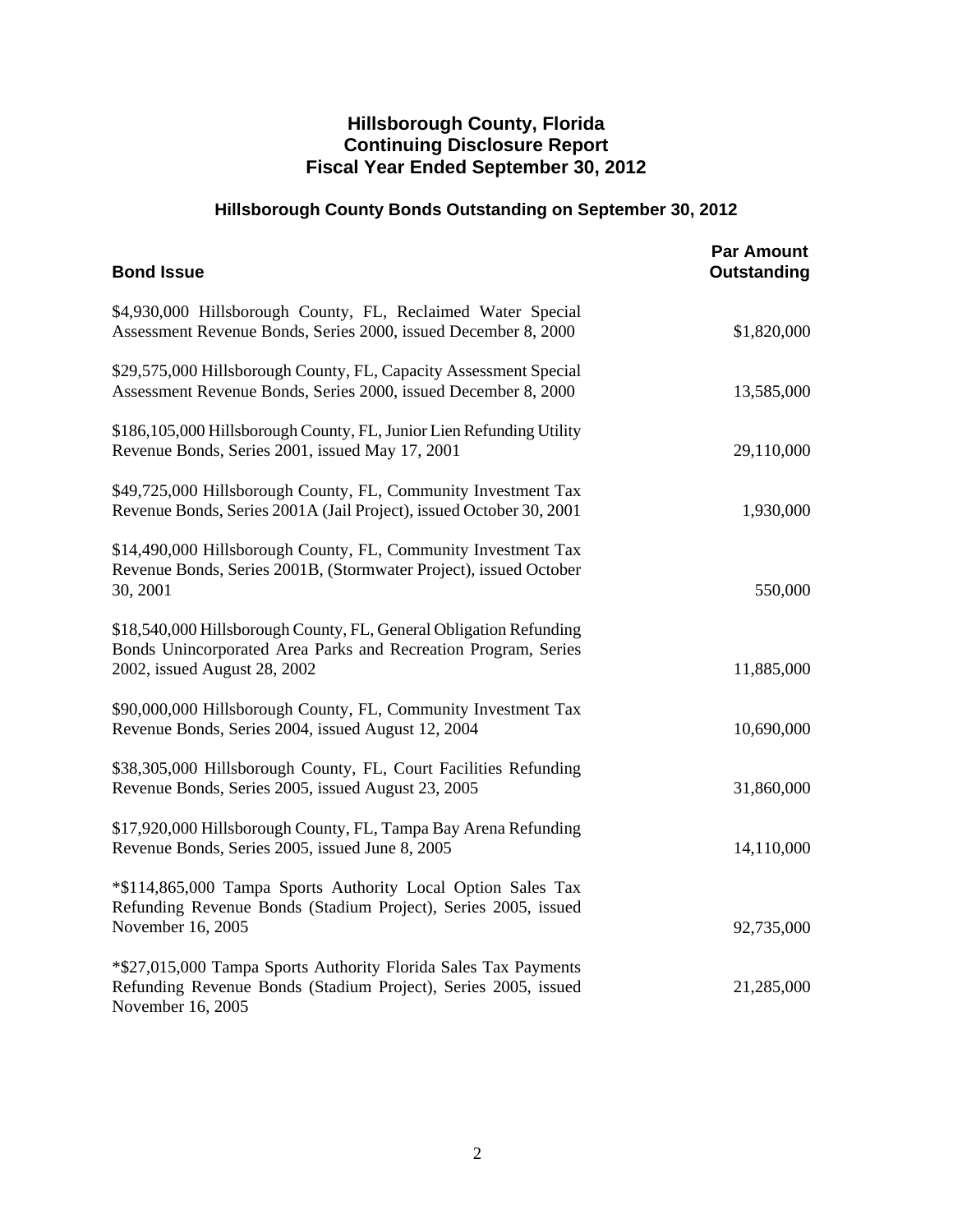# Hillsborough County, Florida
# Continuing Disclosure Report
# Fiscal Year Ended September 30, 2012

## Hillsborough County Bonds Outstanding on September 30, 2012

| Bond Issue | Par Amount Outstanding |
|---|---|
| $4,930,000 Hillsborough County, FL, Reclaimed Water Special Assessment Revenue Bonds, Series 2000, issued December 8, 2000 | $1,820,000 |
| $29,575,000 Hillsborough County, FL, Capacity Assessment Special Assessment Revenue Bonds, Series 2000, issued December 8, 2000 | 13,585,000 |
| $186,105,000 Hillsborough County, FL, Junior Lien Refunding Utility Revenue Bonds, Series 2001, issued May 17, 2001 | 29,110,000 |
| $49,725,000 Hillsborough County, FL, Community Investment Tax Revenue Bonds, Series 2001A (Jail Project), issued October 30, 2001 | 1,930,000 |
| $14,490,000 Hillsborough County, FL, Community Investment Tax Revenue Bonds, Series 2001B, (Stormwater Project), issued October 30, 2001 | 550,000 |
| $18,540,000 Hillsborough County, FL, General Obligation Refunding Bonds Unincorporated Area Parks and Recreation Program, Series 2002, issued August 28, 2002 | 11,885,000 |
| $90,000,000 Hillsborough County, FL, Community Investment Tax Revenue Bonds, Series 2004, issued August 12, 2004 | 10,690,000 |
| $38,305,000 Hillsborough County, FL, Court Facilities Refunding Revenue Bonds, Series 2005, issued August 23, 2005 | 31,860,000 |
| $17,920,000 Hillsborough County, FL, Tampa Bay Arena Refunding Revenue Bonds, Series 2005, issued June 8, 2005 | 14,110,000 |
| *$114,865,000 Tampa Sports Authority Local Option Sales Tax Refunding Revenue Bonds (Stadium Project), Series 2005, issued November 16, 2005 | 92,735,000 |
| *$27,015,000 Tampa Sports Authority Florida Sales Tax Payments Refunding Revenue Bonds (Stadium Project), Series 2005, issued November 16, 2005 | 21,285,000 |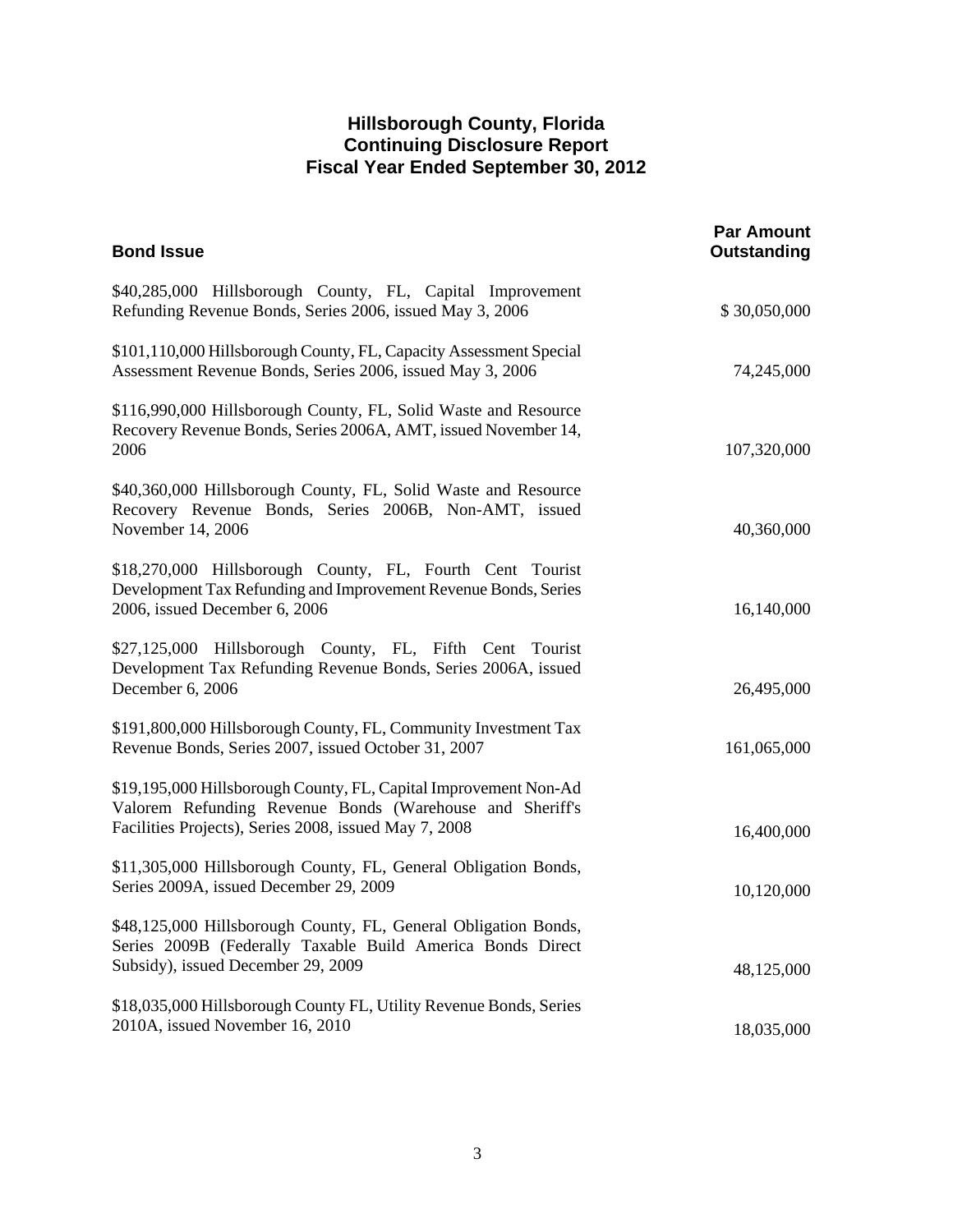# Hillsborough County, Florida
## Continuing Disclosure Report
## Fiscal Year Ended September 30, 2012

| Bond Issue | Par Amount Outstanding |
|---|---|
| $40,285,000 Hillsborough County, FL, Capital Improvement Refunding Revenue Bonds, Series 2006, issued May 3, 2006 | $ 30,050,000 |
| $101,110,000 Hillsborough County, FL, Capacity Assessment Special Assessment Revenue Bonds, Series 2006, issued May 3, 2006 | 74,245,000 |
| $116,990,000 Hillsborough County, FL, Solid Waste and Resource Recovery Revenue Bonds, Series 2006A, AMT, issued November 14, 2006 | 107,320,000 |
| $40,360,000 Hillsborough County, FL, Solid Waste and Resource Recovery Revenue Bonds, Series 2006B, Non-AMT, issued November 14, 2006 | 40,360,000 |
| $18,270,000 Hillsborough County, FL, Fourth Cent Tourist Development Tax Refunding and Improvement Revenue Bonds, Series 2006, issued December 6, 2006 | 16,140,000 |
| $27,125,000 Hillsborough County, FL, Fifth Cent Tourist Development Tax Refunding Revenue Bonds, Series 2006A, issued December 6, 2006 | 26,495,000 |
| $191,800,000 Hillsborough County, FL, Community Investment Tax Revenue Bonds, Series 2007, issued October 31, 2007 | 161,065,000 |
| $19,195,000 Hillsborough County, FL, Capital Improvement Non-Ad Valorem Refunding Revenue Bonds (Warehouse and Sheriff's Facilities Projects), Series 2008, issued May 7, 2008 | 16,400,000 |
| $11,305,000 Hillsborough County, FL, General Obligation Bonds, Series 2009A, issued December 29, 2009 | 10,120,000 |
| $48,125,000 Hillsborough County, FL, General Obligation Bonds, Series 2009B (Federally Taxable Build America Bonds Direct Subsidy), issued December 29, 2009 | 48,125,000 |
| $18,035,000 Hillsborough County FL, Utility Revenue Bonds, Series 2010A, issued November 16, 2010 | 18,035,000 |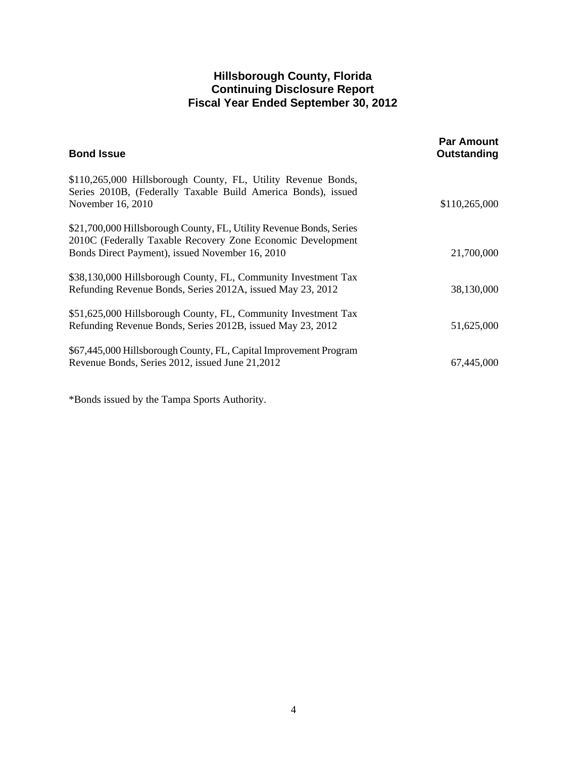# Hillsborough County, Florida
## Continuing Disclosure Report
## Fiscal Year Ended September 30, 2012

| Bond Issue | Par Amount Outstanding |
|---|---|
| $110,265,000 Hillsborough County, FL, Utility Revenue Bonds, Series 2010B, (Federally Taxable Build America Bonds), issued November 16, 2010 | $110,265,000 |
| $21,700,000 Hillsborough County, FL, Utility Revenue Bonds, Series 2010C (Federally Taxable Recovery Zone Economic Development Bonds Direct Payment), issued November 16, 2010 | 21,700,000 |
| $38,130,000 Hillsborough County, FL, Community Investment Tax Refunding Revenue Bonds, Series 2012A, issued May 23, 2012 | 38,130,000 |
| $51,625,000 Hillsborough County, FL, Community Investment Tax Refunding Revenue Bonds, Series 2012B, issued May 23, 2012 | 51,625,000 |
| $67,445,000 Hillsborough County, FL, Capital Improvement Program Revenue Bonds, Series 2012, issued June 21,2012 | 67,445,000 |

*Bonds issued by the Tampa Sports Authority.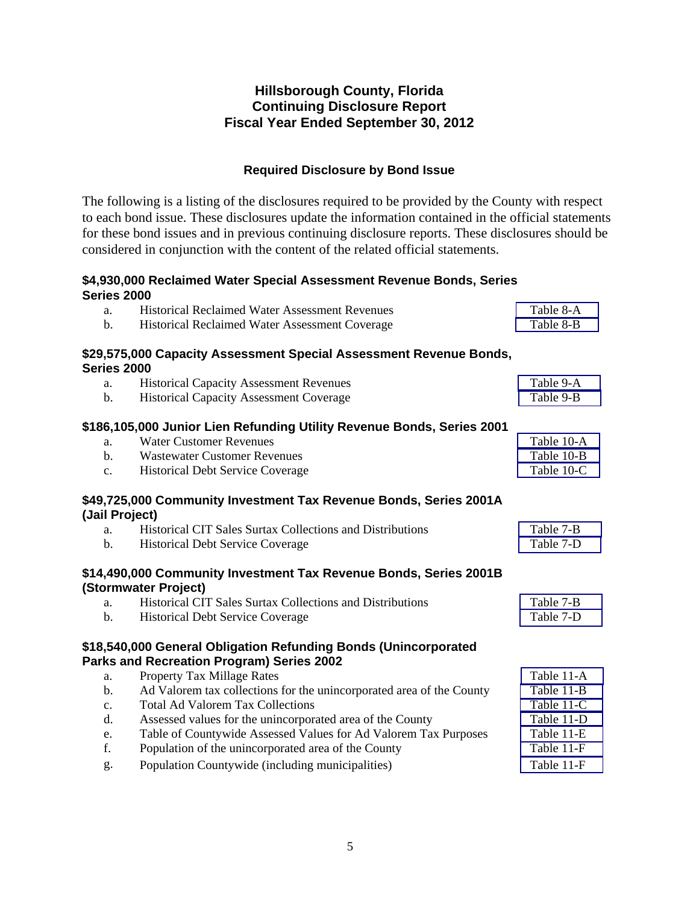# Hillsborough County, Florida
# Continuing Disclosure Report
# Fiscal Year Ended September 30, 2012

## Required Disclosure by Bond Issue

The following is a listing of the disclosures required to be provided by the County with respect to each bond issue. These disclosures update the information contained in the official statements for these bond issues and in previous continuing disclosure reports. These disclosures should be considered in conjunction with the content of the related official statements.

### $4,930,000 Reclaimed Water Special Assessment Revenue Bonds, Series Series 2000

| | | |
|---|---|---|
| a. | Historical Reclaimed Water Assessment Revenues | Table 8-A |
| b. | Historical Reclaimed Water Assessment Coverage | Table 8-B |

### $29,575,000 Capacity Assessment Special Assessment Revenue Bonds, Series 2000

| | | |
|---|---|---|
| a. | Historical Capacity Assessment Revenues | Table 9-A |
| b. | Historical Capacity Assessment Coverage | Table 9-B |

### $186,105,000 Junior Lien Refunding Utility Revenue Bonds, Series 2001

| | | |
|---|---|---|
| a. | Water Customer Revenues | Table 10-A |
| b. | Wastewater Customer Revenues | Table 10-B |
| c. | Historical Debt Service Coverage | Table 10-C |

### $49,725,000 Community Investment Tax Revenue Bonds, Series 2001A (Jail Project)

| | | |
|---|---|---|
| a. | Historical CIT Sales Surtax Collections and Distributions | Table 7-B |
| b. | Historical Debt Service Coverage | Table 7-D |

### $14,490,000 Community Investment Tax Revenue Bonds, Series 2001B (Stormwater Project)

| | | |
|---|---|---|
| a. | Historical CIT Sales Surtax Collections and Distributions | Table 7-B |
| b. | Historical Debt Service Coverage | Table 7-D |

### $18,540,000 General Obligation Refunding Bonds (Unincorporated Parks and Recreation Program) Series 2002

| | | |
|---|---|---|
| a. | Property Tax Millage Rates | Table 11-A |
| b. | Ad Valorem tax collections for the unincorporated area of the County | Table 11-B |
| c. | Total Ad Valorem Tax Collections | Table 11-C |
| d. | Assessed values for the unincorporated area of the County | Table 11-D |
| e. | Table of Countywide Assessed Values for Ad Valorem Tax Purposes | Table 11-E |
| f. | Population of the unincorporated area of the County | Table 11-F |
| g. | Population Countywide (including municipalities) | Table 11-F |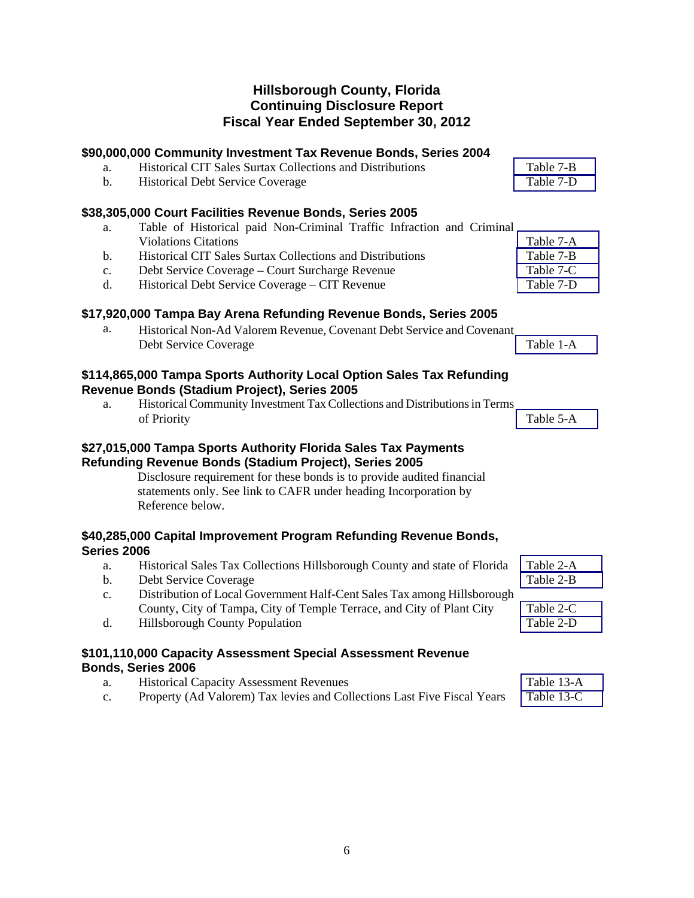# Hillsborough County, Florida
# Continuing Disclosure Report
# Fiscal Year Ended September 30, 2012

### $90,000,000 Community Investment Tax Revenue Bonds, Series 2004

| | | |
|---|---|---|
| a. | Historical CIT Sales Surtax Collections and Distributions | Table 7-B |
| b. | Historical Debt Service Coverage | Table 7-D |

### $38,305,000 Court Facilities Revenue Bonds, Series 2005

| | | |
|---|---|---|
| a. | Table of Historical paid Non-Criminal Traffic Infraction and Criminal Violations Citations | Table 7-A |
| b. | Historical CIT Sales Surtax Collections and Distributions | Table 7-B |
| c. | Debt Service Coverage – Court Surcharge Revenue | Table 7-C |
| d. | Historical Debt Service Coverage – CIT Revenue | Table 7-D |

### $17,920,000 Tampa Bay Arena Refunding Revenue Bonds, Series 2005

| | | |
|---|---|---|
| a. | Historical Non-Ad Valorem Revenue, Covenant Debt Service and Covenant Debt Service Coverage | Table 1-A |

### $114,865,000 Tampa Sports Authority Local Option Sales Tax Refunding Revenue Bonds (Stadium Project), Series 2005

| | | |
|---|---|---|
| a. | Historical Community Investment Tax Collections and Distributions in Terms of Priority | Table 5-A |

### $27,015,000 Tampa Sports Authority Florida Sales Tax Payments Refunding Revenue Bonds (Stadium Project), Series 2005

Disclosure requirement for these bonds is to provide audited financial statements only. See link to CAFR under heading Incorporation by Reference below.

### $40,285,000 Capital Improvement Program Refunding Revenue Bonds, Series 2006

| | | |
|---|---|---|
| a. | Historical Sales Tax Collections Hillsborough County and state of Florida | Table 2-A |
| b. | Debt Service Coverage | Table 2-B |
| c. | Distribution of Local Government Half-Cent Sales Tax among Hillsborough County, City of Tampa, City of Temple Terrace, and City of Plant City | Table 2-C |
| d. | Hillsborough County Population | Table 2-D |

### $101,110,000 Capacity Assessment Special Assessment Revenue Bonds, Series 2006

| | | |
|---|---|---|
| a. | Historical Capacity Assessment Revenues | Table 13-A |
| c. | Property (Ad Valorem) Tax levies and Collections Last Five Fiscal Years | Table 13-C |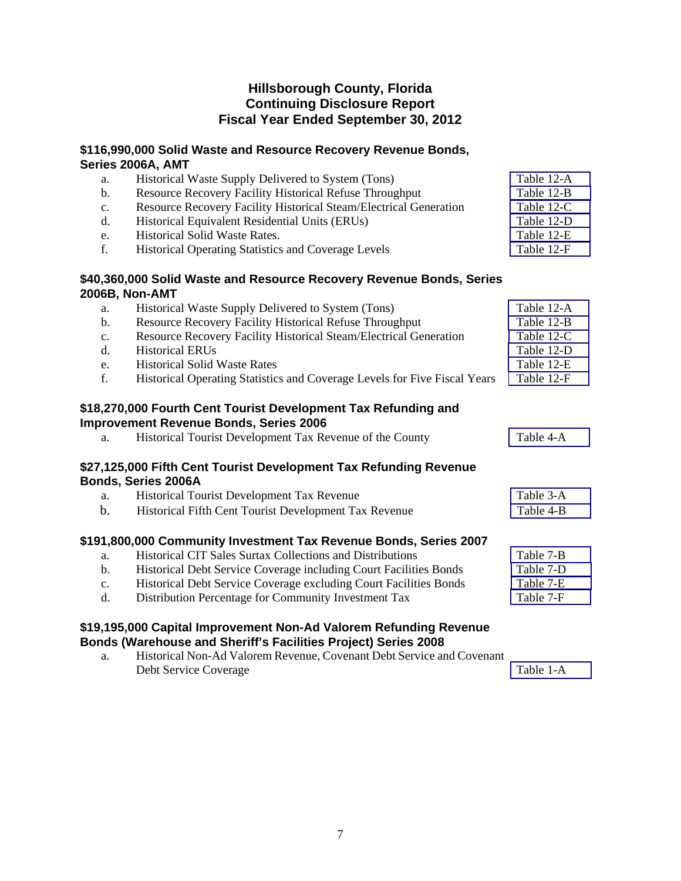# Hillsborough County, Florida
# Continuing Disclosure Report
# Fiscal Year Ended September 30, 2012

**$116,990,000 Solid Waste and Resource Recovery Revenue Bonds, Series 2006A, AMT**

| | | |
|---|---|---|
| a. | Historical Waste Supply Delivered to System (Tons) | Table 12-A |
| b. | Resource Recovery Facility Historical Refuse Throughput | Table 12-B |
| c. | Resource Recovery Facility Historical Steam/Electrical Generation | Table 12-C |
| d. | Historical Equivalent Residential Units (ERUs) | Table 12-D |
| e. | Historical Solid Waste Rates. | Table 12-E |
| f. | Historical Operating Statistics and Coverage Levels | Table 12-F |

**$40,360,000 Solid Waste and Resource Recovery Revenue Bonds, Series 2006B, Non-AMT**

| | | |
|---|---|---|
| a. | Historical Waste Supply Delivered to System (Tons) | Table 12-A |
| b. | Resource Recovery Facility Historical Refuse Throughput | Table 12-B |
| c. | Resource Recovery Facility Historical Steam/Electrical Generation | Table 12-C |
| d. | Historical ERUs | Table 12-D |
| e. | Historical Solid Waste Rates | Table 12-E |
| f. | Historical Operating Statistics and Coverage Levels for Five Fiscal Years | Table 12-F |

**$18,270,000 Fourth Cent Tourist Development Tax Refunding and Improvement Revenue Bonds, Series 2006**

| | | |
|---|---|---|
| a. | Historical Tourist Development Tax Revenue of the County | Table 4-A |

**$27,125,000 Fifth Cent Tourist Development Tax Refunding Revenue Bonds, Series 2006A**

| | | |
|---|---|---|
| a. | Historical Tourist Development Tax Revenue | Table 3-A |
| b. | Historical Fifth Cent Tourist Development Tax Revenue | Table 4-B |

**$191,800,000 Community Investment Tax Revenue Bonds, Series 2007**

| | | |
|---|---|---|
| a. | Historical CIT Sales Surtax Collections and Distributions | Table 7-B |
| b. | Historical Debt Service Coverage including Court Facilities Bonds | Table 7-D |
| c. | Historical Debt Service Coverage excluding Court Facilities Bonds | Table 7-E |
| d. | Distribution Percentage for Community Investment Tax | Table 7-F |

**$19,195,000 Capital Improvement Non-Ad Valorem Refunding Revenue Bonds (Warehouse and Sheriff's Facilities Project) Series 2008**

| | | |
|---|---|---|
| a. | Historical Non-Ad Valorem Revenue, Covenant Debt Service and Covenant Debt Service Coverage | Table 1-A |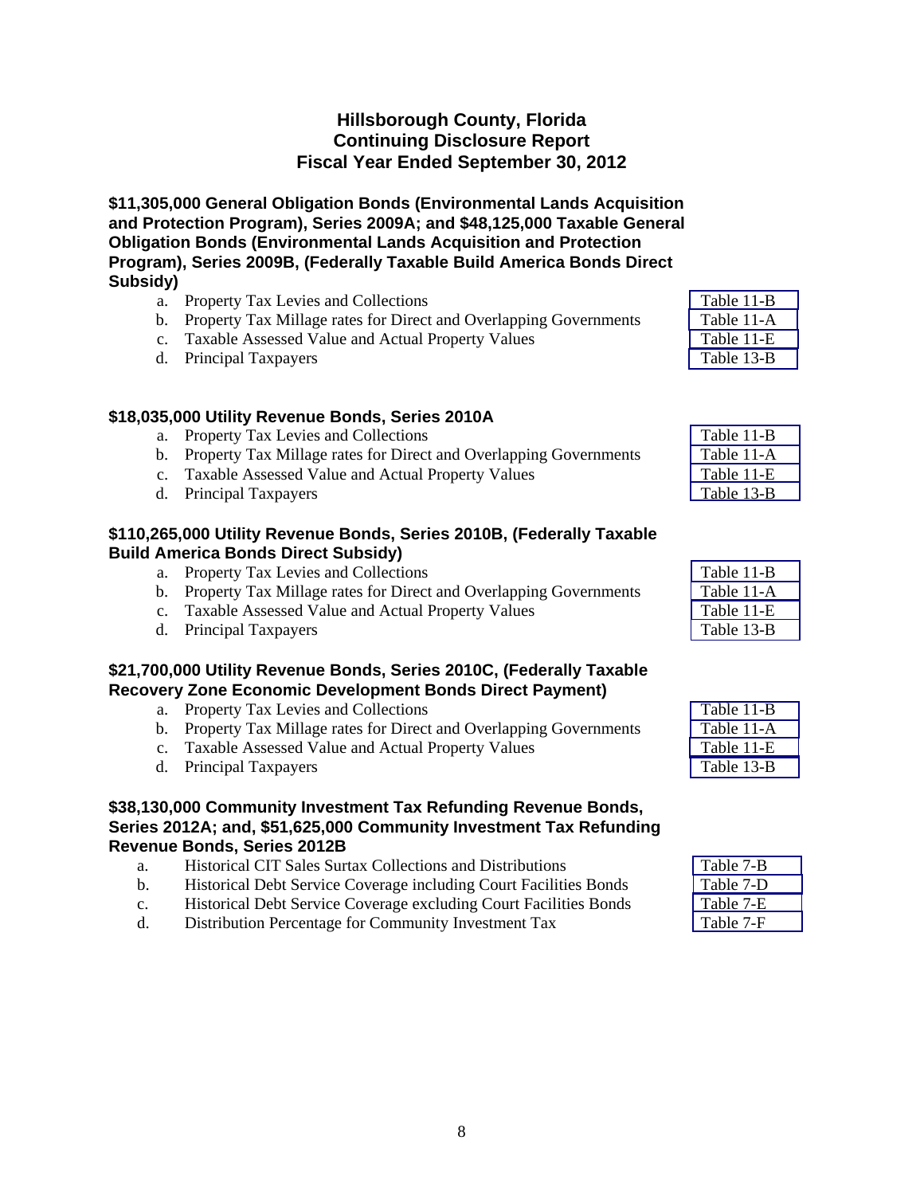## Hillsborough County, Florida
## Continuing Disclosure Report
## Fiscal Year Ended September 30, 2012

**$11,305,000 General Obligation Bonds (Environmental Lands Acquisition and Protection Program), Series 2009A; and $48,125,000 Taxable General Obligation Bonds (Environmental Lands Acquisition and Protection Program), Series 2009B, (Federally Taxable Build America Bonds Direct Subsidy)**

| | | |
|---|---|---|
| a. | Property Tax Levies and Collections | Table 11-B |
| b. | Property Tax Millage rates for Direct and Overlapping Governments | Table 11-A |
| c. | Taxable Assessed Value and Actual Property Values | Table 11-E |
| d. | Principal Taxpayers | Table 13-B |

**$18,035,000 Utility Revenue Bonds, Series 2010A**

| | | |
|---|---|---|
| a. | Property Tax Levies and Collections | Table 11-B |
| b. | Property Tax Millage rates for Direct and Overlapping Governments | Table 11-A |
| c. | Taxable Assessed Value and Actual Property Values | Table 11-E |
| d. | Principal Taxpayers | Table 13-B |

**$110,265,000 Utility Revenue Bonds, Series 2010B, (Federally Taxable Build America Bonds Direct Subsidy)**

| | | |
|---|---|---|
| a. | Property Tax Levies and Collections | Table 11-B |
| b. | Property Tax Millage rates for Direct and Overlapping Governments | Table 11-A |
| c. | Taxable Assessed Value and Actual Property Values | Table 11-E |
| d. | Principal Taxpayers | Table 13-B |

**$21,700,000 Utility Revenue Bonds, Series 2010C, (Federally Taxable Recovery Zone Economic Development Bonds Direct Payment)**

| | | |
|---|---|---|
| a. | Property Tax Levies and Collections | Table 11-B |
| b. | Property Tax Millage rates for Direct and Overlapping Governments | Table 11-A |
| c. | Taxable Assessed Value and Actual Property Values | Table 11-E |
| d. | Principal Taxpayers | Table 13-B |

**$38,130,000 Community Investment Tax Refunding Revenue Bonds, Series 2012A; and, $51,625,000 Community Investment Tax Refunding Revenue Bonds, Series 2012B**

| | | |
|---|---|---|
| a. | Historical CIT Sales Surtax Collections and Distributions | Table 7-B |
| b. | Historical Debt Service Coverage including Court Facilities Bonds | Table 7-D |
| c. | Historical Debt Service Coverage excluding Court Facilities Bonds | Table 7-E |
| d. | Distribution Percentage for Community Investment Tax | Table 7-F |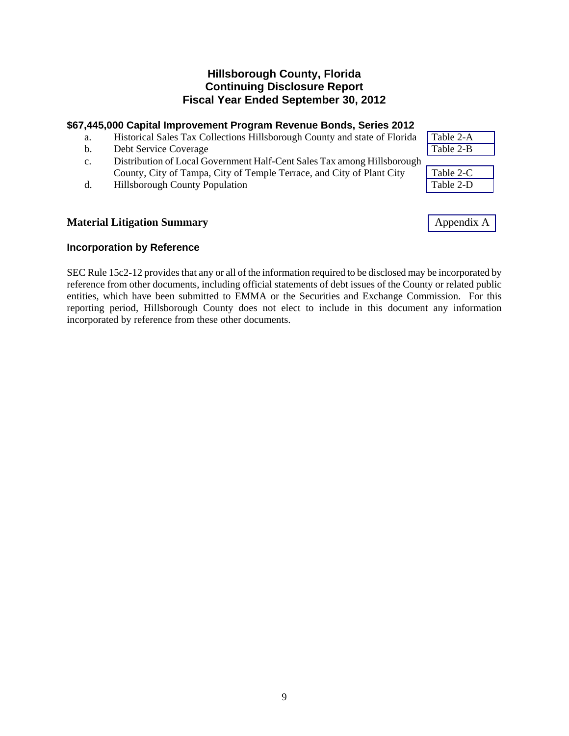# Hillsborough County, Florida
# Continuing Disclosure Report
# Fiscal Year Ended September 30, 2012

### $67,445,000 Capital Improvement Program Revenue Bonds, Series 2012

| | | |
|---|---|---|
| a. | Historical Sales Tax Collections Hillsborough County and state of Florida | Table 2-A |
| b. | Debt Service Coverage | Table 2-B |
| c. | Distribution of Local Government Half-Cent Sales Tax among Hillsborough County, City of Tampa, City of Temple Terrace, and City of Plant City | Table 2-C |
| d. | Hillsborough County Population | Table 2-D |

## Material Litigation Summary

Appendix A

### Incorporation by Reference

SEC Rule 15c2-12 provides that any or all of the information required to be disclosed may be incorporated by reference from other documents, including official statements of debt issues of the County or related public entities, which have been submitted to EMMA or the Securities and Exchange Commission. For this reporting period, Hillsborough County does not elect to include in this document any information incorporated by reference from these other documents.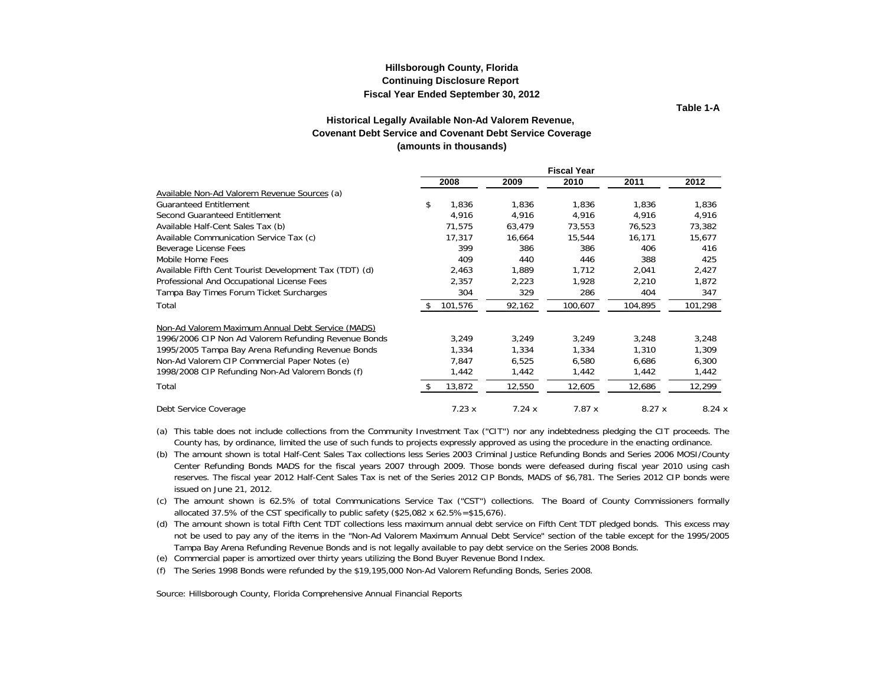# Hillsborough County, Florida
## Continuing Disclosure Report
## Fiscal Year Ended September 30, 2012

**Table 1-A**

### Historical Legally Available Non-Ad Valorem Revenue, Covenant Debt Service and Covenant Debt Service Coverage (amounts in thousands)

| | Fiscal Year | | | | |
|---|---|---|---|---|---|
| | 2008 | 2009 | 2010 | 2011 | 2012 |
| Available Non-Ad Valorem Revenue Sources (a) | | | | | |
| Guaranteed Entitlement | $ 1,836 | 1,836 | 1,836 | 1,836 | 1,836 |
| Second Guaranteed Entitlement | 4,916 | 4,916 | 4,916 | 4,916 | 4,916 |
| Available Half-Cent Sales Tax (b) | 71,575 | 63,479 | 73,553 | 76,523 | 73,382 |
| Available Communication Service Tax (c) | 17,317 | 16,664 | 15,544 | 16,171 | 15,677 |
| Beverage License Fees | 399 | 386 | 386 | 406 | 416 |
| Mobile Home Fees | 409 | 440 | 446 | 388 | 425 |
| Available Fifth Cent Tourist Development Tax (TDT) (d) | 2,463 | 1,889 | 1,712 | 2,041 | 2,427 |
| Professional And Occupational License Fees | 2,357 | 2,223 | 1,928 | 2,210 | 1,872 |
| Tampa Bay Times Forum Ticket Surcharges | 304 | 329 | 286 | 404 | 347 |
| Total | $ 101,576 | 92,162 | 100,607 | 104,895 | 101,298 |
| | | | | | |
| Non-Ad Valorem Maximum Annual Debt Service (MADS) | | | | | |
| 1996/2006 CIP Non Ad Valorem Refunding Revenue Bonds | 3,249 | 3,249 | 3,249 | 3,248 | 3,248 |
| 1995/2005 Tampa Bay Arena Refunding Revenue Bonds | 1,334 | 1,334 | 1,334 | 1,310 | 1,309 |
| Non-Ad Valorem CIP Commercial Paper Notes (e) | 7,847 | 6,525 | 6,580 | 6,686 | 6,300 |
| 1998/2008 CIP Refunding Non-Ad Valorem Bonds (f) | 1,442 | 1,442 | 1,442 | 1,442 | 1,442 |
| Total | $ 13,872 | 12,550 | 12,605 | 12,686 | 12,299 |
| | | | | | |
| Debt Service Coverage | 7.23 x | 7.24 x | 7.87 x | 8.27 x | 8.24 x |

(a) This table does not include collections from the Community Investment Tax ("CIT") nor any indebtedness pledging the CIT proceeds. The County has, by ordinance, limited the use of such funds to projects expressly approved as using the procedure in the enacting ordinance.

(b) The amount shown is total Half-Cent Sales Tax collections less Series 2003 Criminal Justice Refunding Bonds and Series 2006 MOSI/County Center Refunding Bonds MADS for the fiscal years 2007 through 2009. Those bonds were defeased during fiscal year 2010 using cash reserves. The fiscal year 2012 Half-Cent Sales Tax is net of the Series 2012 CIP Bonds, MADS of $6,781. The Series 2012 CIP bonds were issued on June 21, 2012.

(c) The amount shown is 62.5% of total Communications Service Tax ("CST") collections. The Board of County Commissioners formally allocated 37.5% of the CST specifically to public safety ($25,082 x 62.5%=$15,676).

(d) The amount shown is total Fifth Cent TDT collections less maximum annual debt service on Fifth Cent TDT pledged bonds. This excess may not be used to pay any of the items in the "Non-Ad Valorem Maximum Annual Debt Service" section of the table except for the 1995/2005 Tampa Bay Arena Refunding Revenue Bonds and is not legally available to pay debt service on the Series 2008 Bonds.

(e) Commercial paper is amortized over thirty years utilizing the Bond Buyer Revenue Bond Index.

(f) The Series 1998 Bonds were refunded by the $19,195,000 Non-Ad Valorem Refunding Bonds, Series 2008.

Source: Hillsborough County, Florida Comprehensive Annual Financial Reports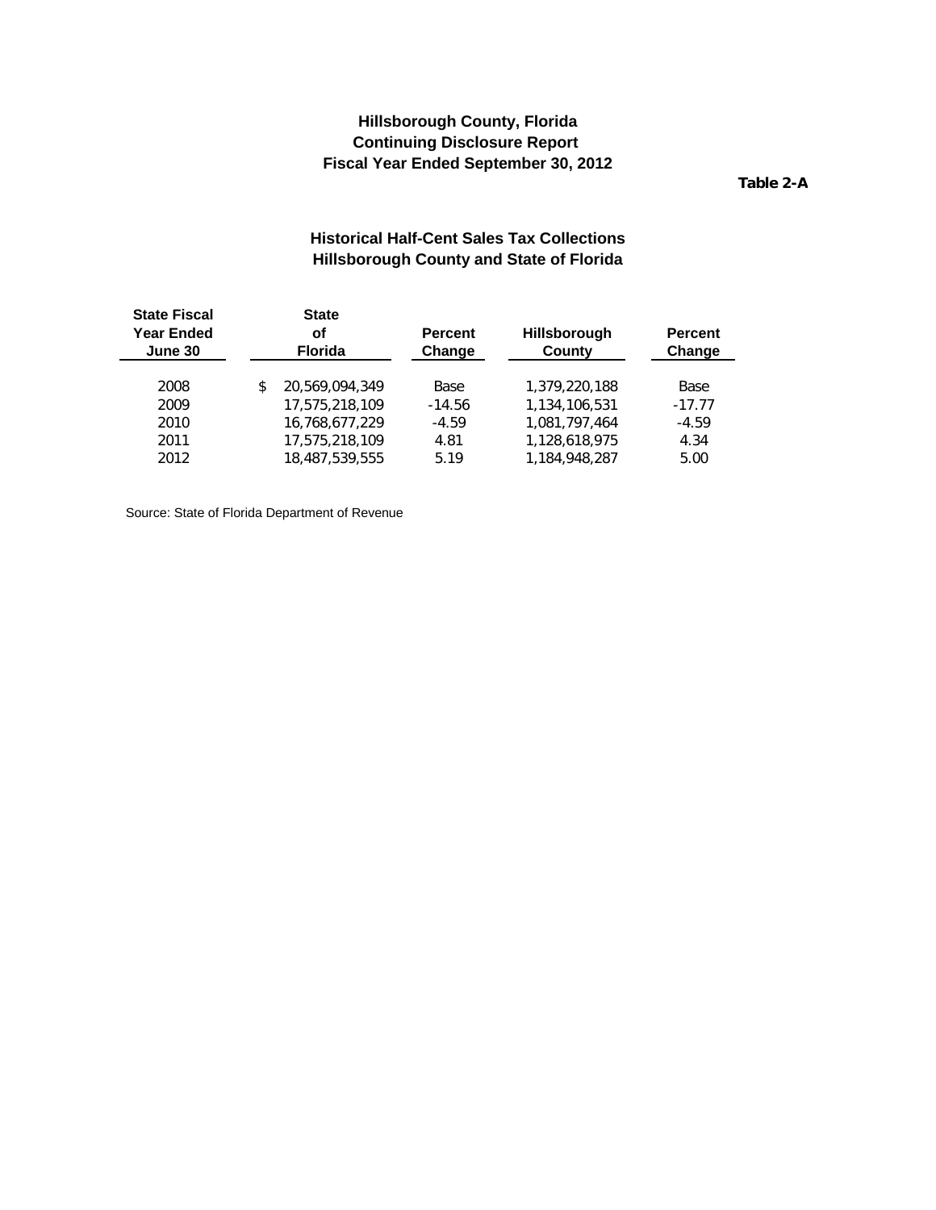**Hillsborough County, Florida**
**Continuing Disclosure Report**
**Fiscal Year Ended September 30, 2012**

**Table 2-A**

## Historical Half-Cent Sales Tax Collections
## Hillsborough County and State of Florida

| State Fiscal Year Ended June 30 | State of Florida | Percent Change | Hillsborough County | Percent Change |
|---|---|---|---|---|
| 2008 | $ 20,569,094,349 | Base | 1,379,220,188 | Base |
| 2009 | 17,575,218,109 | -14.56 | 1,134,106,531 | -17.77 |
| 2010 | 16,768,677,229 | -4.59 | 1,081,797,464 | -4.59 |
| 2011 | 17,575,218,109 | 4.81 | 1,128,618,975 | 4.34 |
| 2012 | 18,487,539,555 | 5.19 | 1,184,948,287 | 5.00 |

Source: State of Florida Department of Revenue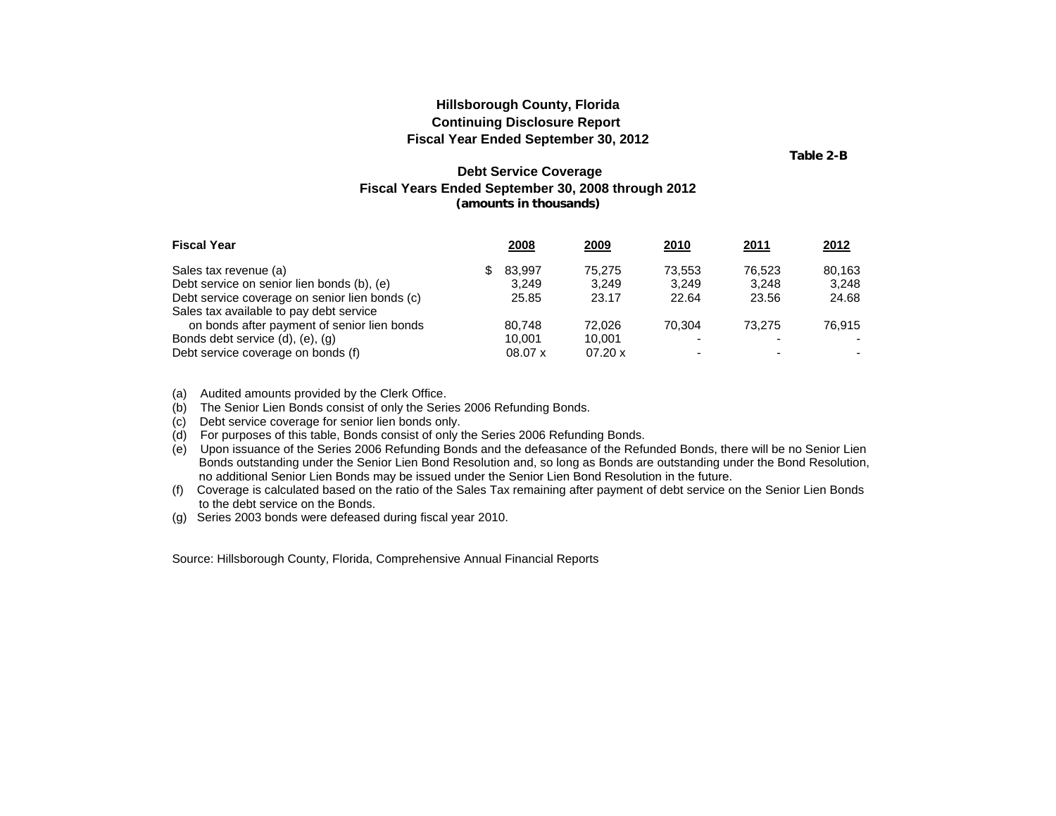### Hillsborough County, Florida
### Continuing Disclosure Report
### Fiscal Year Ended September 30, 2012

**Table 2-B**

### Debt Service Coverage
### Fiscal Years Ended September 30, 2008 through 2012
**(amounts in thousands)**

| Fiscal Year | 2008 | 2009 | 2010 | 2011 | 2012 |
|---|---|---|---|---|---|
| Sales tax revenue (a) | $ 83,997 | 75,275 | 73,553 | 76,523 | 80,163 |
| Debt service on senior lien bonds (b), (e) | 3,249 | 3,249 | 3,249 | 3,248 | 3,248 |
| Debt service coverage on senior lien bonds (c) | 25.85 | 23.17 | 22.64 | 23.56 | 24.68 |
| Sales tax available to pay debt service on bonds after payment of senior lien bonds | 80,748 | 72,026 | 70,304 | 73,275 | 76,915 |
| Bonds debt service (d), (e), (g) | 10,001 | 10,001 | - | - | - |
| Debt service coverage on bonds (f) | 08.07 x | 07.20 x | - | - | - |

(a) Audited amounts provided by the Clerk Office.
(b) The Senior Lien Bonds consist of only the Series 2006 Refunding Bonds.
(c) Debt service coverage for senior lien bonds only.
(d) For purposes of this table, Bonds consist of only the Series 2006 Refunding Bonds.
(e) Upon issuance of the Series 2006 Refunding Bonds and the defeasance of the Refunded Bonds, there will be no Senior Lien Bonds outstanding under the Senior Lien Bond Resolution and, so long as Bonds are outstanding under the Bond Resolution, no additional Senior Lien Bonds may be issued under the Senior Lien Bond Resolution in the future.
(f) Coverage is calculated based on the ratio of the Sales Tax remaining after payment of debt service on the Senior Lien Bonds to the debt service on the Bonds.
(g) Series 2003 bonds were defeased during fiscal year 2010.

Source: Hillsborough County, Florida, Comprehensive Annual Financial Reports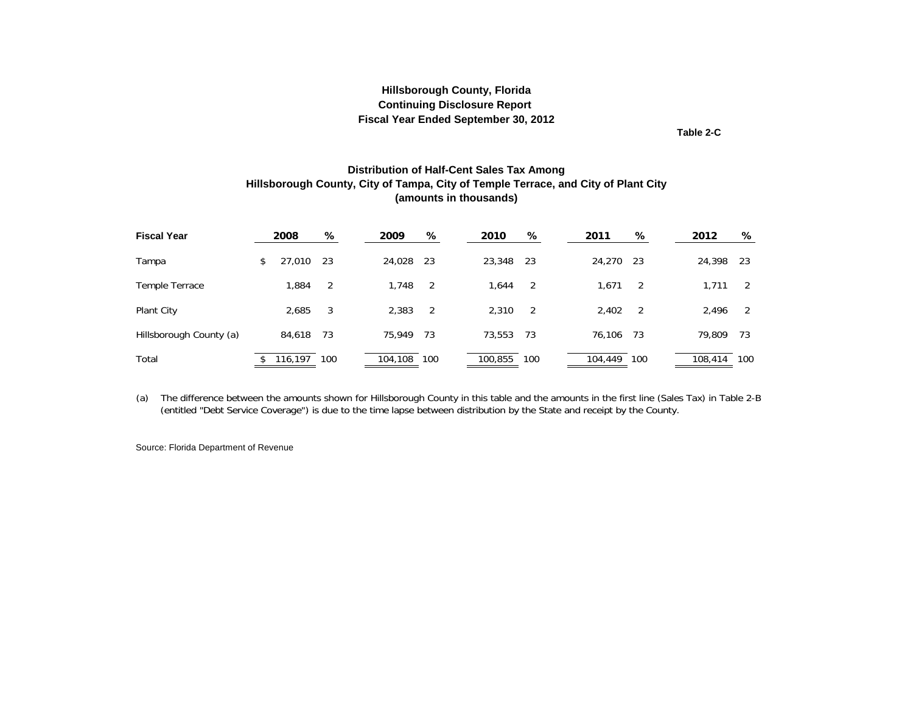**Hillsborough County, Florida**
**Continuing Disclosure Report**
**Fiscal Year Ended September 30, 2012**

**Table 2-C**

## Distribution of Half-Cent Sales Tax Among Hillsborough County, City of Tampa, City of Temple Terrace, and City of Plant City (amounts in thousands)

| Fiscal Year | 2008 | % | 2009 | % | 2010 | % | 2011 | % | 2012 | % |
|---|---|---|---|---|---|---|---|---|---|---|
| Tampa | $ 27,010 | 23 | 24,028 | 23 | 23,348 | 23 | 24,270 | 23 | 24,398 | 23 |
| Temple Terrace | 1,884 | 2 | 1,748 | 2 | 1,644 | 2 | 1,671 | 2 | 1,711 | 2 |
| Plant City | 2,685 | 3 | 2,383 | 2 | 2,310 | 2 | 2,402 | 2 | 2,496 | 2 |
| Hillsborough County (a) | 84,618 | 73 | 75,949 | 73 | 73,553 | 73 | 76,106 | 73 | 79,809 | 73 |
| Total | $ 116,197 | 100 | 104,108 | 100 | 100,855 | 100 | 104,449 | 100 | 108,414 | 100 |

(a) The difference between the amounts shown for Hillsborough County in this table and the amounts in the first line (Sales Tax) in Table 2-B (entitled "Debt Service Coverage") is due to the time lapse between distribution by the State and receipt by the County.

Source: Florida Department of Revenue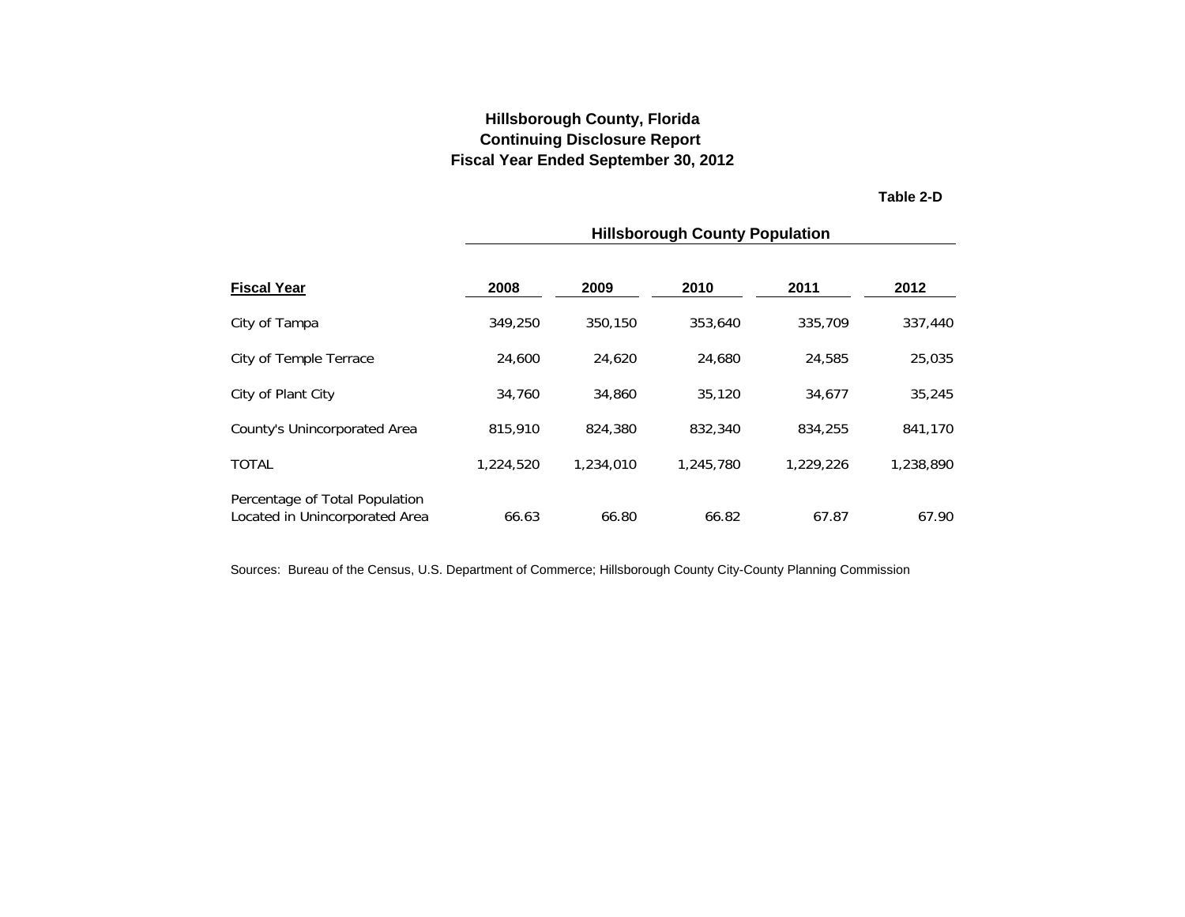# Hillsborough County, Florida
## Continuing Disclosure Report
## Fiscal Year Ended September 30, 2012

**Table 2-D**

| | Hillsborough County Population | | | | |
|---|---|---|---|---|---|
| **Fiscal Year** | **2008** | **2009** | **2010** | **2011** | **2012** |
| City of Tampa | 349,250 | 350,150 | 353,640 | 335,709 | 337,440 |
| City of Temple Terrace | 24,600 | 24,620 | 24,680 | 24,585 | 25,035 |
| City of Plant City | 34,760 | 34,860 | 35,120 | 34,677 | 35,245 |
| County's Unincorporated Area | 815,910 | 824,380 | 832,340 | 834,255 | 841,170 |
| TOTAL | 1,224,520 | 1,234,010 | 1,245,780 | 1,229,226 | 1,238,890 |
| Percentage of Total Population Located in Unincorporated Area | 66.63 | 66.80 | 66.82 | 67.87 | 67.90 |

Sources: Bureau of the Census, U.S. Department of Commerce; Hillsborough County City-County Planning Commission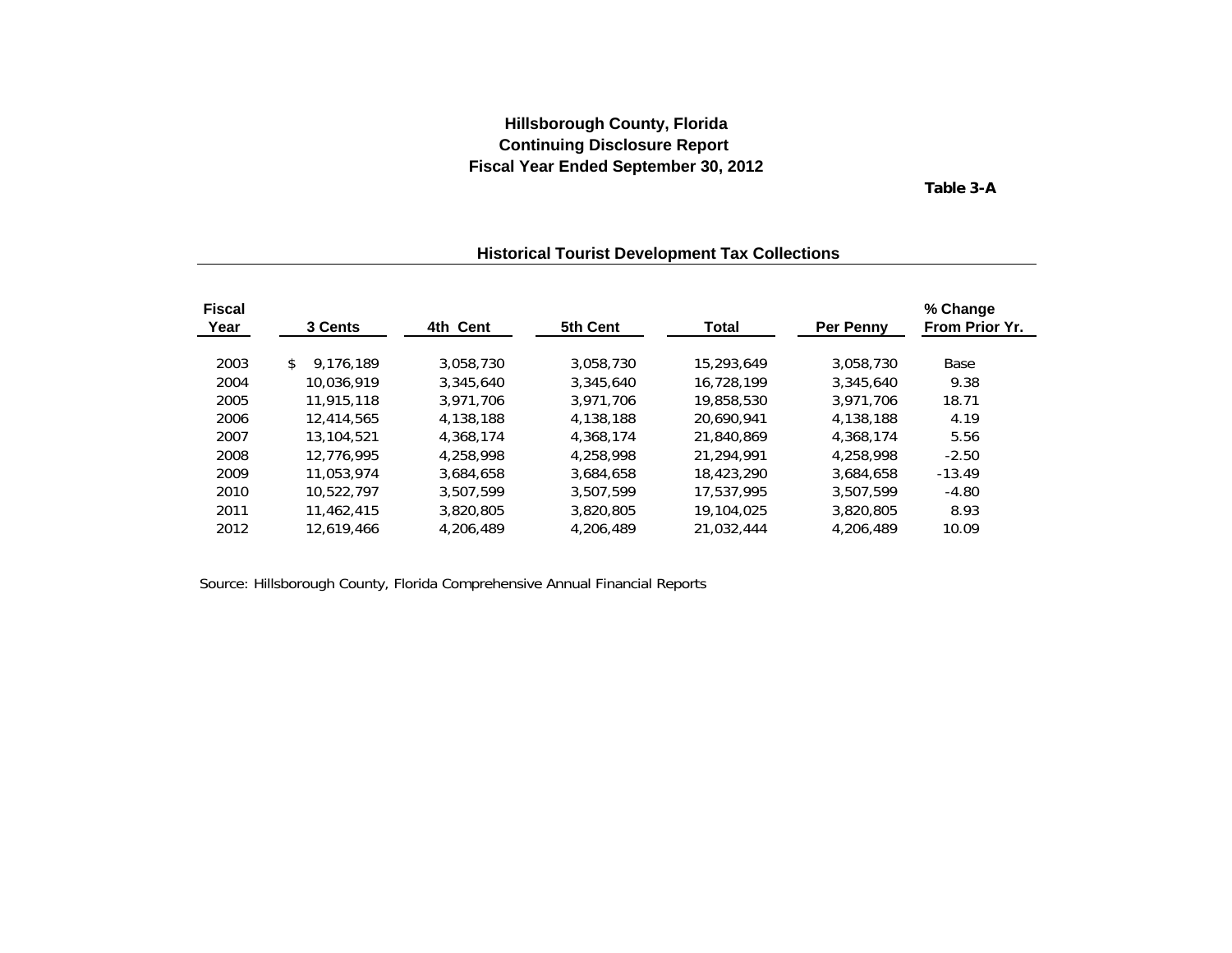**Hillsborough County, Florida**
**Continuing Disclosure Report**
**Fiscal Year Ended September 30, 2012**

**Table 3-A**

### Historical Tourist Development Tax Collections

| Fiscal Year | 3 Cents | 4th Cent | 5th Cent | Total | Per Penny | % Change From Prior Yr. |
|---|---|---|---|---|---|---|
| 2003 | $ 9,176,189 | 3,058,730 | 3,058,730 | 15,293,649 | 3,058,730 | Base |
| 2004 | 10,036,919 | 3,345,640 | 3,345,640 | 16,728,199 | 3,345,640 | 9.38 |
| 2005 | 11,915,118 | 3,971,706 | 3,971,706 | 19,858,530 | 3,971,706 | 18.71 |
| 2006 | 12,414,565 | 4,138,188 | 4,138,188 | 20,690,941 | 4,138,188 | 4.19 |
| 2007 | 13,104,521 | 4,368,174 | 4,368,174 | 21,840,869 | 4,368,174 | 5.56 |
| 2008 | 12,776,995 | 4,258,998 | 4,258,998 | 21,294,991 | 4,258,998 | -2.50 |
| 2009 | 11,053,974 | 3,684,658 | 3,684,658 | 18,423,290 | 3,684,658 | -13.49 |
| 2010 | 10,522,797 | 3,507,599 | 3,507,599 | 17,537,995 | 3,507,599 | -4.80 |
| 2011 | 11,462,415 | 3,820,805 | 3,820,805 | 19,104,025 | 3,820,805 | 8.93 |
| 2012 | 12,619,466 | 4,206,489 | 4,206,489 | 21,032,444 | 4,206,489 | 10.09 |

Source: Hillsborough County, Florida Comprehensive Annual Financial Reports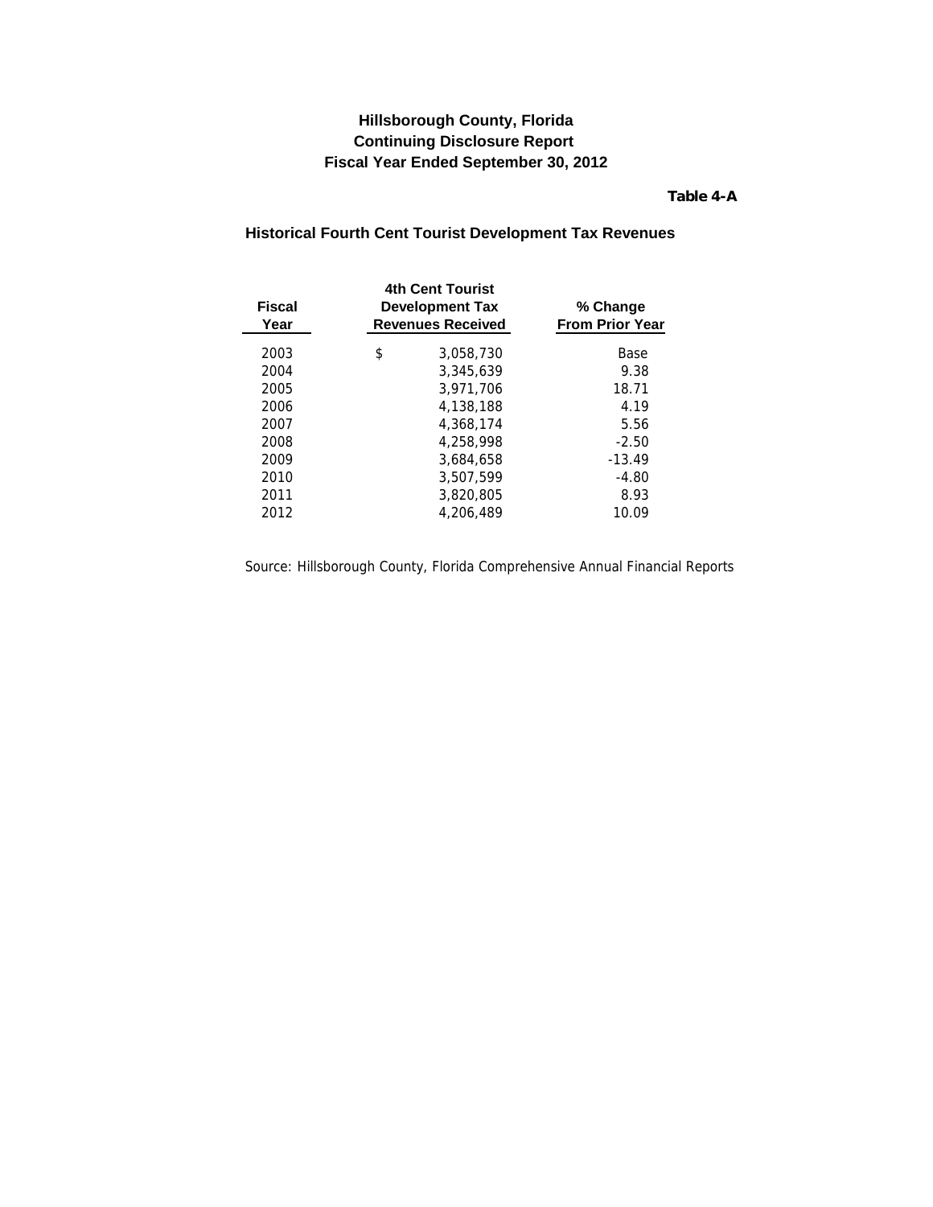# Hillsborough County, Florida
## Continuing Disclosure Report
## Fiscal Year Ended September 30, 2012

**Table 4-A**

### Historical Fourth Cent Tourist Development Tax Revenues

| Fiscal Year | 4th Cent Tourist Development Tax Revenues Received | % Change From Prior Year |
|---|---|---|
| 2003 | $ 3,058,730 | Base |
| 2004 | 3,345,639 | 9.38 |
| 2005 | 3,971,706 | 18.71 |
| 2006 | 4,138,188 | 4.19 |
| 2007 | 4,368,174 | 5.56 |
| 2008 | 4,258,998 | -2.50 |
| 2009 | 3,684,658 | -13.49 |
| 2010 | 3,507,599 | -4.80 |
| 2011 | 3,820,805 | 8.93 |
| 2012 | 4,206,489 | 10.09 |

Source: Hillsborough County, Florida Comprehensive Annual Financial Reports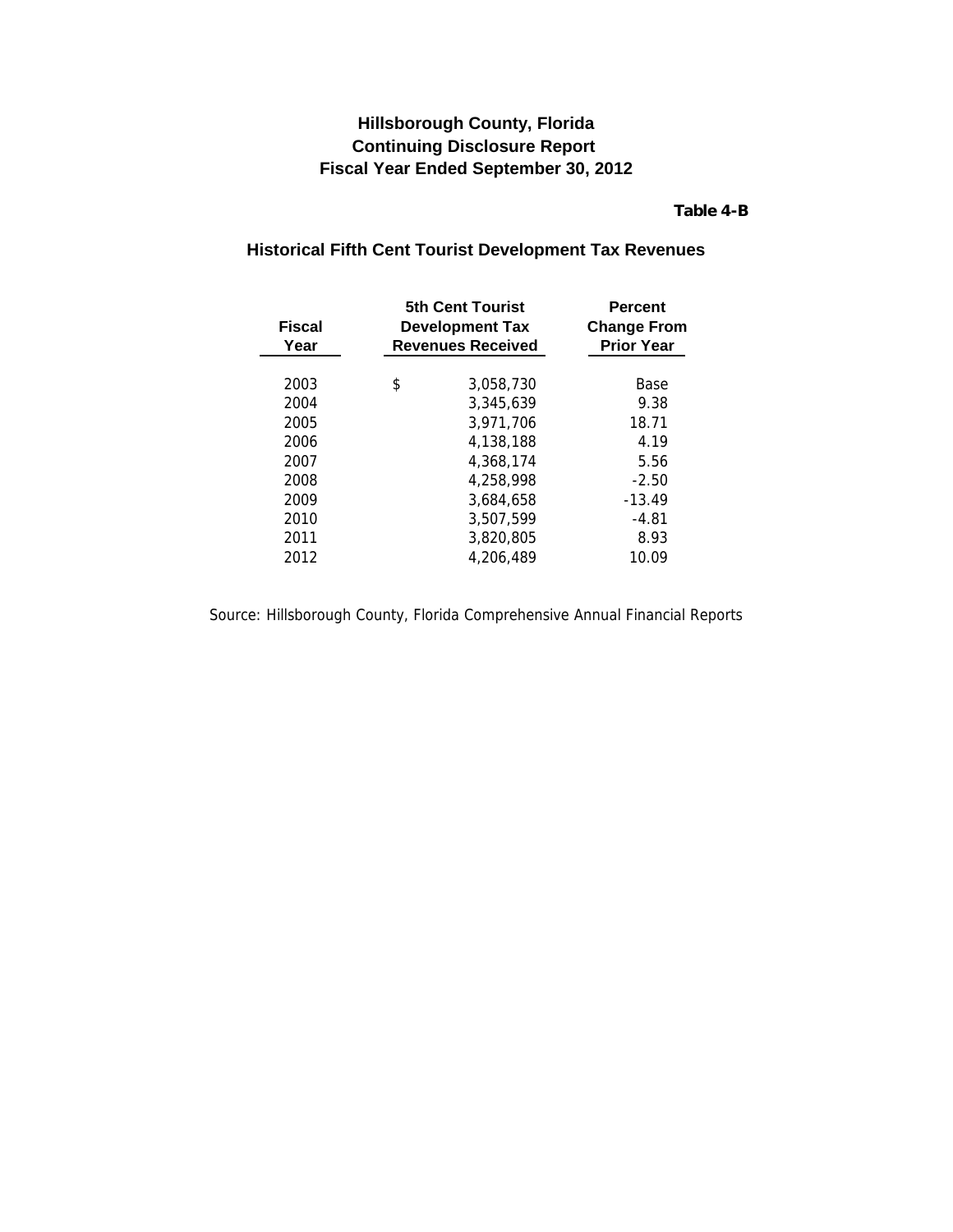# Hillsborough County, Florida
## Continuing Disclosure Report
## Fiscal Year Ended September 30, 2012

**Table 4-B**

### Historical Fifth Cent Tourist Development Tax Revenues

| Fiscal Year | 5th Cent Tourist Development Tax Revenues Received | Percent Change From Prior Year |
|---|---|---|
| 2003 | $ 3,058,730 | Base |
| 2004 | 3,345,639 | 9.38 |
| 2005 | 3,971,706 | 18.71 |
| 2006 | 4,138,188 | 4.19 |
| 2007 | 4,368,174 | 5.56 |
| 2008 | 4,258,998 | -2.50 |
| 2009 | 3,684,658 | -13.49 |
| 2010 | 3,507,599 | -4.81 |
| 2011 | 3,820,805 | 8.93 |
| 2012 | 4,206,489 | 10.09 |

Source: Hillsborough County, Florida Comprehensive Annual Financial Reports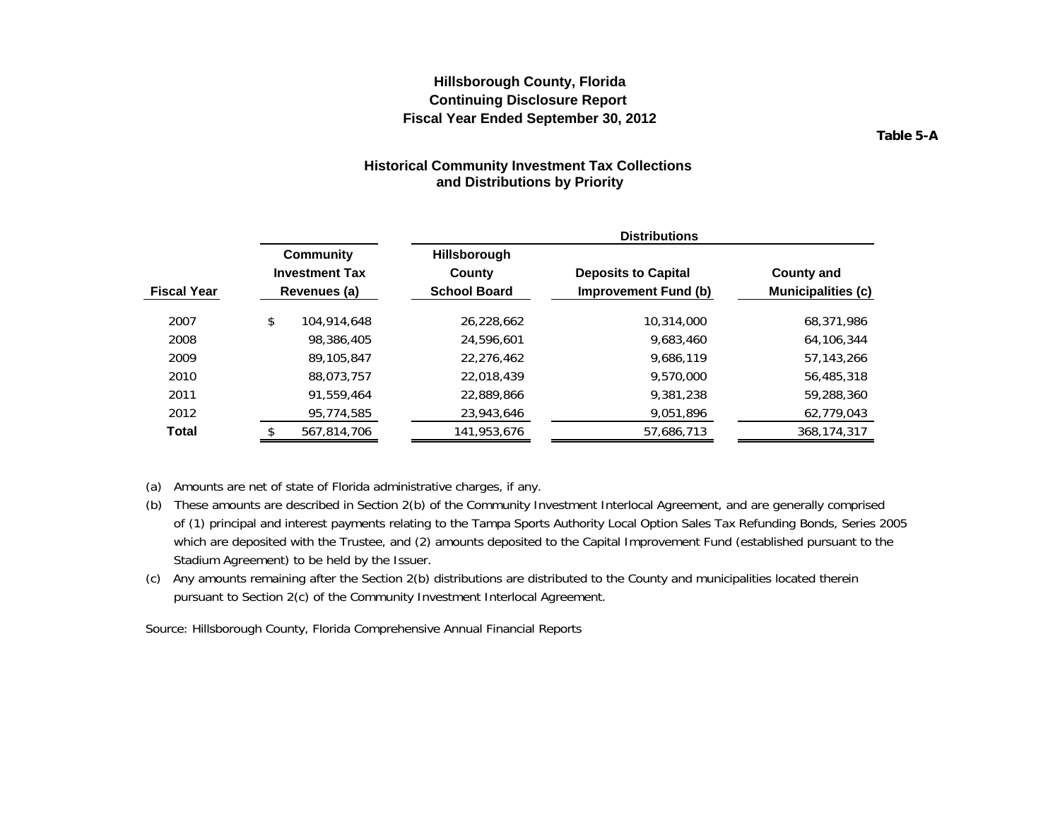# Hillsborough County, Florida
## Continuing Disclosure Report
## Fiscal Year Ended September 30, 2012

**Table 5-A**

### Historical Community Investment Tax Collections and Distributions by Priority

| Fiscal Year | Community Investment Tax Revenues (a) | Distributions | | |
|---|---|---|---|---|
| | | Hillsborough County School Board | Deposits to Capital Improvement Fund (b) | County and Municipalities (c) |
| 2007 | $ 104,914,648 | 26,228,662 | 10,314,000 | 68,371,986 |
| 2008 | 98,386,405 | 24,596,601 | 9,683,460 | 64,106,344 |
| 2009 | 89,105,847 | 22,276,462 | 9,686,119 | 57,143,266 |
| 2010 | 88,073,757 | 22,018,439 | 9,570,000 | 56,485,318 |
| 2011 | 91,559,464 | 22,889,866 | 9,381,238 | 59,288,360 |
| 2012 | 95,774,585 | 23,943,646 | 9,051,896 | 62,779,043 |
| **Total** | $ 567,814,706 | 141,953,676 | 57,686,713 | 368,174,317 |

(a) Amounts are net of state of Florida administrative charges, if any.

(b) These amounts are described in Section 2(b) of the Community Investment Interlocal Agreement, and are generally comprised of (1) principal and interest payments relating to the Tampa Sports Authority Local Option Sales Tax Refunding Bonds, Series 2005 which are deposited with the Trustee, and (2) amounts deposited to the Capital Improvement Fund (established pursuant to the Stadium Agreement) to be held by the Issuer.

(c) Any amounts remaining after the Section 2(b) distributions are distributed to the County and municipalities located therein pursuant to Section 2(c) of the Community Investment Interlocal Agreement.

Source: Hillsborough County, Florida Comprehensive Annual Financial Reports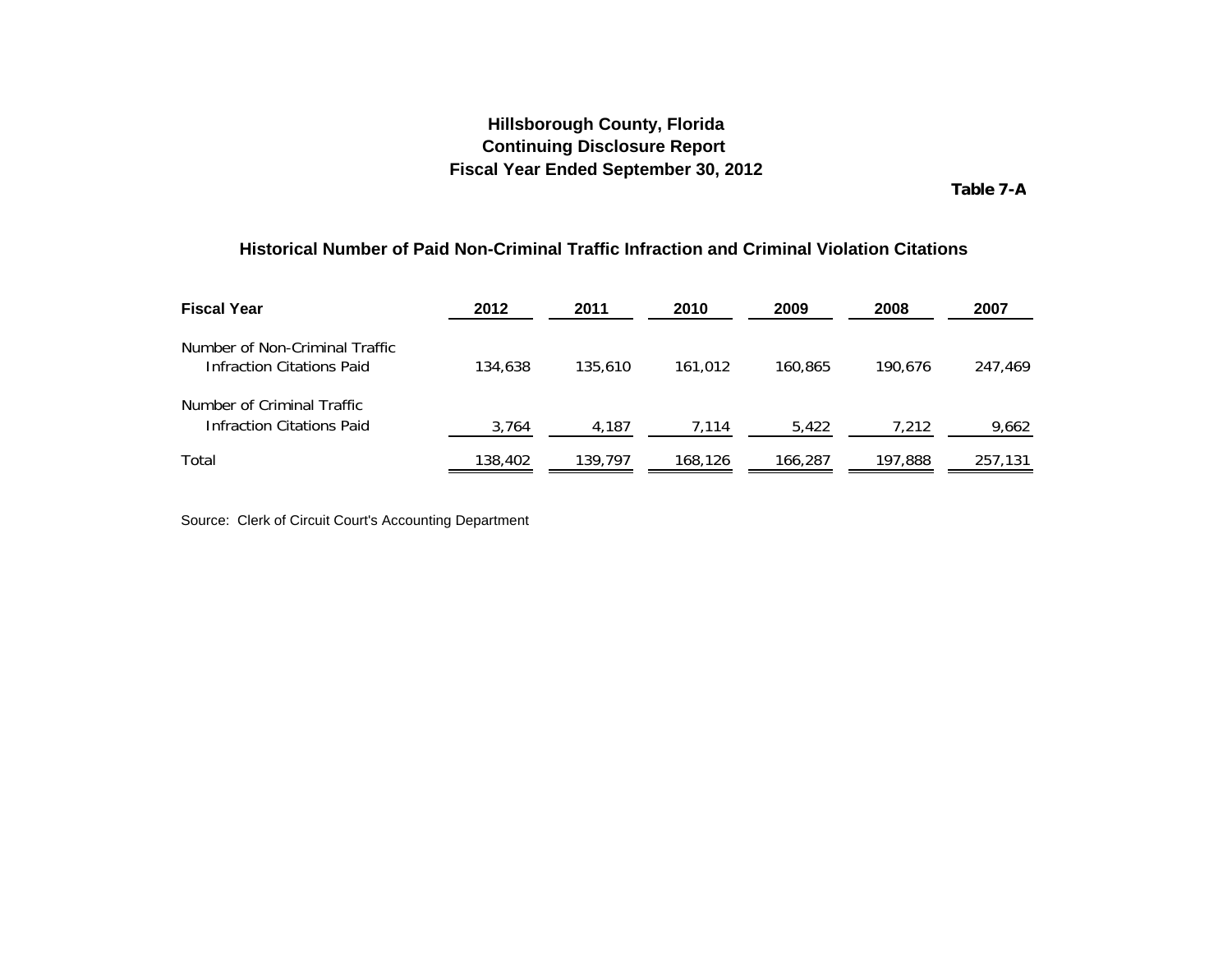**Hillsborough County, Florida**
**Continuing Disclosure Report**
**Fiscal Year Ended September 30, 2012**

**Table 7-A**

## Historical Number of Paid Non-Criminal Traffic Infraction and Criminal Violation Citations

| Fiscal Year | 2012 | 2011 | 2010 | 2009 | 2008 | 2007 |
|---|---|---|---|---|---|---|
| Number of Non-Criminal Traffic Infraction Citations Paid | 134,638 | 135,610 | 161,012 | 160,865 | 190,676 | 247,469 |
| Number of Criminal Traffic Infraction Citations Paid | 3,764 | 4,187 | 7,114 | 5,422 | 7,212 | 9,662 |
| Total | 138,402 | 139,797 | 168,126 | 166,287 | 197,888 | 257,131 |

Source: Clerk of Circuit Court's Accounting Department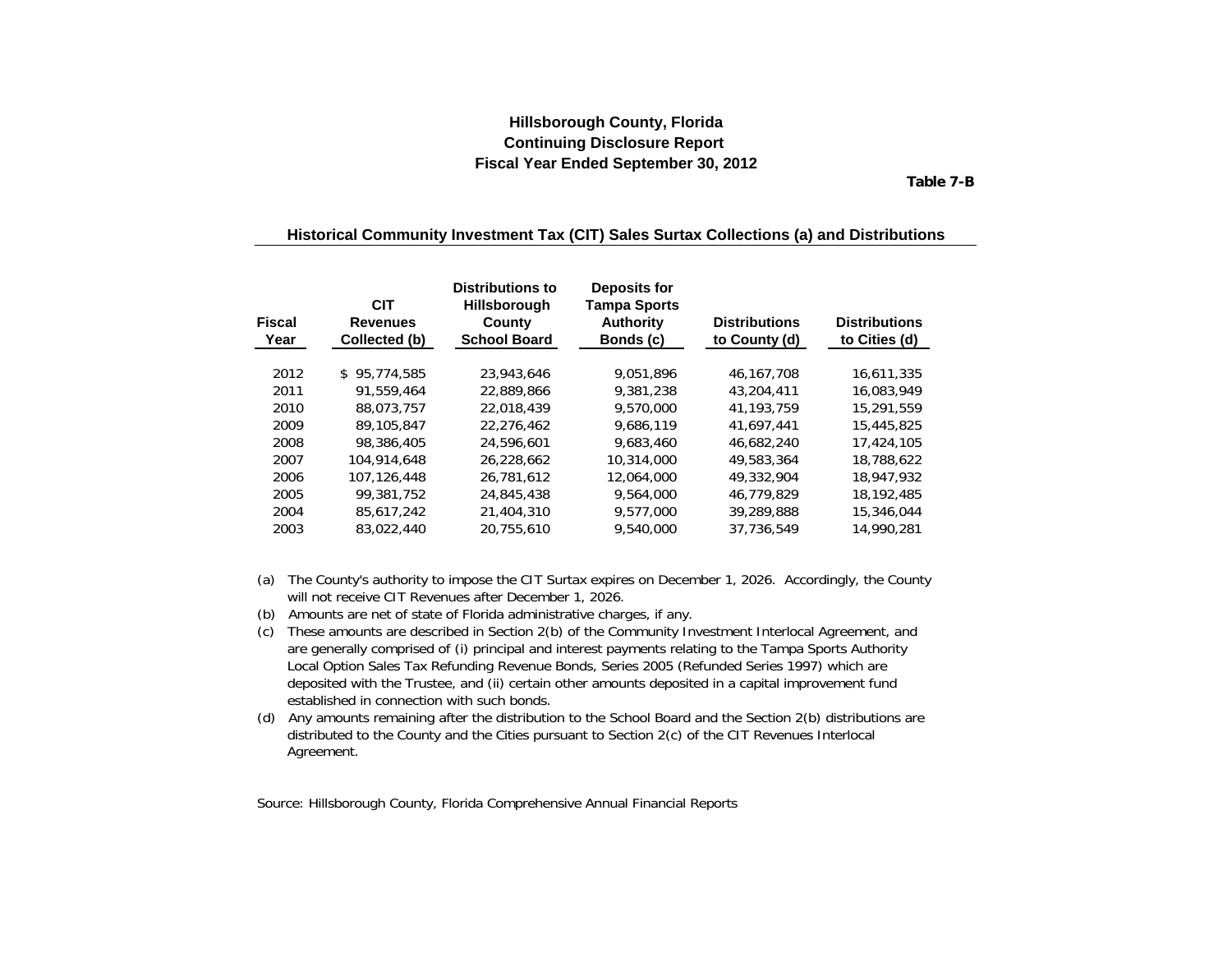**Hillsborough County, Florida**
**Continuing Disclosure Report**
**Fiscal Year Ended September 30, 2012**

**Table 7-B**

### Historical Community Investment Tax (CIT) Sales Surtax Collections (a) and Distributions

| Fiscal Year | CIT Revenues Collected (b) | Distributions to Hillsborough County School Board | Deposits for Tampa Sports Authority Bonds (c) | Distributions to County (d) | Distributions to Cities (d) |
|---|---|---|---|---|---|
| 2012 | $ 95,774,585 | 23,943,646 | 9,051,896 | 46,167,708 | 16,611,335 |
| 2011 | 91,559,464 | 22,889,866 | 9,381,238 | 43,204,411 | 16,083,949 |
| 2010 | 88,073,757 | 22,018,439 | 9,570,000 | 41,193,759 | 15,291,559 |
| 2009 | 89,105,847 | 22,276,462 | 9,686,119 | 41,697,441 | 15,445,825 |
| 2008 | 98,386,405 | 24,596,601 | 9,683,460 | 46,682,240 | 17,424,105 |
| 2007 | 104,914,648 | 26,228,662 | 10,314,000 | 49,583,364 | 18,788,622 |
| 2006 | 107,126,448 | 26,781,612 | 12,064,000 | 49,332,904 | 18,947,932 |
| 2005 | 99,381,752 | 24,845,438 | 9,564,000 | 46,779,829 | 18,192,485 |
| 2004 | 85,617,242 | 21,404,310 | 9,577,000 | 39,289,888 | 15,346,044 |
| 2003 | 83,022,440 | 20,755,610 | 9,540,000 | 37,736,549 | 14,990,281 |

(a) The County's authority to impose the CIT Surtax expires on December 1, 2026. Accordingly, the County will not receive CIT Revenues after December 1, 2026.

(b) Amounts are net of state of Florida administrative charges, if any.

(c) These amounts are described in Section 2(b) of the Community Investment Interlocal Agreement, and are generally comprised of (i) principal and interest payments relating to the Tampa Sports Authority Local Option Sales Tax Refunding Revenue Bonds, Series 2005 (Refunded Series 1997) which are deposited with the Trustee, and (ii) certain other amounts deposited in a capital improvement fund established in connection with such bonds.

(d) Any amounts remaining after the distribution to the School Board and the Section 2(b) distributions are distributed to the County and the Cities pursuant to Section 2(c) of the CIT Revenues Interlocal Agreement.

Source: Hillsborough County, Florida Comprehensive Annual Financial Reports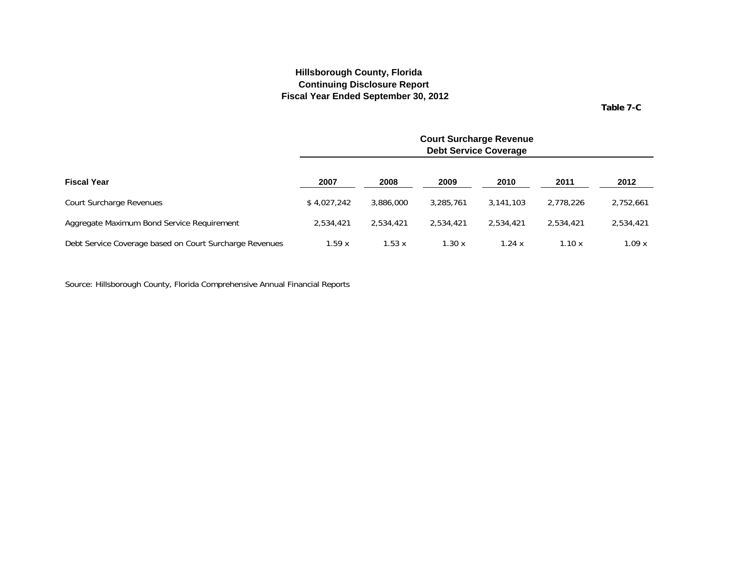**Hillsborough County, Florida**
**Continuing Disclosure Report**
**Fiscal Year Ended September 30, 2012**

**Table 7-C**

| | **Court Surcharge Revenue Debt Service Coverage** | | | | | |
|---|---|---|---|---|---|---|
| **Fiscal Year** | **2007** | **2008** | **2009** | **2010** | **2011** | **2012** |
| Court Surcharge Revenues | $ 4,027,242 | 3,886,000 | 3,285,761 | 3,141,103 | 2,778,226 | 2,752,661 |
| Aggregate Maximum Bond Service Requirement | 2,534,421 | 2,534,421 | 2,534,421 | 2,534,421 | 2,534,421 | 2,534,421 |
| Debt Service Coverage based on Court Surcharge Revenues | 1.59 x | 1.53 x | 1.30 x | 1.24 x | 1.10 x | 1.09 x |

Source: Hillsborough County, Florida Comprehensive Annual Financial Reports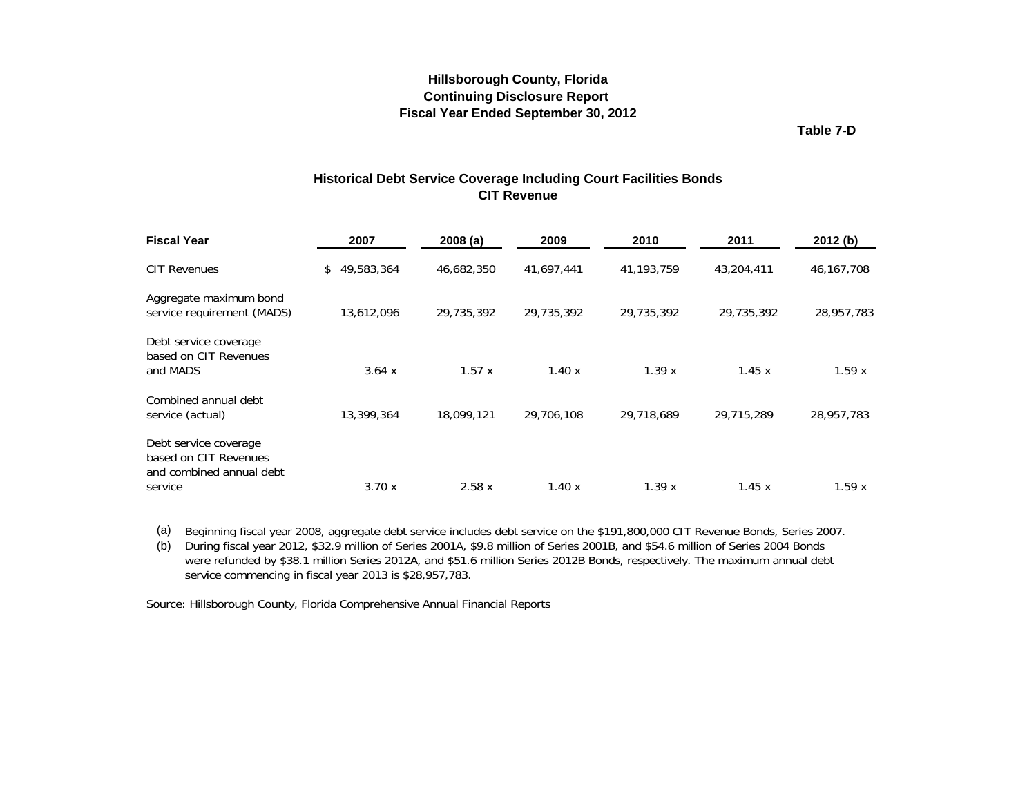**Hillsborough County, Florida**
**Continuing Disclosure Report**
**Fiscal Year Ended September 30, 2012**

**Table 7-D**

## Historical Debt Service Coverage Including Court Facilities Bonds
## CIT Revenue

| Fiscal Year | 2007 | 2008 (a) | 2009 | 2010 | 2011 | 2012 (b) |
|---|---|---|---|---|---|---|
| CIT Revenues | $ 49,583,364 | 46,682,350 | 41,697,441 | 41,193,759 | 43,204,411 | 46,167,708 |
| Aggregate maximum bond service requirement (MADS) | 13,612,096 | 29,735,392 | 29,735,392 | 29,735,392 | 29,735,392 | 28,957,783 |
| Debt service coverage based on CIT Revenues and MADS | 3.64 x | 1.57 x | 1.40 x | 1.39 x | 1.45 x | 1.59 x |
| Combined annual debt service (actual) | 13,399,364 | 18,099,121 | 29,706,108 | 29,718,689 | 29,715,289 | 28,957,783 |
| Debt service coverage based on CIT Revenues and combined annual debt service | 3.70 x | 2.58 x | 1.40 x | 1.39 x | 1.45 x | 1.59 x |

(a) Beginning fiscal year 2008, aggregate debt service includes debt service on the $191,800,000 CIT Revenue Bonds, Series 2007.

(b) During fiscal year 2012, $32.9 million of Series 2001A, $9.8 million of Series 2001B, and $54.6 million of Series 2004 Bonds were refunded by $38.1 million Series 2012A, and $51.6 million Series 2012B Bonds, respectively. The maximum annual debt service commencing in fiscal year 2013 is $28,957,783.

Source: Hillsborough County, Florida Comprehensive Annual Financial Reports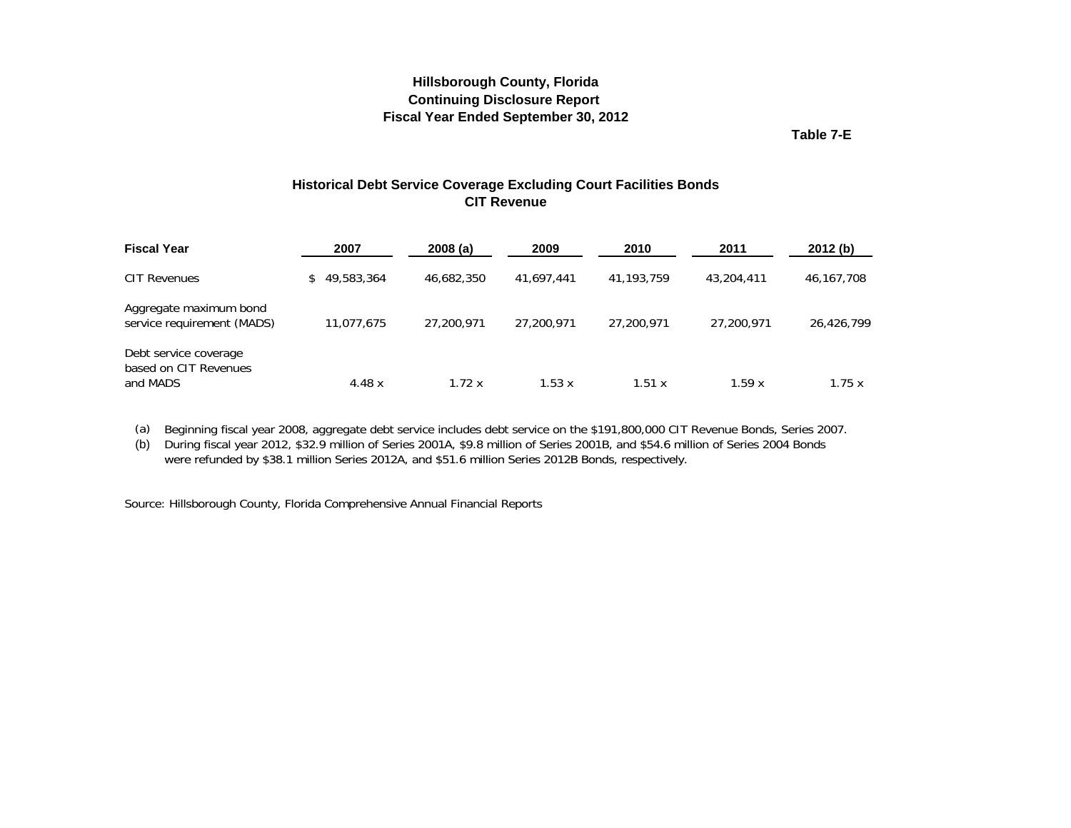# Hillsborough County, Florida
# Continuing Disclosure Report
# Fiscal Year Ended September 30, 2012

**Table 7-E**

## Historical Debt Service Coverage Excluding Court Facilities Bonds
## CIT Revenue

| Fiscal Year | 2007 | 2008 (a) | 2009 | 2010 | 2011 | 2012 (b) |
|---|---|---|---|---|---|---|
| CIT Revenues | $ 49,583,364 | 46,682,350 | 41,697,441 | 41,193,759 | 43,204,411 | 46,167,708 |
| Aggregate maximum bond service requirement (MADS) | 11,077,675 | 27,200,971 | 27,200,971 | 27,200,971 | 27,200,971 | 26,426,799 |
| Debt service coverage based on CIT Revenues and MADS | 4.48 x | 1.72 x | 1.53 x | 1.51 x | 1.59 x | 1.75 x |

(a) Beginning fiscal year 2008, aggregate debt service includes debt service on the $191,800,000 CIT Revenue Bonds, Series 2007.

(b) During fiscal year 2012, $32.9 million of Series 2001A, $9.8 million of Series 2001B, and $54.6 million of Series 2004 Bonds were refunded by $38.1 million Series 2012A, and $51.6 million Series 2012B Bonds, respectively.

Source: Hillsborough County, Florida Comprehensive Annual Financial Reports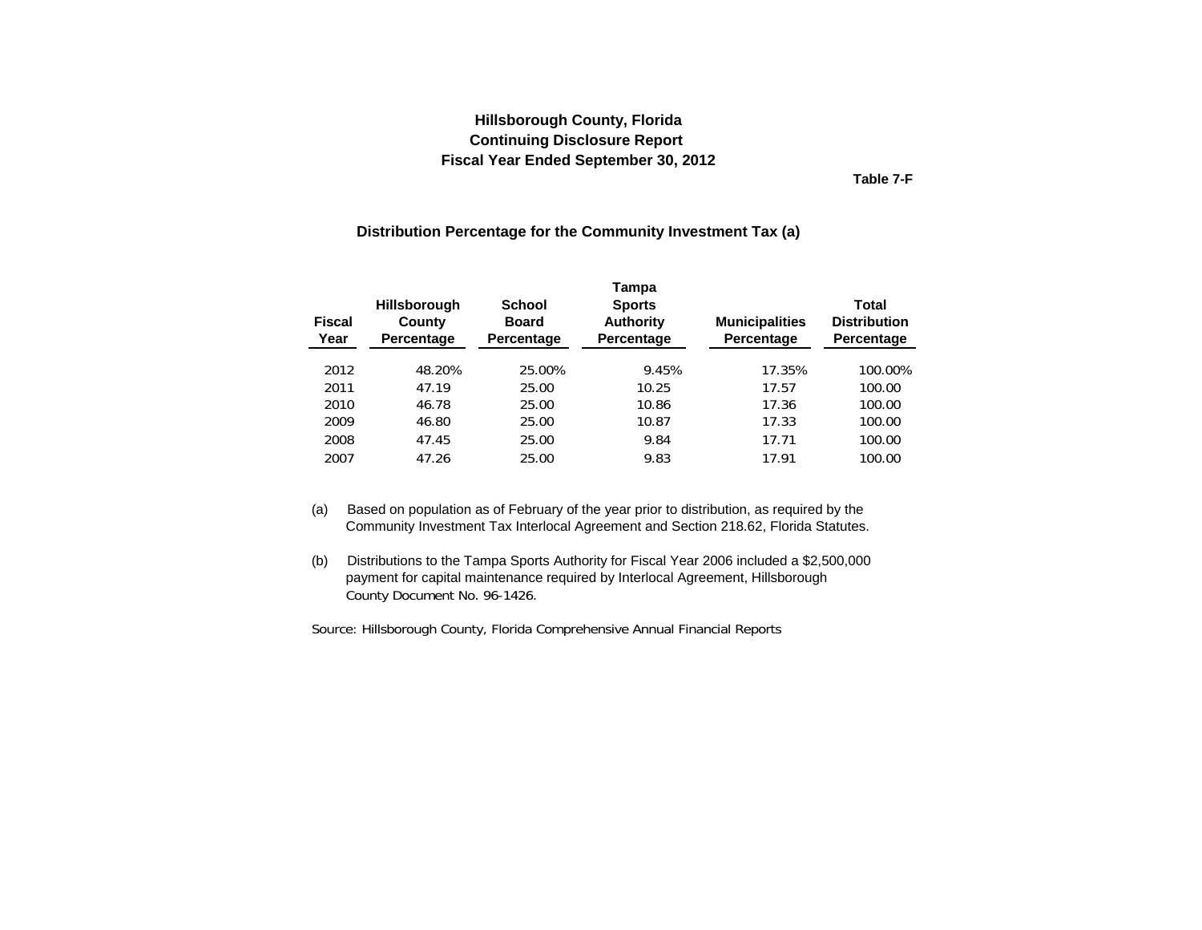# Hillsborough County, Florida
## Continuing Disclosure Report
## Fiscal Year Ended September 30, 2012

**Table 7-F**

### Distribution Percentage for the Community Investment Tax (a)

| Fiscal Year | Hillsborough County Percentage | School Board Percentage | Tampa Sports Authority Percentage | Municipalities Percentage | Total Distribution Percentage |
|---|---|---|---|---|---|
| 2012 | 48.20% | 25.00% | 9.45% | 17.35% | 100.00% |
| 2011 | 47.19 | 25.00 | 10.25 | 17.57 | 100.00 |
| 2010 | 46.78 | 25.00 | 10.86 | 17.36 | 100.00 |
| 2009 | 46.80 | 25.00 | 10.87 | 17.33 | 100.00 |
| 2008 | 47.45 | 25.00 | 9.84 | 17.71 | 100.00 |
| 2007 | 47.26 | 25.00 | 9.83 | 17.91 | 100.00 |

(a) Based on population as of February of the year prior to distribution, as required by the Community Investment Tax Interlocal Agreement and Section 218.62, Florida Statutes.

(b) Distributions to the Tampa Sports Authority for Fiscal Year 2006 included a $2,500,000 payment for capital maintenance required by Interlocal Agreement, Hillsborough County Document No. 96-1426.

Source: Hillsborough County, Florida Comprehensive Annual Financial Reports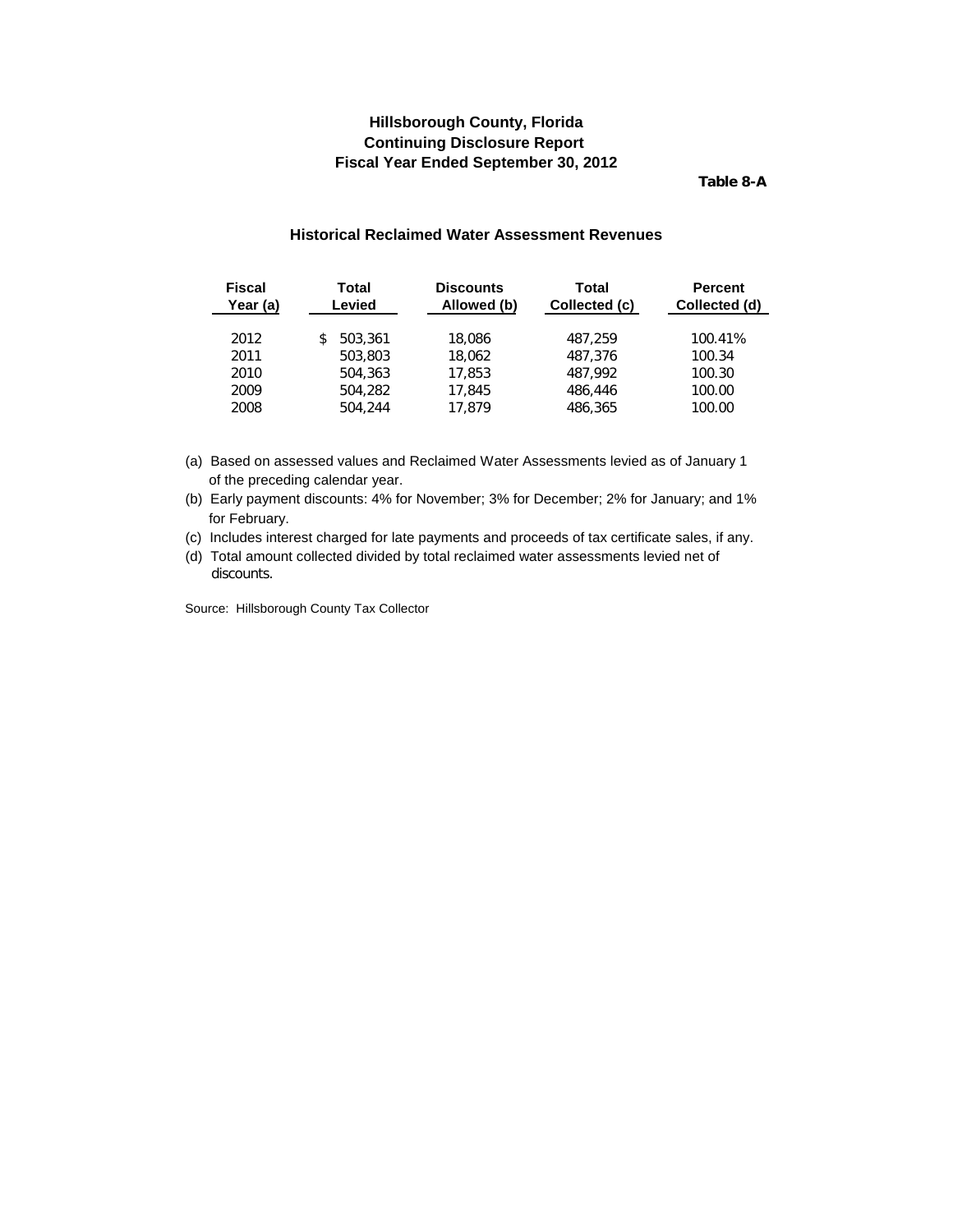**Hillsborough County, Florida**
**Continuing Disclosure Report**
**Fiscal Year Ended September 30, 2012**

**Table 8-A**

### Historical Reclaimed Water Assessment Revenues

| Fiscal Year (a) | Total Levied | Discounts Allowed (b) | Total Collected (c) | Percent Collected (d) |
|---|---|---|---|---|
| 2012 | $ 503,361 | 18,086 | 487,259 | 100.41% |
| 2011 | 503,803 | 18,062 | 487,376 | 100.34 |
| 2010 | 504,363 | 17,853 | 487,992 | 100.30 |
| 2009 | 504,282 | 17,845 | 486,446 | 100.00 |
| 2008 | 504,244 | 17,879 | 486,365 | 100.00 |

(a) Based on assessed values and Reclaimed Water Assessments levied as of January 1 of the preceding calendar year.

(b) Early payment discounts: 4% for November; 3% for December; 2% for January; and 1% for February.

(c) Includes interest charged for late payments and proceeds of tax certificate sales, if any.

(d) Total amount collected divided by total reclaimed water assessments levied net of discounts.

Source: Hillsborough County Tax Collector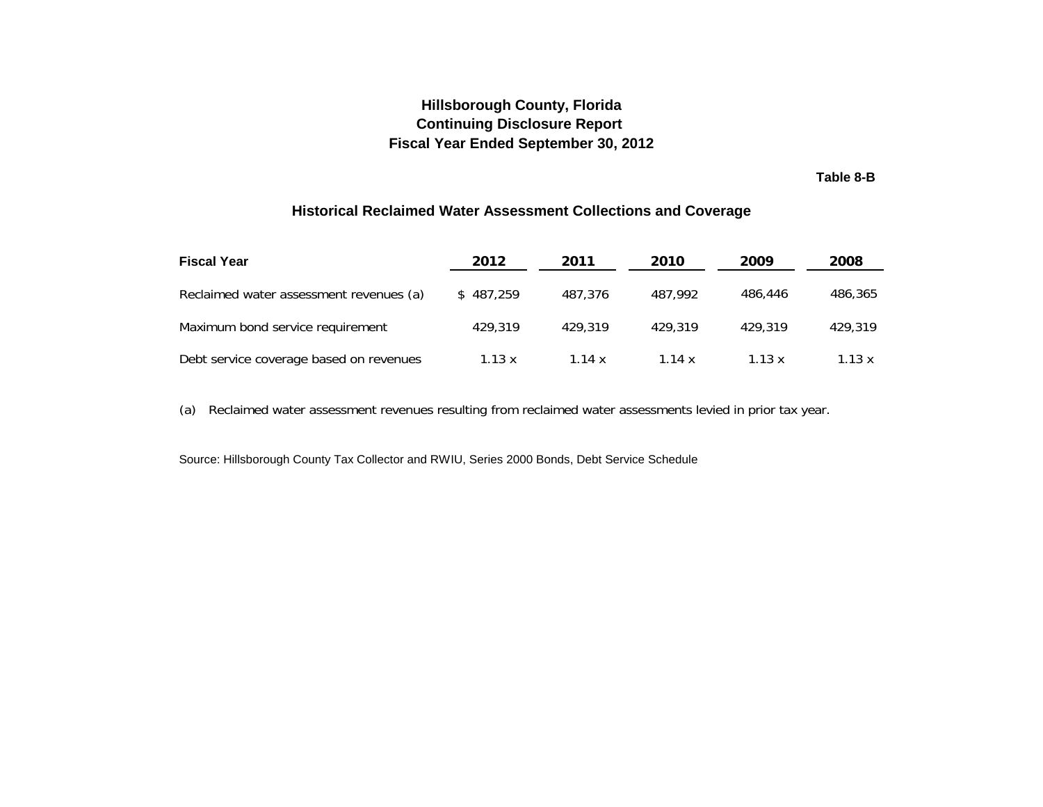# Hillsborough County, Florida
## Continuing Disclosure Report
## Fiscal Year Ended September 30, 2012

**Table 8-B**

### Historical Reclaimed Water Assessment Collections and Coverage

| Fiscal Year | 2012 | 2011 | 2010 | 2009 | 2008 |
|---|---|---|---|---|---|
| Reclaimed water assessment revenues (a) | $ 487,259 | 487,376 | 487,992 | 486,446 | 486,365 |
| Maximum bond service requirement | 429,319 | 429,319 | 429,319 | 429,319 | 429,319 |
| Debt service coverage based on revenues | 1.13 x | 1.14 x | 1.14 x | 1.13 x | 1.13 x |

(a) Reclaimed water assessment revenues resulting from reclaimed water assessments levied in prior tax year.

Source: Hillsborough County Tax Collector and RWIU, Series 2000 Bonds, Debt Service Schedule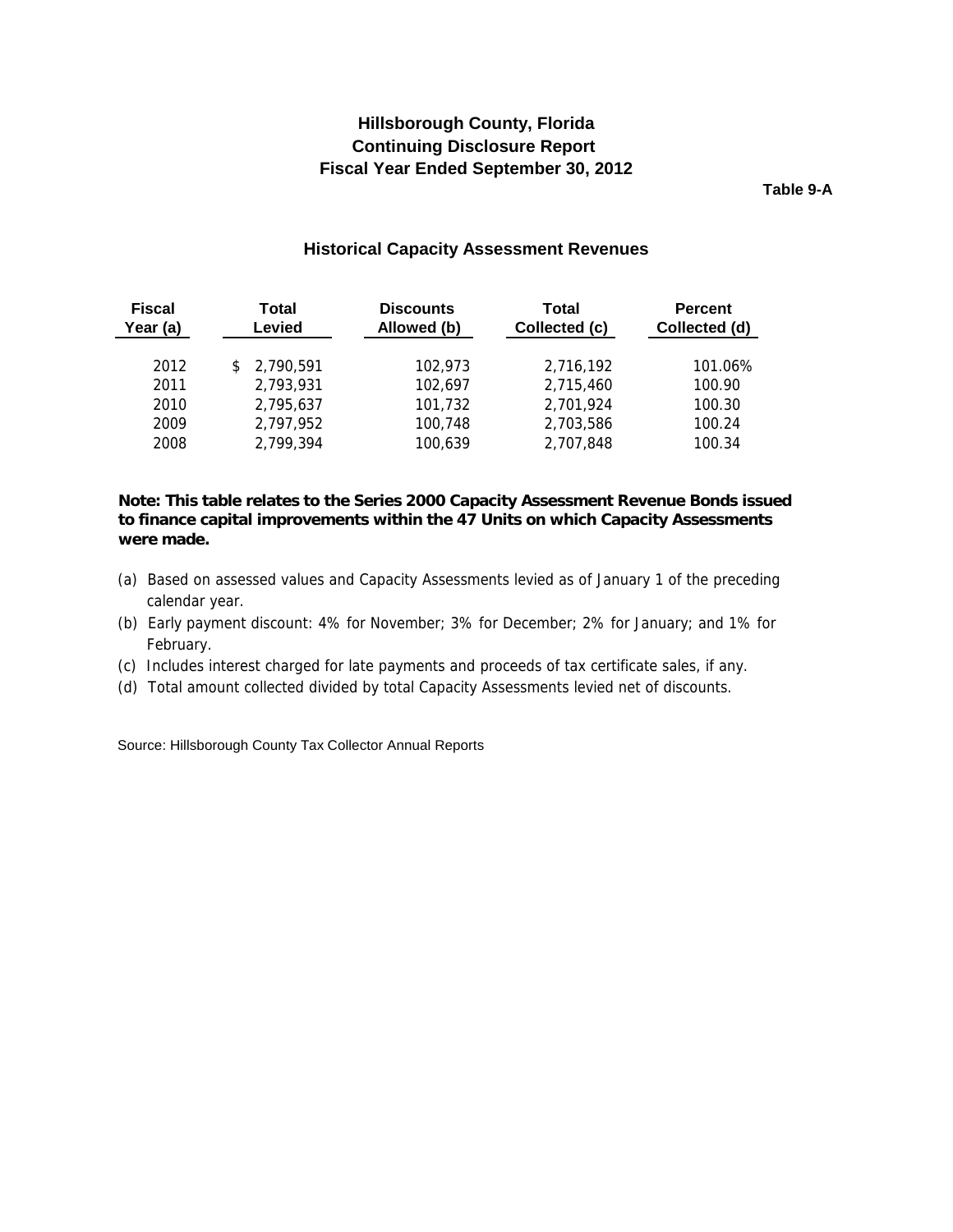# Hillsborough County, Florida
## Continuing Disclosure Report
## Fiscal Year Ended September 30, 2012

**Table 9-A**

### Historical Capacity Assessment Revenues

| Fiscal Year (a) | Total Levied | Discounts Allowed (b) | Total Collected (c) | Percent Collected (d) |
|---|---|---|---|---|
| 2012 | $ 2,790,591 | 102,973 | 2,716,192 | 101.06% |
| 2011 | 2,793,931 | 102,697 | 2,715,460 | 100.90 |
| 2010 | 2,795,637 | 101,732 | 2,701,924 | 100.30 |
| 2009 | 2,797,952 | 100,748 | 2,703,586 | 100.24 |
| 2008 | 2,799,394 | 100,639 | 2,707,848 | 100.34 |

**Note: This table relates to the Series 2000 Capacity Assessment Revenue Bonds issued to finance capital improvements within the 47 Units on which Capacity Assessments were made.**

(a) Based on assessed values and Capacity Assessments levied as of January 1 of the preceding calendar year.
(b) Early payment discount: 4% for November; 3% for December; 2% for January; and 1% for February.
(c) Includes interest charged for late payments and proceeds of tax certificate sales, if any.
(d) Total amount collected divided by total Capacity Assessments levied net of discounts.

Source: Hillsborough County Tax Collector Annual Reports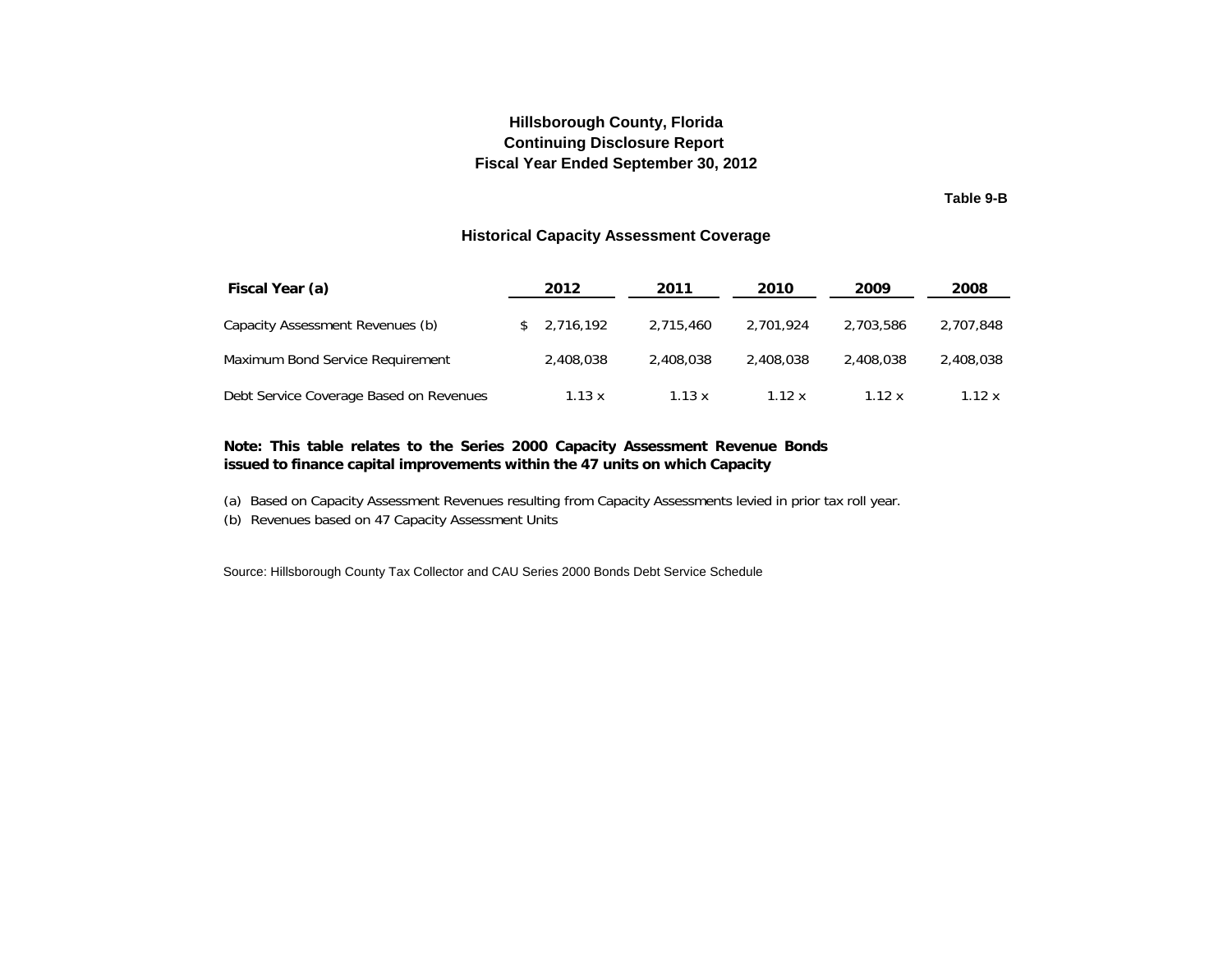# Hillsborough County, Florida
## Continuing Disclosure Report
## Fiscal Year Ended September 30, 2012

**Table 9-B**

### Historical Capacity Assessment Coverage

| Fiscal Year (a) | 2012 | 2011 | 2010 | 2009 | 2008 |
|---|---|---|---|---|---|
| Capacity Assessment Revenues (b) | $ 2,716,192 | 2,715,460 | 2,701,924 | 2,703,586 | 2,707,848 |
| Maximum Bond Service Requirement | 2,408,038 | 2,408,038 | 2,408,038 | 2,408,038 | 2,408,038 |
| Debt Service Coverage Based on Revenues | 1.13 x | 1.13 x | 1.12 x | 1.12 x | 1.12 x |

**Note: This table relates to the Series 2000 Capacity Assessment Revenue Bonds issued to finance capital improvements within the 47 units on which Capacity**

(a) Based on Capacity Assessment Revenues resulting from Capacity Assessments levied in prior tax roll year.

(b) Revenues based on 47 Capacity Assessment Units

Source: Hillsborough County Tax Collector and CAU Series 2000 Bonds Debt Service Schedule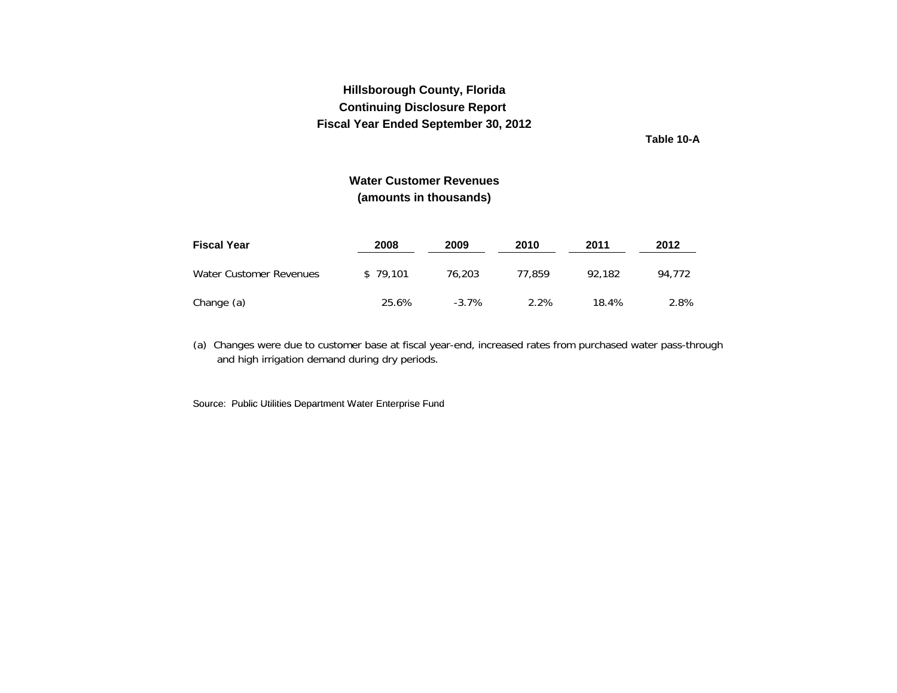**Hillsborough County, Florida**
**Continuing Disclosure Report**
**Fiscal Year Ended September 30, 2012**

**Table 10-A**

## Water Customer Revenues
## (amounts in thousands)

| Fiscal Year | 2008 | 2009 | 2010 | 2011 | 2012 |
|---|---|---|---|---|---|
| Water Customer Revenues | $ 79,101 | 76,203 | 77,859 | 92,182 | 94,772 |
| Change (a) | 25.6% | -3.7% | 2.2% | 18.4% | 2.8% |

(a) Changes were due to customer base at fiscal year-end, increased rates from purchased water pass-through and high irrigation demand during dry periods.

Source: Public Utilities Department Water Enterprise Fund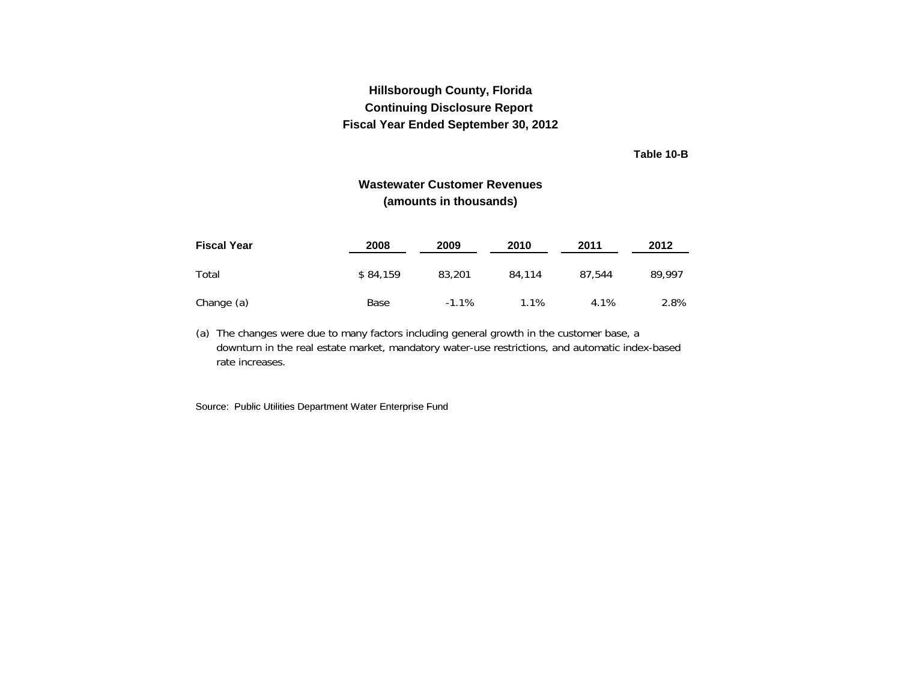**Hillsborough County, Florida**
**Continuing Disclosure Report**
**Fiscal Year Ended September 30, 2012**

**Table 10-B**

## Wastewater Customer Revenues
### (amounts in thousands)

| Fiscal Year | 2008 | 2009 | 2010 | 2011 | 2012 |
|---|---|---|---|---|---|
| Total | $ 84,159 | 83,201 | 84,114 | 87,544 | 89,997 |
| Change (a) | Base | -1.1% | 1.1% | 4.1% | 2.8% |

(a) The changes were due to many factors including general growth in the customer base, a downturn in the real estate market, mandatory water-use restrictions, and automatic index-based rate increases.

Source: Public Utilities Department Water Enterprise Fund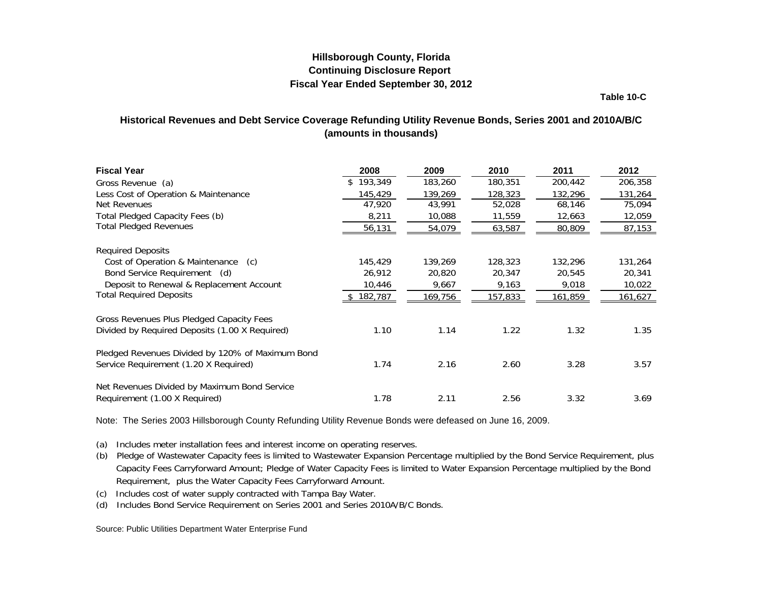**Hillsborough County, Florida**
**Continuing Disclosure Report**
**Fiscal Year Ended September 30, 2012**

**Table 10-C**

## Historical Revenues and Debt Service Coverage Refunding Utility Revenue Bonds, Series 2001 and 2010A/B/C (amounts in thousands)

| Fiscal Year | 2008 | 2009 | 2010 | 2011 | 2012 |
|---|---|---|---|---|---|
| Gross Revenue (a) | $ 193,349 | 183,260 | 180,351 | 200,442 | 206,358 |
| Less Cost of Operation & Maintenance | 145,429 | 139,269 | 128,323 | 132,296 | 131,264 |
| Net Revenues | 47,920 | 43,991 | 52,028 | 68,146 | 75,094 |
| Total Pledged Capacity Fees (b) | 8,211 | 10,088 | 11,559 | 12,663 | 12,059 |
| Total Pledged Revenues | 56,131 | 54,079 | 63,587 | 80,809 | 87,153 |
| | | | | | |
| Required Deposits | | | | | |
| Cost of Operation & Maintenance (c) | 145,429 | 139,269 | 128,323 | 132,296 | 131,264 |
| Bond Service Requirement (d) | 26,912 | 20,820 | 20,347 | 20,545 | 20,341 |
| Deposit to Renewal & Replacement Account | 10,446 | 9,667 | 9,163 | 9,018 | 10,022 |
| Total Required Deposits | $ 182,787 | 169,756 | 157,833 | 161,859 | 161,627 |
| | | | | | |
| Gross Revenues Plus Pledged Capacity Fees Divided by Required Deposits (1.00 X Required) | 1.10 | 1.14 | 1.22 | 1.32 | 1.35 |
| | | | | | |
| Pledged Revenues Divided by 120% of Maximum Bond Service Requirement (1.20 X Required) | 1.74 | 2.16 | 2.60 | 3.28 | 3.57 |
| | | | | | |
| Net Revenues Divided by Maximum Bond Service Requirement (1.00 X Required) | 1.78 | 2.11 | 2.56 | 3.32 | 3.69 |

Note: The Series 2003 Hillsborough County Refunding Utility Revenue Bonds were defeased on June 16, 2009.

(a) Includes meter installation fees and interest income on operating reserves.

(b) Pledge of Wastewater Capacity fees is limited to Wastewater Expansion Percentage multiplied by the Bond Service Requirement, plus Capacity Fees Carryforward Amount; Pledge of Water Capacity Fees is limited to Water Expansion Percentage multiplied by the Bond Requirement, plus the Water Capacity Fees Carryforward Amount.

(c) Includes cost of water supply contracted with Tampa Bay Water.

(d) Includes Bond Service Requirement on Series 2001 and Series 2010A/B/C Bonds.

Source: Public Utilities Department Water Enterprise Fund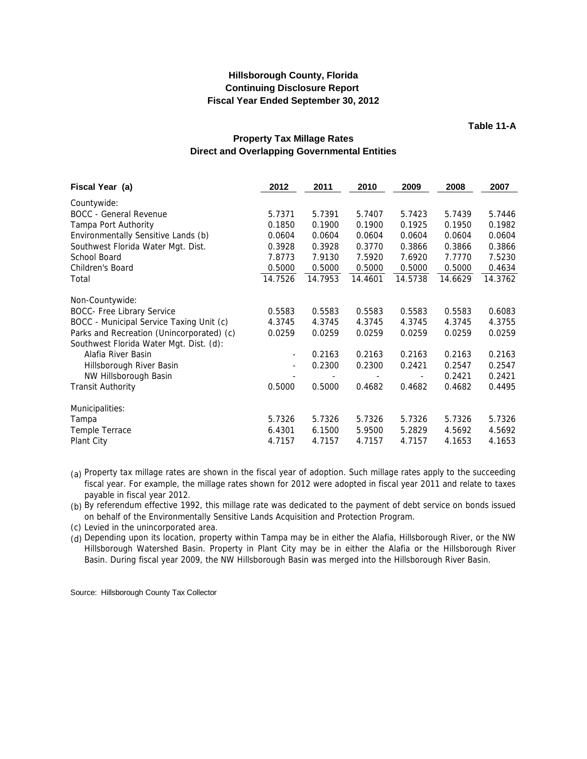**Hillsborough County, Florida**
**Continuing Disclosure Report**
**Fiscal Year Ended September 30, 2012**

**Table 11-A**

## Property Tax Millage Rates
## Direct and Overlapping Governmental Entities

| Fiscal Year (a) | 2012 | 2011 | 2010 | 2009 | 2008 | 2007 |
|---|---|---|---|---|---|---|
| Countywide: | | | | | | |
| BOCC - General Revenue | 5.7371 | 5.7391 | 5.7407 | 5.7423 | 5.7439 | 5.7446 |
| Tampa Port Authority | 0.1850 | 0.1900 | 0.1900 | 0.1925 | 0.1950 | 0.1982 |
| Environmentally Sensitive Lands (b) | 0.0604 | 0.0604 | 0.0604 | 0.0604 | 0.0604 | 0.0604 |
| Southwest Florida Water Mgt. Dist. | 0.3928 | 0.3928 | 0.3770 | 0.3866 | 0.3866 | 0.3866 |
| School Board | 7.8773 | 7.9130 | 7.5920 | 7.6920 | 7.7770 | 7.5230 |
| Children's Board | 0.5000 | 0.5000 | 0.5000 | 0.5000 | 0.5000 | 0.4634 |
| Total | 14.7526 | 14.7953 | 14.4601 | 14.5738 | 14.6629 | 14.3762 |
| Non-Countywide: | | | | | | |
| BOCC- Free Library Service | 0.5583 | 0.5583 | 0.5583 | 0.5583 | 0.5583 | 0.6083 |
| BOCC - Municipal Service Taxing Unit (c) | 4.3745 | 4.3745 | 4.3745 | 4.3745 | 4.3745 | 4.3755 |
| Parks and Recreation (Unincorporated) (c) | 0.0259 | 0.0259 | 0.0259 | 0.0259 | 0.0259 | 0.0259 |
| Southwest Florida Water Mgt. Dist. (d): | | | | | | |
| Alafia River Basin | - | 0.2163 | 0.2163 | 0.2163 | 0.2163 | 0.2163 |
| Hillsborough River Basin | - | 0.2300 | 0.2300 | 0.2421 | 0.2547 | 0.2547 |
| NW Hillsborough Basin | - | - | - | - | 0.2421 | 0.2421 |
| Transit Authority | 0.5000 | 0.5000 | 0.4682 | 0.4682 | 0.4682 | 0.4495 |
| Municipalities: | | | | | | |
| Tampa | 5.7326 | 5.7326 | 5.7326 | 5.7326 | 5.7326 | 5.7326 |
| Temple Terrace | 6.4301 | 6.1500 | 5.9500 | 5.2829 | 4.5692 | 4.5692 |
| Plant City | 4.7157 | 4.7157 | 4.7157 | 4.7157 | 4.1653 | 4.1653 |

(a) Property tax millage rates are shown in the fiscal year of adoption. Such millage rates apply to the succeeding fiscal year. For example, the millage rates shown for 2012 were adopted in fiscal year 2011 and relate to taxes payable in fiscal year 2012.

(b) By referendum effective 1992, this millage rate was dedicated to the payment of debt service on bonds issued on behalf of the Environmentally Sensitive Lands Acquisition and Protection Program.

(c) Levied in the unincorporated area.

(d) Depending upon its location, property within Tampa may be in either the Alafia, Hillsborough River, or the NW Hillsborough Watershed Basin. Property in Plant City may be in either the Alafia or the Hillsborough River Basin. During fiscal year 2009, the NW Hillsborough Basin was merged into the Hillsborough River Basin.

Source: Hillsborough County Tax Collector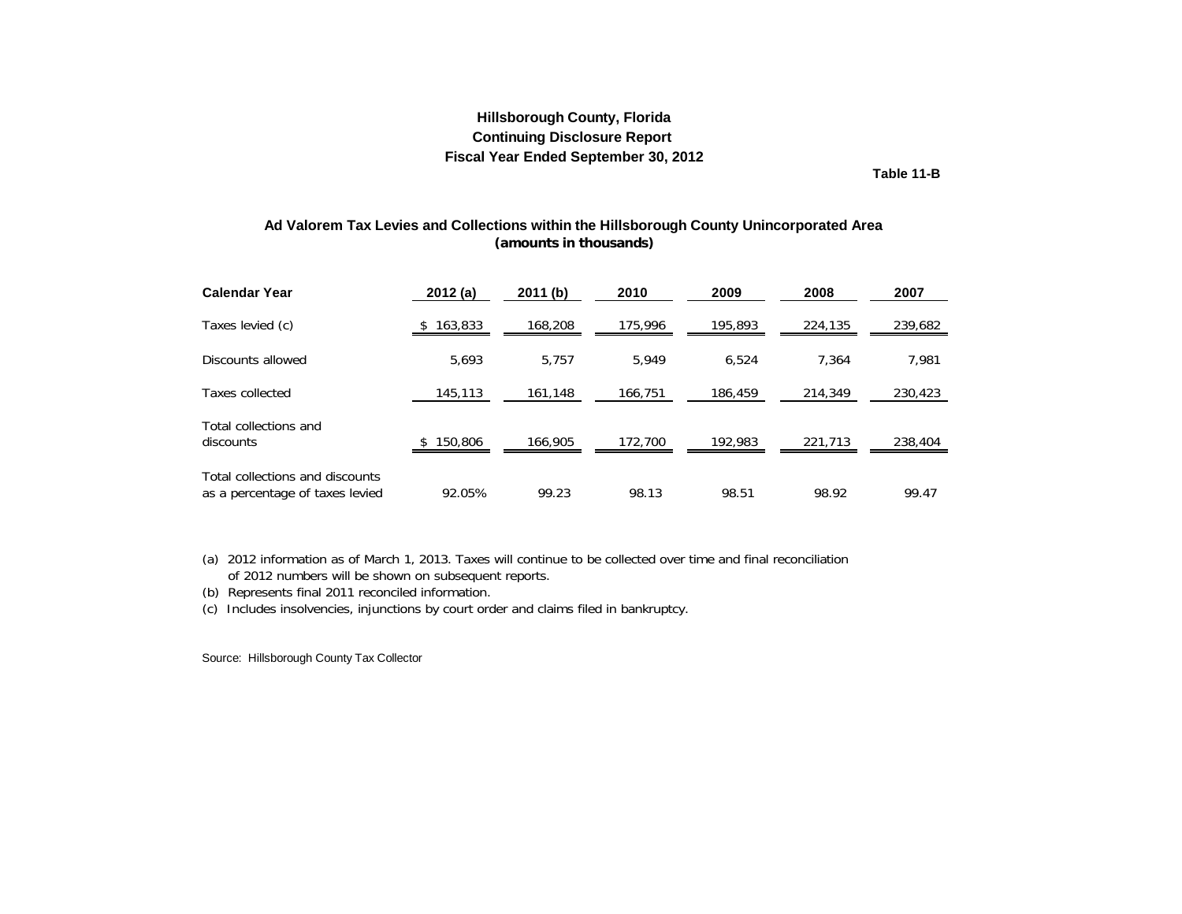## Hillsborough County, Florida
## Continuing Disclosure Report
## Fiscal Year Ended September 30, 2012

**Table 11-B**

### Ad Valorem Tax Levies and Collections within the Hillsborough County Unincorporated Area
**(amounts in thousands)**

| Calendar Year | 2012 (a) | 2011 (b) | 2010 | 2009 | 2008 | 2007 |
|---|---|---|---|---|---|---|
| Taxes levied (c) | $ 163,833 | 168,208 | 175,996 | 195,893 | 224,135 | 239,682 |
| Discounts allowed | 5,693 | 5,757 | 5,949 | 6,524 | 7,364 | 7,981 |
| Taxes collected | 145,113 | 161,148 | 166,751 | 186,459 | 214,349 | 230,423 |
| Total collections and discounts | $ 150,806 | 166,905 | 172,700 | 192,983 | 221,713 | 238,404 |
| Total collections and discounts as a percentage of taxes levied | 92.05% | 99.23 | 98.13 | 98.51 | 98.92 | 99.47 |

(a) 2012 information as of March 1, 2013. Taxes will continue to be collected over time and final reconciliation of 2012 numbers will be shown on subsequent reports.

(b) Represents final 2011 reconciled information.

(c) Includes insolvencies, injunctions by court order and claims filed in bankruptcy.

Source: Hillsborough County Tax Collector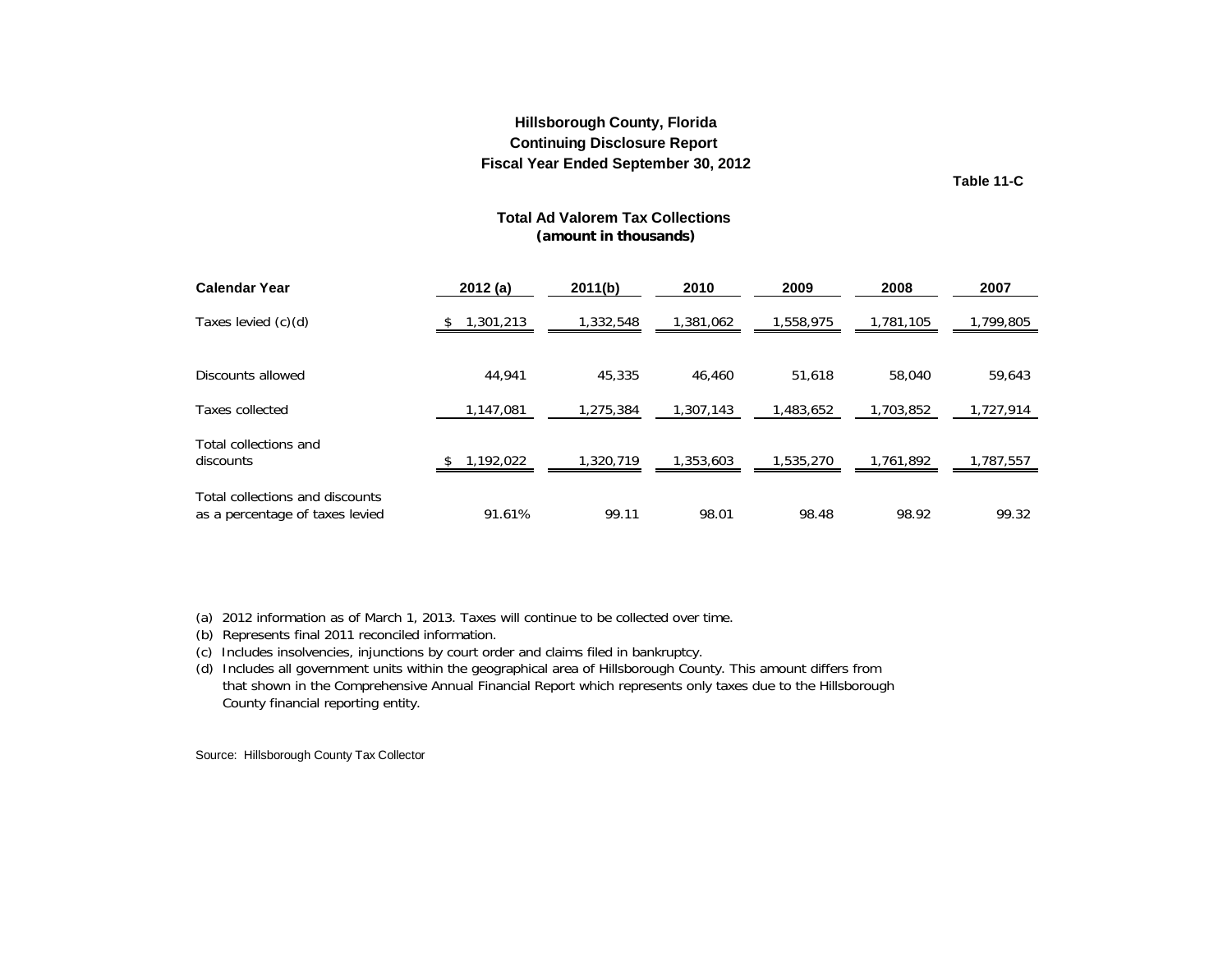**Hillsborough County, Florida**
**Continuing Disclosure Report**
**Fiscal Year Ended September 30, 2012**

**Table 11-C**

## Total Ad Valorem Tax Collections
**(amount in thousands)**

| Calendar Year | 2012 (a) | 2011(b) | 2010 | 2009 | 2008 | 2007 |
|---|---|---|---|---|---|---|
| Taxes levied (c)(d) | $ 1,301,213 | 1,332,548 | 1,381,062 | 1,558,975 | 1,781,105 | 1,799,805 |
| Discounts allowed | 44,941 | 45,335 | 46,460 | 51,618 | 58,040 | 59,643 |
| Taxes collected | 1,147,081 | 1,275,384 | 1,307,143 | 1,483,652 | 1,703,852 | 1,727,914 |
| Total collections and discounts | $ 1,192,022 | 1,320,719 | 1,353,603 | 1,535,270 | 1,761,892 | 1,787,557 |
| Total collections and discounts as a percentage of taxes levied | 91.61% | 99.11 | 98.01 | 98.48 | 98.92 | 99.32 |

(a) 2012 information as of March 1, 2013. Taxes will continue to be collected over time.

(b) Represents final 2011 reconciled information.

(c) Includes insolvencies, injunctions by court order and claims filed in bankruptcy.

(d) Includes all government units within the geographical area of Hillsborough County. This amount differs from that shown in the Comprehensive Annual Financial Report which represents only taxes due to the Hillsborough County financial reporting entity.

Source: Hillsborough County Tax Collector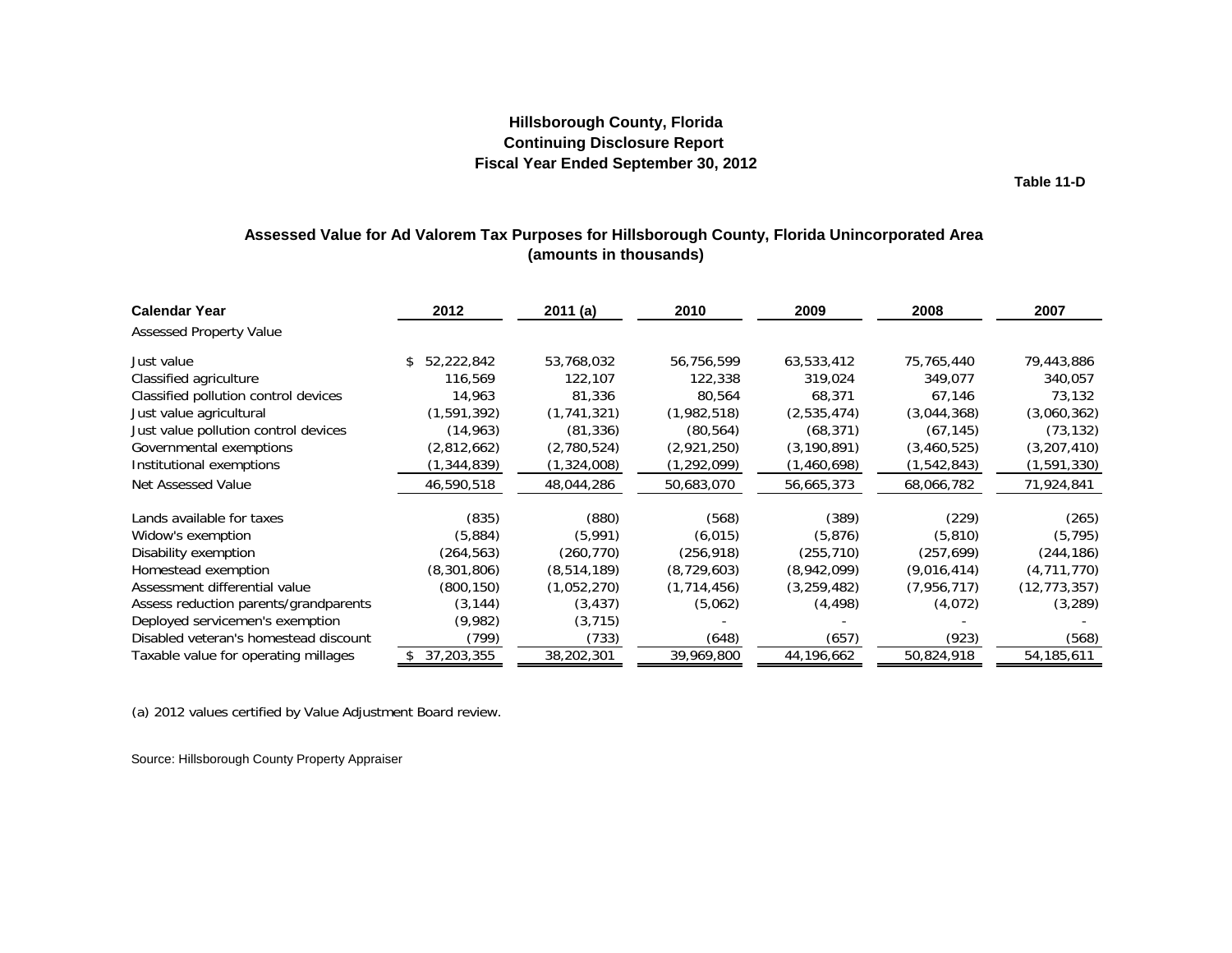# Hillsborough County, Florida
## Continuing Disclosure Report
## Fiscal Year Ended September 30, 2012

**Table 11-D**

### Assessed Value for Ad Valorem Tax Purposes for Hillsborough County, Florida Unincorporated Area
### (amounts in thousands)

| Calendar Year | 2012 | 2011 (a) | 2010 | 2009 | 2008 | 2007 |
|---|---|---|---|---|---|---|
| Assessed Property Value | | | | | | |
| Just value | $ 52,222,842 | 53,768,032 | 56,756,599 | 63,533,412 | 75,765,440 | 79,443,886 |
| Classified agriculture | 116,569 | 122,107 | 122,338 | 319,024 | 349,077 | 340,057 |
| Classified pollution control devices | 14,963 | 81,336 | 80,564 | 68,371 | 67,146 | 73,132 |
| Just value agricultural | (1,591,392) | (1,741,321) | (1,982,518) | (2,535,474) | (3,044,368) | (3,060,362) |
| Just value pollution control devices | (14,963) | (81,336) | (80,564) | (68,371) | (67,145) | (73,132) |
| Governmental exemptions | (2,812,662) | (2,780,524) | (2,921,250) | (3,190,891) | (3,460,525) | (3,207,410) |
| Institutional exemptions | (1,344,839) | (1,324,008) | (1,292,099) | (1,460,698) | (1,542,843) | (1,591,330) |
| Net Assessed Value | 46,590,518 | 48,044,286 | 50,683,070 | 56,665,373 | 68,066,782 | 71,924,841 |
| Lands available for taxes | (835) | (880) | (568) | (389) | (229) | (265) |
| Widow's exemption | (5,884) | (5,991) | (6,015) | (5,876) | (5,810) | (5,795) |
| Disability exemption | (264,563) | (260,770) | (256,918) | (255,710) | (257,699) | (244,186) |
| Homestead exemption | (8,301,806) | (8,514,189) | (8,729,603) | (8,942,099) | (9,016,414) | (4,711,770) |
| Assessment differential value | (800,150) | (1,052,270) | (1,714,456) | (3,259,482) | (7,956,717) | (12,773,357) |
| Assess reduction parents/grandparents | (3,144) | (3,437) | (5,062) | (4,498) | (4,072) | (3,289) |
| Deployed servicemen's exemption | (9,982) | (3,715) | - | - | - | - |
| Disabled veteran's homestead discount | (799) | (733) | (648) | (657) | (923) | (568) |
| Taxable value for operating millages | $ 37,203,355 | 38,202,301 | 39,969,800 | 44,196,662 | 50,824,918 | 54,185,611 |

(a) 2012 values certified by Value Adjustment Board review.

Source: Hillsborough County Property Appraiser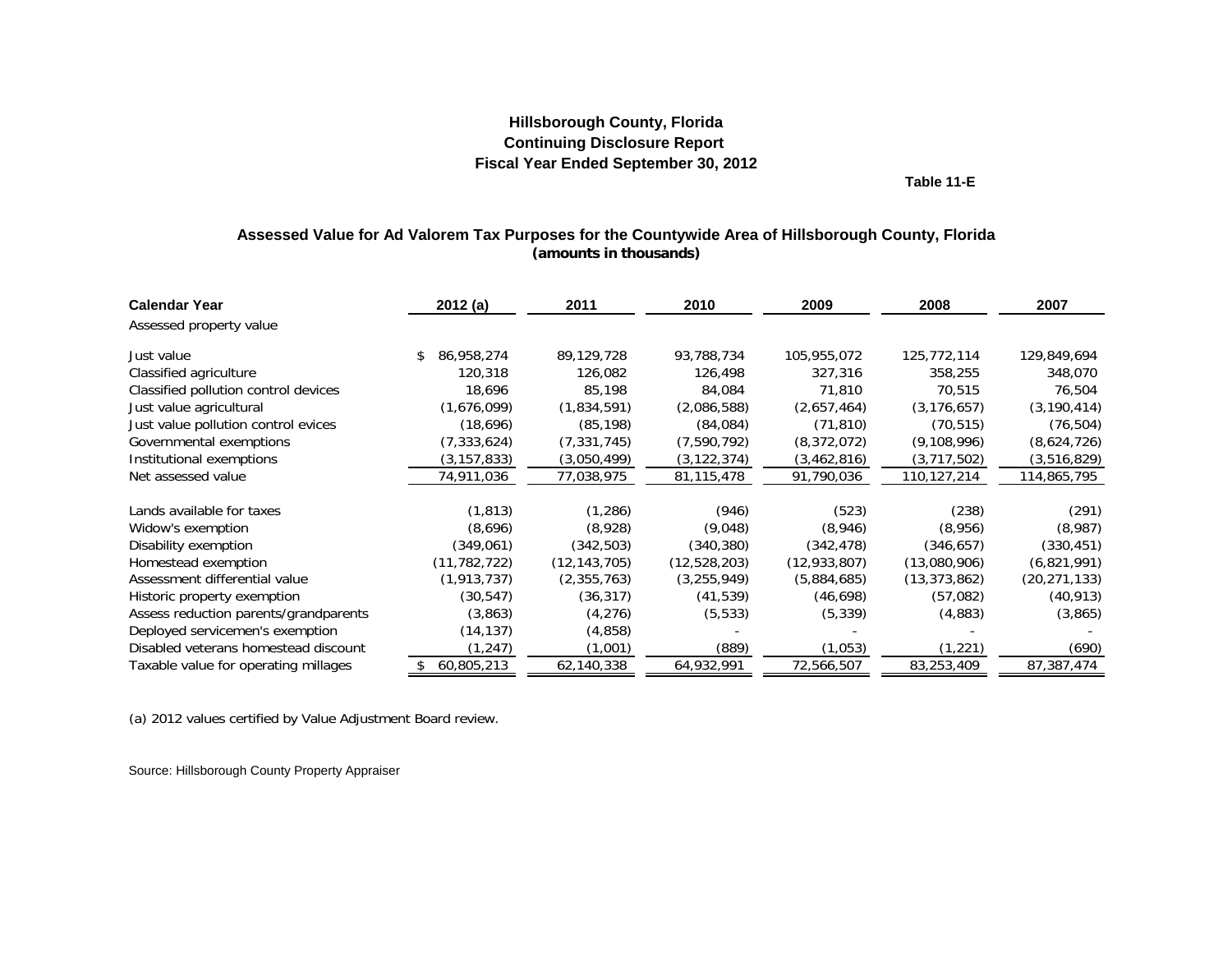# Hillsborough County, Florida
## Continuing Disclosure Report
## Fiscal Year Ended September 30, 2012

**Table 11-E**

### Assessed Value for Ad Valorem Tax Purposes for the Countywide Area of Hillsborough County, Florida
**(amounts in thousands)**

| Calendar Year | 2012 (a) | 2011 | 2010 | 2009 | 2008 | 2007 |
|---|---|---|---|---|---|---|
| Assessed property value | | | | | | |
| Just value | $ 86,958,274 | 89,129,728 | 93,788,734 | 105,955,072 | 125,772,114 | 129,849,694 |
| Classified agriculture | 120,318 | 126,082 | 126,498 | 327,316 | 358,255 | 348,070 |
| Classified pollution control devices | 18,696 | 85,198 | 84,084 | 71,810 | 70,515 | 76,504 |
| Just value agricultural | (1,676,099) | (1,834,591) | (2,086,588) | (2,657,464) | (3,176,657) | (3,190,414) |
| Just value pollution control evices | (18,696) | (85,198) | (84,084) | (71,810) | (70,515) | (76,504) |
| Governmental exemptions | (7,333,624) | (7,331,745) | (7,590,792) | (8,372,072) | (9,108,996) | (8,624,726) |
| Institutional exemptions | (3,157,833) | (3,050,499) | (3,122,374) | (3,462,816) | (3,717,502) | (3,516,829) |
| Net assessed value | 74,911,036 | 77,038,975 | 81,115,478 | 91,790,036 | 110,127,214 | 114,865,795 |
| | | | | | | |
| Lands available for taxes | (1,813) | (1,286) | (946) | (523) | (238) | (291) |
| Widow's exemption | (8,696) | (8,928) | (9,048) | (8,946) | (8,956) | (8,987) |
| Disability exemption | (349,061) | (342,503) | (340,380) | (342,478) | (346,657) | (330,451) |
| Homestead exemption | (11,782,722) | (12,143,705) | (12,528,203) | (12,933,807) | (13,080,906) | (6,821,991) |
| Assessment differential value | (1,913,737) | (2,355,763) | (3,255,949) | (5,884,685) | (13,373,862) | (20,271,133) |
| Historic property exemption | (30,547) | (36,317) | (41,539) | (46,698) | (57,082) | (40,913) |
| Assess reduction parents/grandparents | (3,863) | (4,276) | (5,533) | (5,339) | (4,883) | (3,865) |
| Deployed servicemen's exemption | (14,137) | (4,858) | - | - | - | - |
| Disabled veterans homestead discount | (1,247) | (1,001) | (889) | (1,053) | (1,221) | (690) |
| Taxable value for operating millages | $ 60,805,213 | 62,140,338 | 64,932,991 | 72,566,507 | 83,253,409 | 87,387,474 |

(a) 2012 values certified by Value Adjustment Board review.

Source: Hillsborough County Property Appraiser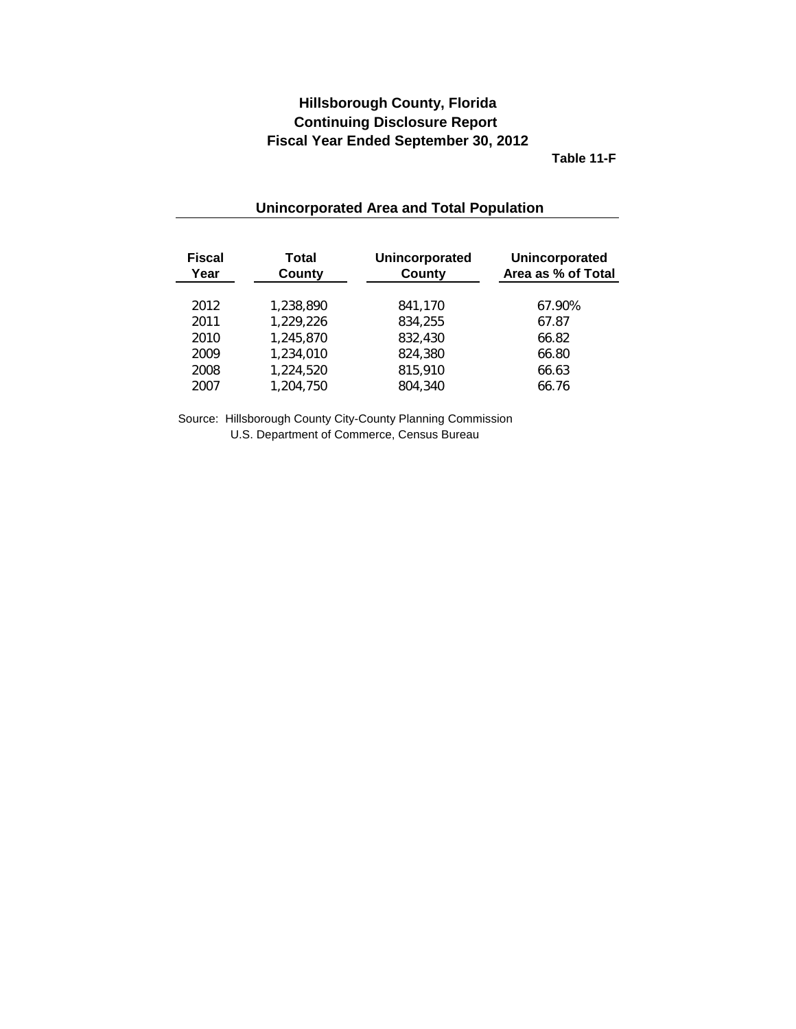# Hillsborough County, Florida
## Continuing Disclosure Report
## Fiscal Year Ended September 30, 2012

**Table 11-F**

### Unincorporated Area and Total Population

| Fiscal Year | Total County | Unincorporated County | Unincorporated Area as % of Total |
|---|---|---|---|
| 2012 | 1,238,890 | 841,170 | 67.90% |
| 2011 | 1,229,226 | 834,255 | 67.87 |
| 2010 | 1,245,870 | 832,430 | 66.82 |
| 2009 | 1,234,010 | 824,380 | 66.80 |
| 2008 | 1,224,520 | 815,910 | 66.63 |
| 2007 | 1,204,750 | 804,340 | 66.76 |

Source: Hillsborough County City-County Planning Commission
U.S. Department of Commerce, Census Bureau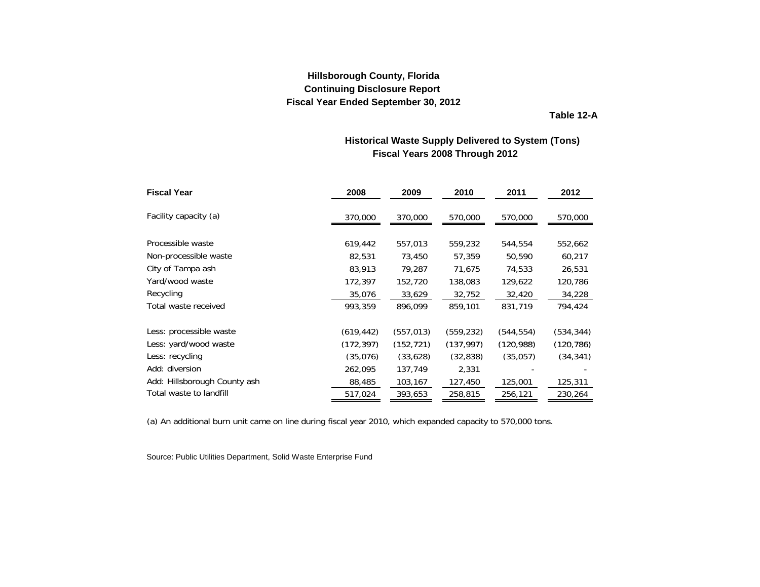**Hillsborough County, Florida**
**Continuing Disclosure Report**
**Fiscal Year Ended September 30, 2012**

**Table 12-A**

## Historical Waste Supply Delivered to System (Tons)
### Fiscal Years 2008 Through 2012

| Fiscal Year | 2008 | 2009 | 2010 | 2011 | 2012 |
|---|---|---|---|---|---|
| Facility capacity (a) | 370,000 | 370,000 | 570,000 | 570,000 | 570,000 |
| | | | | | |
| Processible waste | 619,442 | 557,013 | 559,232 | 544,554 | 552,662 |
| Non-processible waste | 82,531 | 73,450 | 57,359 | 50,590 | 60,217 |
| City of Tampa ash | 83,913 | 79,287 | 71,675 | 74,533 | 26,531 |
| Yard/wood waste | 172,397 | 152,720 | 138,083 | 129,622 | 120,786 |
| Recycling | 35,076 | 33,629 | 32,752 | 32,420 | 34,228 |
| Total waste received | 993,359 | 896,099 | 859,101 | 831,719 | 794,424 |
| | | | | | |
| Less: processible waste | (619,442) | (557,013) | (559,232) | (544,554) | (534,344) |
| Less: yard/wood waste | (172,397) | (152,721) | (137,997) | (120,988) | (120,786) |
| Less: recycling | (35,076) | (33,628) | (32,838) | (35,057) | (34,341) |
| Add: diversion | 262,095 | 137,749 | 2,331 | - | - |
| Add: Hillsborough County ash | 88,485 | 103,167 | 127,450 | 125,001 | 125,311 |
| Total waste to landfill | 517,024 | 393,653 | 258,815 | 256,121 | 230,264 |

(a) An additional burn unit came on line during fiscal year 2010, which expanded capacity to 570,000 tons.

Source: Public Utilities Department, Solid Waste Enterprise Fund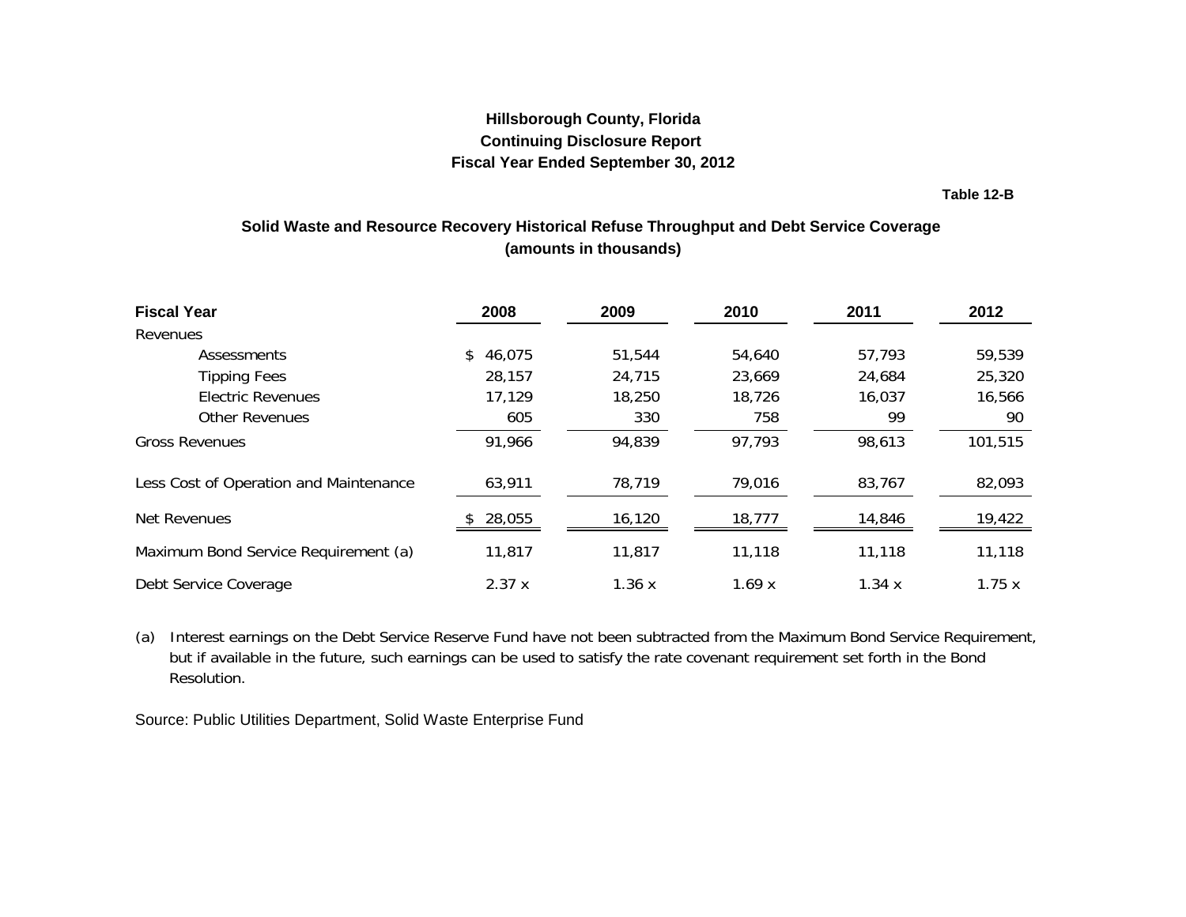**Hillsborough County, Florida**
**Continuing Disclosure Report**
**Fiscal Year Ended September 30, 2012**

**Table 12-B**

## Solid Waste and Resource Recovery Historical Refuse Throughput and Debt Service Coverage
**(amounts in thousands)**

| Fiscal Year | 2008 | 2009 | 2010 | 2011 | 2012 |
|---|---|---|---|---|---|
| Revenues | | | | | |
| Assessments | $ 46,075 | 51,544 | 54,640 | 57,793 | 59,539 |
| Tipping Fees | 28,157 | 24,715 | 23,669 | 24,684 | 25,320 |
| Electric Revenues | 17,129 | 18,250 | 18,726 | 16,037 | 16,566 |
| Other Revenues | 605 | 330 | 758 | 99 | 90 |
| Gross Revenues | 91,966 | 94,839 | 97,793 | 98,613 | 101,515 |
| Less Cost of Operation and Maintenance | 63,911 | 78,719 | 79,016 | 83,767 | 82,093 |
| Net Revenues | $ 28,055 | 16,120 | 18,777 | 14,846 | 19,422 |
| Maximum Bond Service Requirement (a) | 11,817 | 11,817 | 11,118 | 11,118 | 11,118 |
| Debt Service Coverage | 2.37 x | 1.36 x | 1.69 x | 1.34 x | 1.75 x |

(a) Interest earnings on the Debt Service Reserve Fund have not been subtracted from the Maximum Bond Service Requirement, but if available in the future, such earnings can be used to satisfy the rate covenant requirement set forth in the Bond Resolution.

Source: Public Utilities Department, Solid Waste Enterprise Fund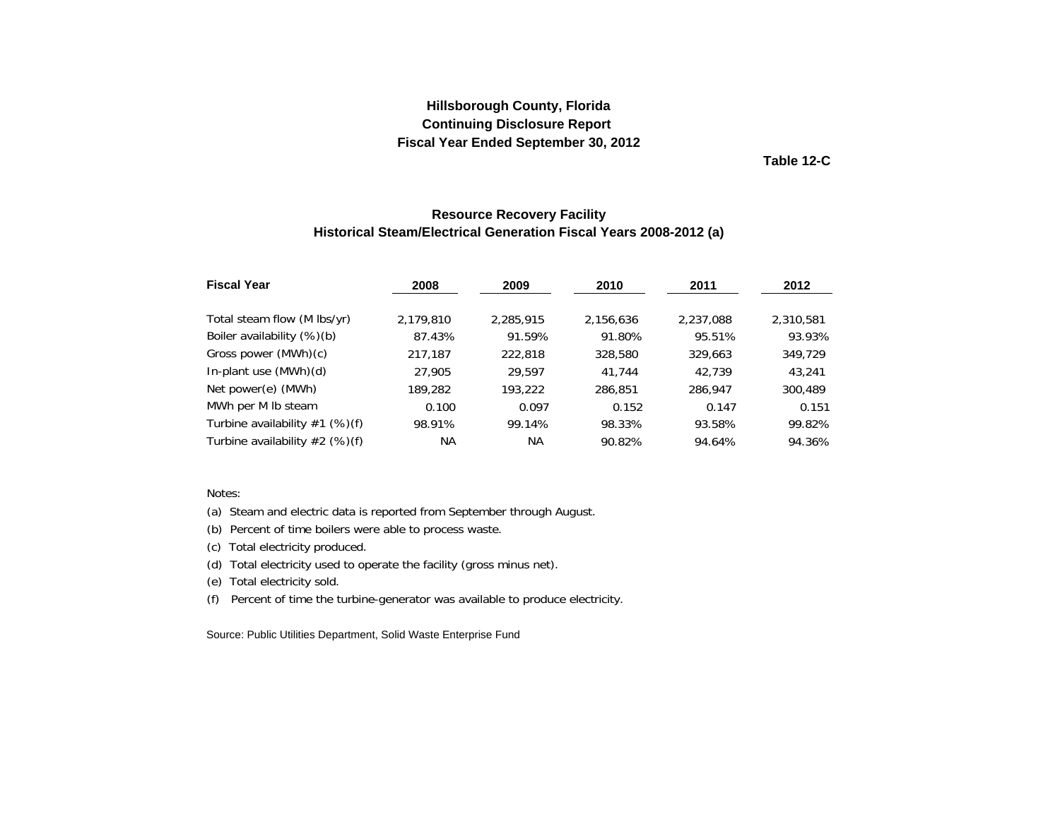**Hillsborough County, Florida**
**Continuing Disclosure Report**
**Fiscal Year Ended September 30, 2012**

**Table 12-C**

## Resource Recovery Facility
## Historical Steam/Electrical Generation Fiscal Years 2008-2012 (a)

| Fiscal Year | 2008 | 2009 | 2010 | 2011 | 2012 |
|---|---|---|---|---|---|
| Total steam flow (M lbs/yr) | 2,179,810 | 2,285,915 | 2,156,636 | 2,237,088 | 2,310,581 |
| Boiler availability (%)(b) | 87.43% | 91.59% | 91.80% | 95.51% | 93.93% |
| Gross power (MWh)(c) | 217,187 | 222,818 | 328,580 | 329,663 | 349,729 |
| In-plant use (MWh)(d) | 27,905 | 29,597 | 41,744 | 42,739 | 43,241 |
| Net power(e) (MWh) | 189,282 | 193,222 | 286,851 | 286,947 | 300,489 |
| MWh per M lb steam | 0.100 | 0.097 | 0.152 | 0.147 | 0.151 |
| Turbine availability #1 (%)(f) | 98.91% | 99.14% | 98.33% | 93.58% | 99.82% |
| Turbine availability #2 (%)(f) | NA | NA | 90.82% | 94.64% | 94.36% |

Notes:

(a) Steam and electric data is reported from September through August.

(b) Percent of time boilers were able to process waste.

(c) Total electricity produced.

(d) Total electricity used to operate the facility (gross minus net).

(e) Total electricity sold.

(f) Percent of time the turbine-generator was available to produce electricity.

Source: Public Utilities Department, Solid Waste Enterprise Fund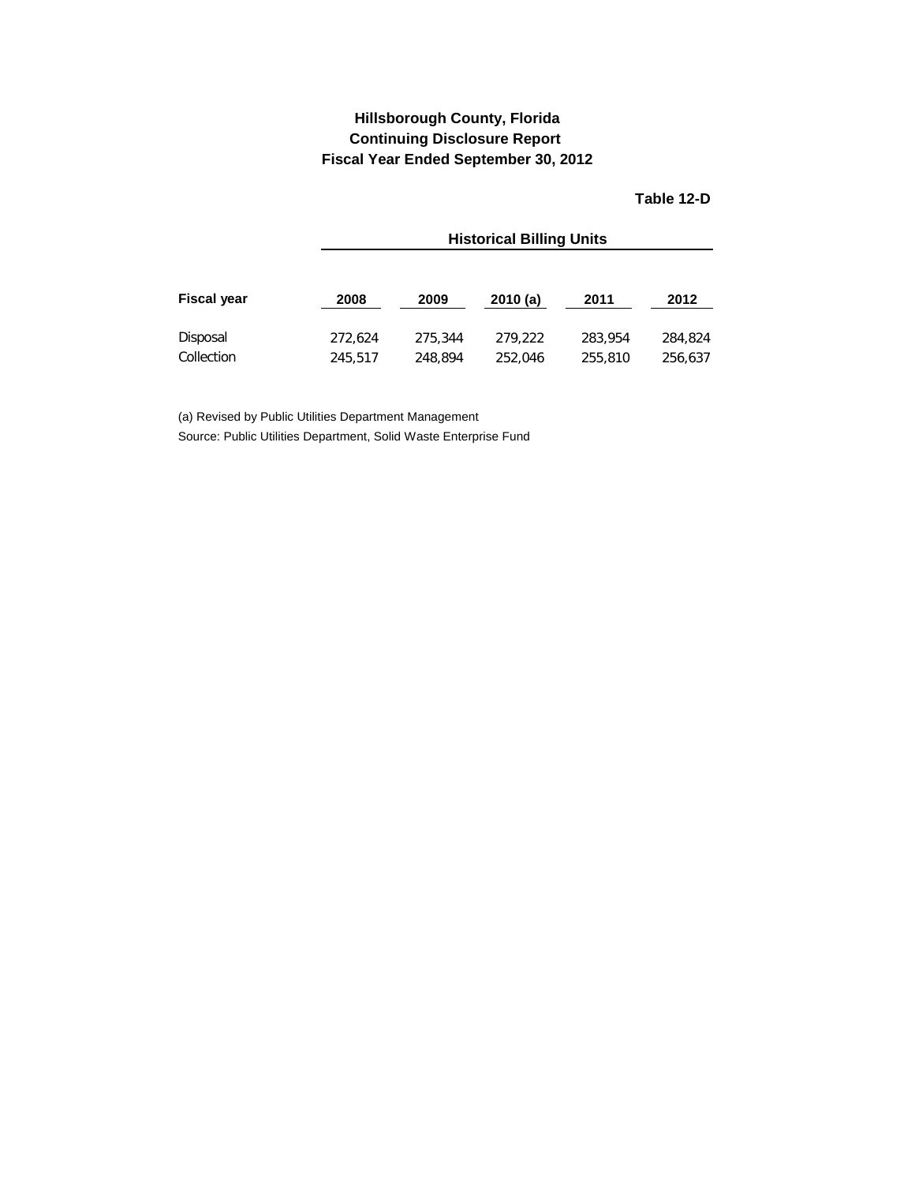**Hillsborough County, Florida**
**Continuing Disclosure Report**
**Fiscal Year Ended September 30, 2012**

**Table 12-D**

| | Historical Billing Units | | | | |
|---|---|---|---|---|---|
| **Fiscal year** | **2008** | **2009** | **2010 (a)** | **2011** | **2012** |
| Disposal | 272,624 | 275,344 | 279,222 | 283,954 | 284,824 |
| Collection | 245,517 | 248,894 | 252,046 | 255,810 | 256,637 |

(a) Revised by Public Utilities Department Management

Source: Public Utilities Department, Solid Waste Enterprise Fund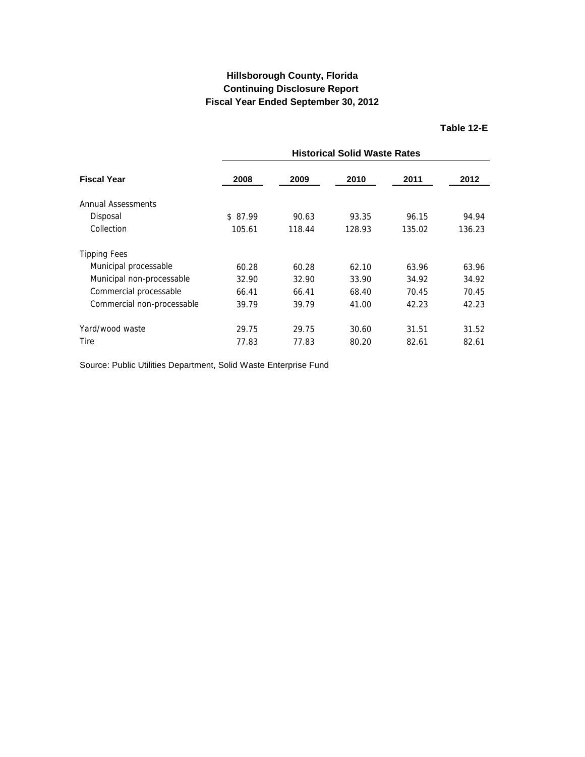**Hillsborough County, Florida**
**Continuing Disclosure Report**
**Fiscal Year Ended September 30, 2012**

**Table 12-E**

| | Historical Solid Waste Rates | | | | |
|---|---|---|---|---|---|
| **Fiscal Year** | **2008** | **2009** | **2010** | **2011** | **2012** |
| Annual Assessments | | | | | |
| Disposal | $ 87.99 | 90.63 | 93.35 | 96.15 | 94.94 |
| Collection | 105.61 | 118.44 | 128.93 | 135.02 | 136.23 |
| Tipping Fees | | | | | |
| Municipal processable | 60.28 | 60.28 | 62.10 | 63.96 | 63.96 |
| Municipal non-processable | 32.90 | 32.90 | 33.90 | 34.92 | 34.92 |
| Commercial processable | 66.41 | 66.41 | 68.40 | 70.45 | 70.45 |
| Commercial non-processable | 39.79 | 39.79 | 41.00 | 42.23 | 42.23 |
| Yard/wood waste | 29.75 | 29.75 | 30.60 | 31.51 | 31.52 |
| Tire | 77.83 | 77.83 | 80.20 | 82.61 | 82.61 |

Source: Public Utilities Department, Solid Waste Enterprise Fund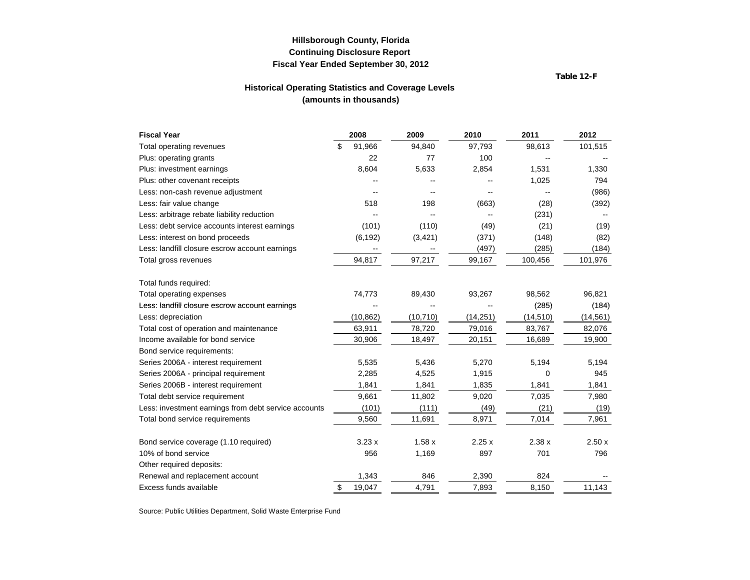**Hillsborough County, Florida**
**Continuing Disclosure Report**
**Fiscal Year Ended September 30, 2012**

**Table 12-F**

### Historical Operating Statistics and Coverage Levels
**(amounts in thousands)**

| Fiscal Year | 2008 | 2009 | 2010 | 2011 | 2012 |
|---|---|---|---|---|---|
| Total operating revenues | $ 91,966 | 94,840 | 97,793 | 98,613 | 101,515 |
| Plus: operating grants | 22 | 77 | 100 | -- | -- |
| Plus: investment earnings | 8,604 | 5,633 | 2,854 | 1,531 | 1,330 |
| Plus: other covenant receipts | -- | -- | -- | 1,025 | 794 |
| Less: non-cash revenue adjustment | -- | -- | -- | -- | (986) |
| Less: fair value change | 518 | 198 | (663) | (28) | (392) |
| Less: arbitrage rebate liability reduction | -- | -- | -- | (231) | -- |
| Less: debt service accounts interest earnings | (101) | (110) | (49) | (21) | (19) |
| Less: interest on bond proceeds | (6,192) | (3,421) | (371) | (148) | (82) |
| Less: landfill closure escrow account earnings | -- | -- | (497) | (285) | (184) |
| Total gross revenues | 94,817 | 97,217 | 99,167 | 100,456 | 101,976 |
| | | | | | |
| Total funds required: | | | | | |
| Total operating expenses | 74,773 | 89,430 | 93,267 | 98,562 | 96,821 |
| Less: landfill closure escrow account earnings | -- | -- | -- | (285) | (184) |
| Less: depreciation | (10,862) | (10,710) | (14,251) | (14,510) | (14,561) |
| Total cost of operation and maintenance | 63,911 | 78,720 | 79,016 | 83,767 | 82,076 |
| Income available for bond service | 30,906 | 18,497 | 20,151 | 16,689 | 19,900 |
| Bond service requirements: | | | | | |
| Series 2006A - interest requirement | 5,535 | 5,436 | 5,270 | 5,194 | 5,194 |
| Series 2006A - principal requirement | 2,285 | 4,525 | 1,915 | 0 | 945 |
| Series 2006B - interest requirement | 1,841 | 1,841 | 1,835 | 1,841 | 1,841 |
| Total debt service requirement | 9,661 | 11,802 | 9,020 | 7,035 | 7,980 |
| Less: investment earnings from debt service accounts | (101) | (111) | (49) | (21) | (19) |
| Total bond service requirements | 9,560 | 11,691 | 8,971 | 7,014 | 7,961 |
| | | | | | |
| Bond service coverage (1.10 required) | 3.23 x | 1.58 x | 2.25 x | 2.38 x | 2.50 x |
| 10% of bond service | 956 | 1,169 | 897 | 701 | 796 |
| Other required deposits: | | | | | |
| Renewal and replacement account | 1,343 | 846 | 2,390 | 824 | -- |
| Excess funds available | $ 19,047 | 4,791 | 7,893 | 8,150 | 11,143 |

Source: Public Utilities Department, Solid Waste Enterprise Fund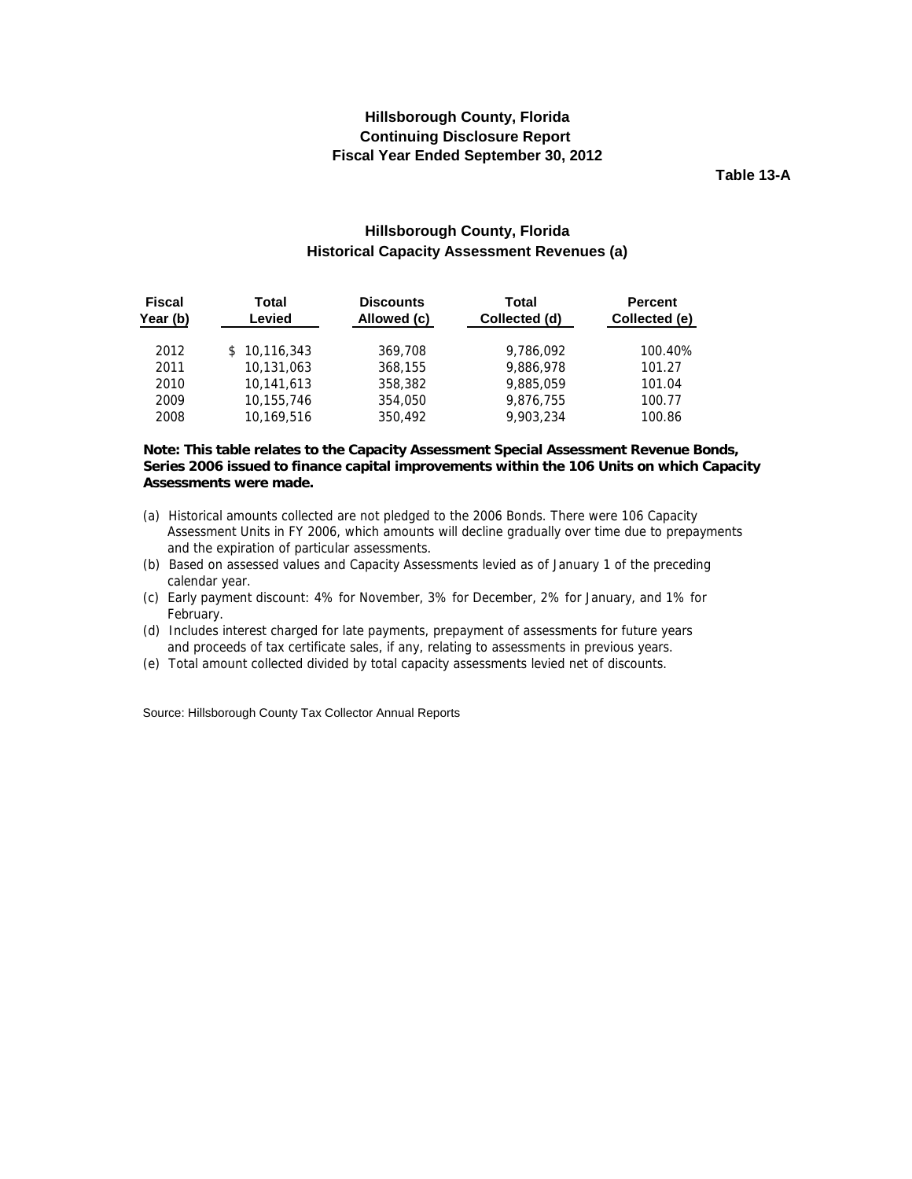# Hillsborough County, Florida
## Continuing Disclosure Report
## Fiscal Year Ended September 30, 2012

**Table 13-A**

### Hillsborough County, Florida
### Historical Capacity Assessment Revenues (a)

| Fiscal Year (b) | Total Levied | Discounts Allowed (c) | Total Collected (d) | Percent Collected (e) |
|---|---|---|---|---|
| 2012 | $ 10,116,343 | 369,708 | 9,786,092 | 100.40% |
| 2011 | 10,131,063 | 368,155 | 9,886,978 | 101.27 |
| 2010 | 10,141,613 | 358,382 | 9,885,059 | 101.04 |
| 2009 | 10,155,746 | 354,050 | 9,876,755 | 100.77 |
| 2008 | 10,169,516 | 350,492 | 9,903,234 | 100.86 |

**Note: This table relates to the Capacity Assessment Special Assessment Revenue Bonds, Series 2006 issued to finance capital improvements within the 106 Units on which Capacity Assessments were made.**

(a) Historical amounts collected are not pledged to the 2006 Bonds. There were 106 Capacity Assessment Units in FY 2006, which amounts will decline gradually over time due to prepayments and the expiration of particular assessments.

(b) Based on assessed values and Capacity Assessments levied as of January 1 of the preceding calendar year.

(c) Early payment discount: 4% for November, 3% for December, 2% for January, and 1% for February.

(d) Includes interest charged for late payments, prepayment of assessments for future years and proceeds of tax certificate sales, if any, relating to assessments in previous years.

(e) Total amount collected divided by total capacity assessments levied net of discounts.

Source: Hillsborough County Tax Collector Annual Reports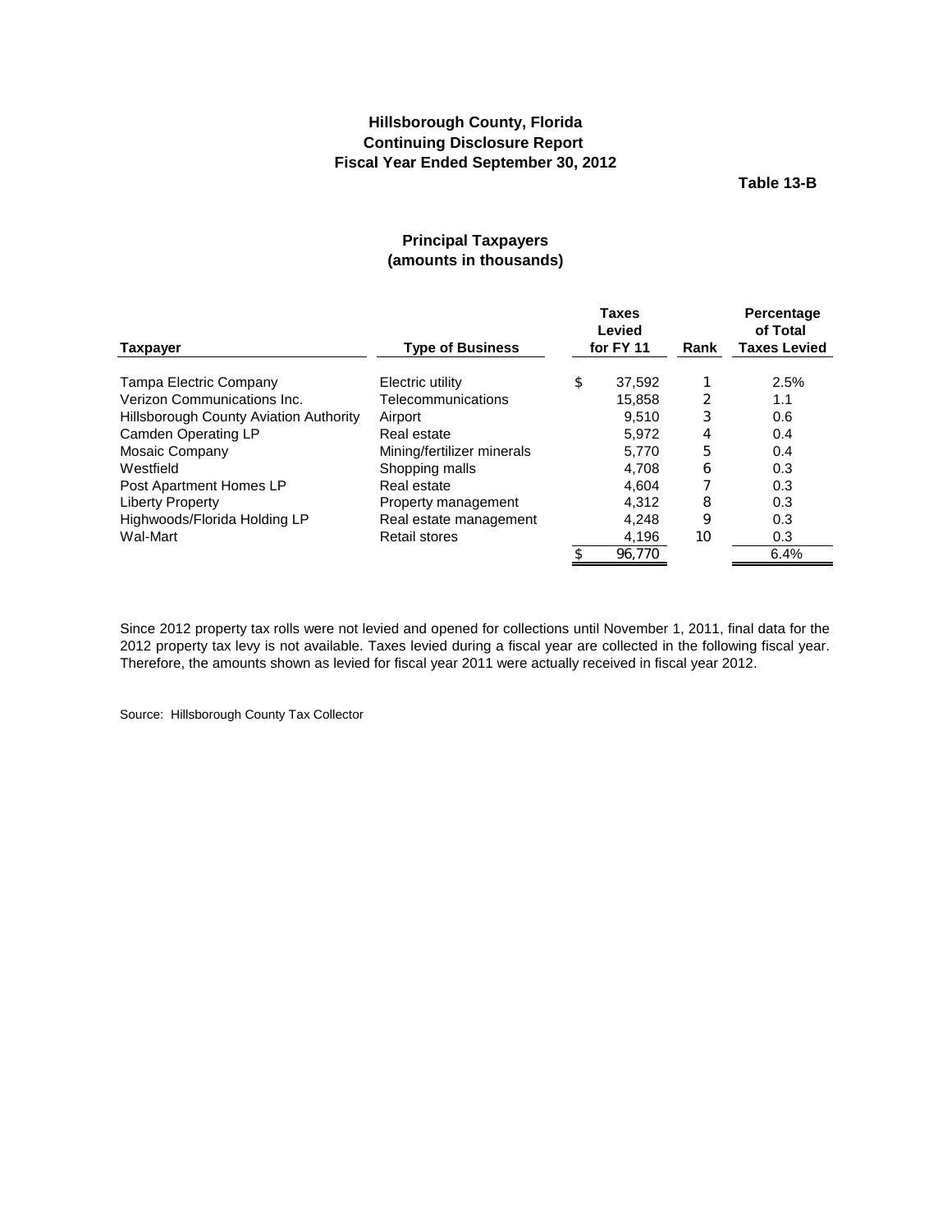**Hillsborough County, Florida**
**Continuing Disclosure Report**
**Fiscal Year Ended September 30, 2012**

**Table 13-B**

## Principal Taxpayers
### (amounts in thousands)

| Taxpayer | Type of Business | Taxes Levied for FY 11 | Rank | Percentage of Total Taxes Levied |
|---|---|---|---|---|
| Tampa Electric Company | Electric utility | $ 37,592 | 1 | 2.5% |
| Verizon Communications Inc. | Telecommunications | 15,858 | 2 | 1.1 |
| Hillsborough County Aviation Authority | Airport | 9,510 | 3 | 0.6 |
| Camden Operating LP | Real estate | 5,972 | 4 | 0.4 |
| Mosaic Company | Mining/fertilizer minerals | 5,770 | 5 | 0.4 |
| Westfield | Shopping malls | 4,708 | 6 | 0.3 |
| Post Apartment Homes LP | Real estate | 4,604 | 7 | 0.3 |
| Liberty Property | Property management | 4,312 | 8 | 0.3 |
| Highwoods/Florida Holding LP | Real estate management | 4,248 | 9 | 0.3 |
| Wal-Mart | Retail stores | 4,196 | 10 | 0.3 |
| | | $ 96,770 | | 6.4% |

Since 2012 property tax rolls were not levied and opened for collections until November 1, 2011, final data for the 2012 property tax levy is not available. Taxes levied during a fiscal year are collected in the following fiscal year. Therefore, the amounts shown as levied for fiscal year 2011 were actually received in fiscal year 2012.

Source: Hillsborough County Tax Collector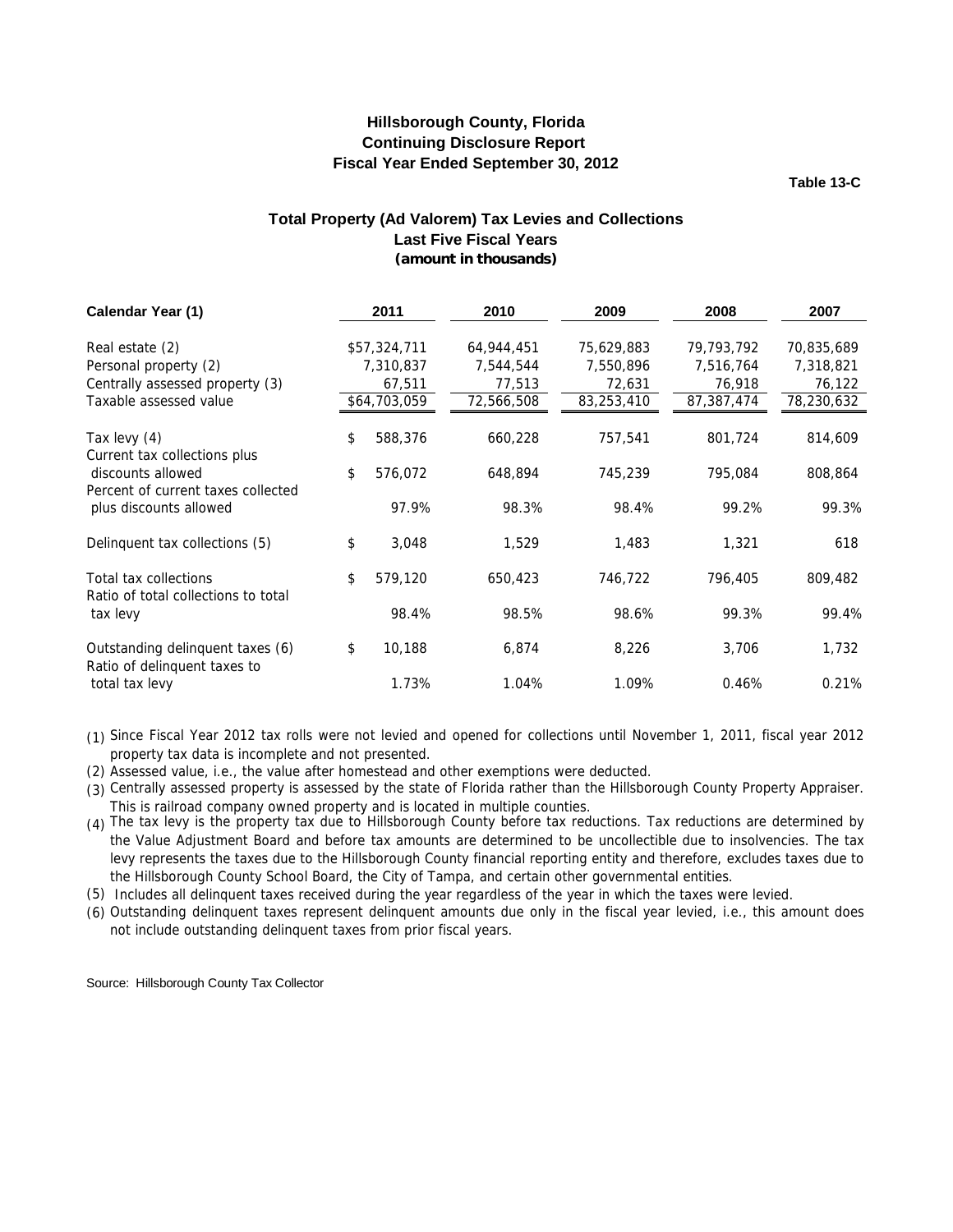# Hillsborough County, Florida
## Continuing Disclosure Report
## Fiscal Year Ended September 30, 2012

**Table 13-C**

### Total Property (Ad Valorem) Tax Levies and Collections
### Last Five Fiscal Years
### (amount in thousands)

| Calendar Year (1) | 2011 | 2010 | 2009 | 2008 | 2007 |
|---|---|---|---|---|---|
| Real estate (2) | $57,324,711 | 64,944,451 | 75,629,883 | 79,793,792 | 70,835,689 |
| Personal property (2) | 7,310,837 | 7,544,544 | 7,550,896 | 7,516,764 | 7,318,821 |
| Centrally assessed property (3) | 67,511 | 77,513 | 72,631 | 76,918 | 76,122 |
| Taxable assessed value | $64,703,059 | 72,566,508 | 83,253,410 | 87,387,474 | 78,230,632 |
| Tax levy (4) | $ 588,376 | 660,228 | 757,541 | 801,724 | 814,609 |
| Current tax collections plus discounts allowed | $ 576,072 | 648,894 | 745,239 | 795,084 | 808,864 |
| Percent of current taxes collected plus discounts allowed | 97.9% | 98.3% | 98.4% | 99.2% | 99.3% |
| Delinquent tax collections (5) | $ 3,048 | 1,529 | 1,483 | 1,321 | 618 |
| Total tax collections | $ 579,120 | 650,423 | 746,722 | 796,405 | 809,482 |
| Ratio of total collections to total tax levy | 98.4% | 98.5% | 98.6% | 99.3% | 99.4% |
| Outstanding delinquent taxes (6) | $ 10,188 | 6,874 | 8,226 | 3,706 | 1,732 |
| Ratio of delinquent taxes to total tax levy | 1.73% | 1.04% | 1.09% | 0.46% | 0.21% |

(1) Since Fiscal Year 2012 tax rolls were not levied and opened for collections until November 1, 2011, fiscal year 2012 property tax data is incomplete and not presented.

(2) Assessed value, i.e., the value after homestead and other exemptions were deducted.

(3) Centrally assessed property is assessed by the state of Florida rather than the Hillsborough County Property Appraiser. This is railroad company owned property and is located in multiple counties.

(4) The tax levy is the property tax due to Hillsborough County before tax reductions. Tax reductions are determined by the Value Adjustment Board and before tax amounts are determined to be uncollectible due to insolvencies. The tax levy represents the taxes due to the Hillsborough County financial reporting entity and therefore, excludes taxes due to the Hillsborough County School Board, the City of Tampa, and certain other governmental entities.

(5) Includes all delinquent taxes received during the year regardless of the year in which the taxes were levied.

(6) Outstanding delinquent taxes represent delinquent amounts due only in the fiscal year levied, i.e., this amount does not include outstanding delinquent taxes from prior fiscal years.

Source: Hillsborough County Tax Collector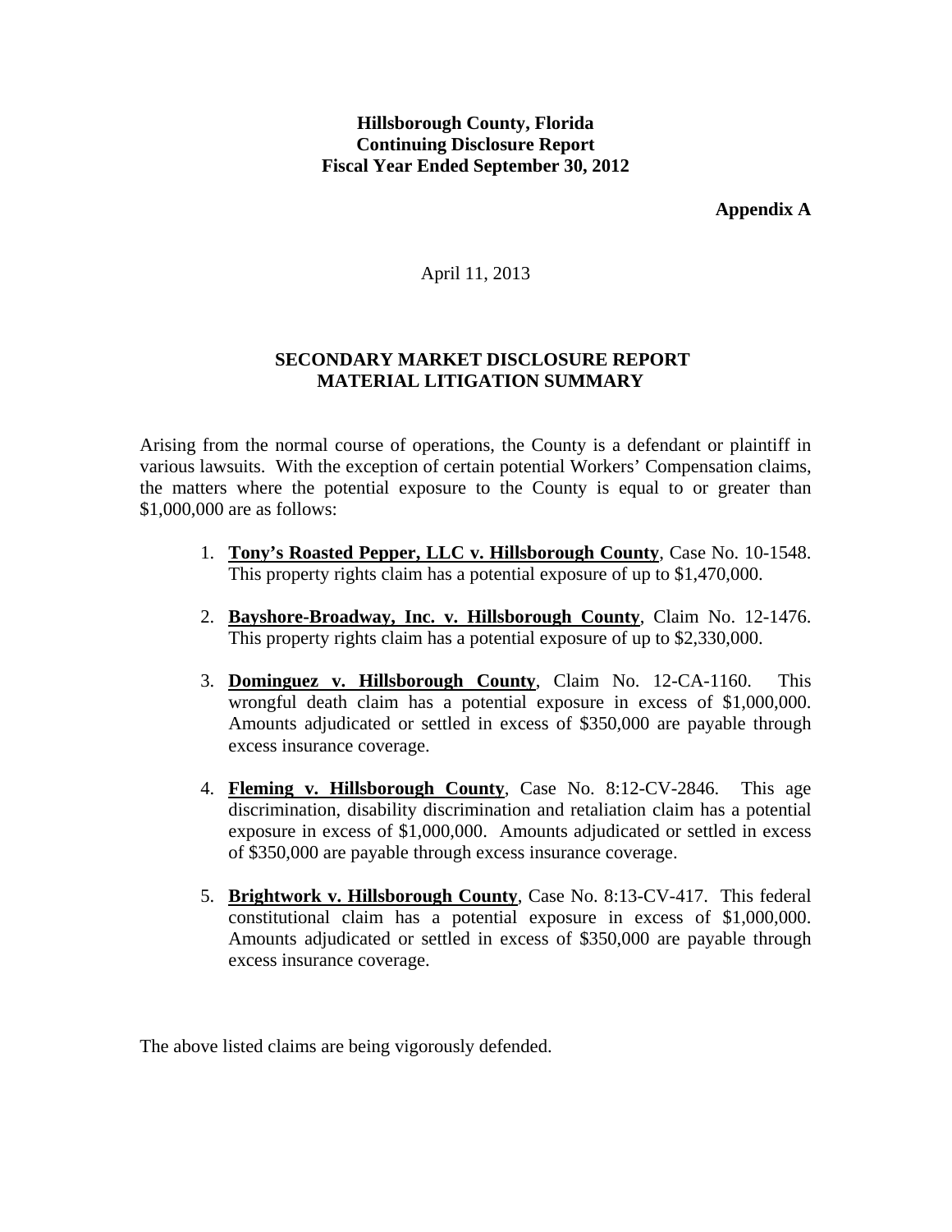**Hillsborough County, Florida**
**Continuing Disclosure Report**
**Fiscal Year Ended September 30, 2012**

**Appendix A**

April 11, 2013

## SECONDARY MARKET DISCLOSURE REPORT
## MATERIAL LITIGATION SUMMARY

Arising from the normal course of operations, the County is a defendant or plaintiff in various lawsuits. With the exception of certain potential Workers' Compensation claims, the matters where the potential exposure to the County is equal to or greater than $1,000,000 are as follows:

1. **Tony's Roasted Pepper, LLC v. Hillsborough County**, Case No. 10-1548. This property rights claim has a potential exposure of up to $1,470,000.

2. **Bayshore-Broadway, Inc. v. Hillsborough County**, Claim No. 12-1476. This property rights claim has a potential exposure of up to $2,330,000.

3. **Dominguez v. Hillsborough County**, Claim No. 12-CA-1160. This wrongful death claim has a potential exposure in excess of $1,000,000. Amounts adjudicated or settled in excess of $350,000 are payable through excess insurance coverage.

4. **Fleming v. Hillsborough County**, Case No. 8:12-CV-2846. This age discrimination, disability discrimination and retaliation claim has a potential exposure in excess of $1,000,000. Amounts adjudicated or settled in excess of $350,000 are payable through excess insurance coverage.

5. **Brightwork v. Hillsborough County**, Case No. 8:13-CV-417. This federal constitutional claim has a potential exposure in excess of $1,000,000. Amounts adjudicated or settled in excess of $350,000 are payable through excess insurance coverage.

The above listed claims are being vigorously defended.